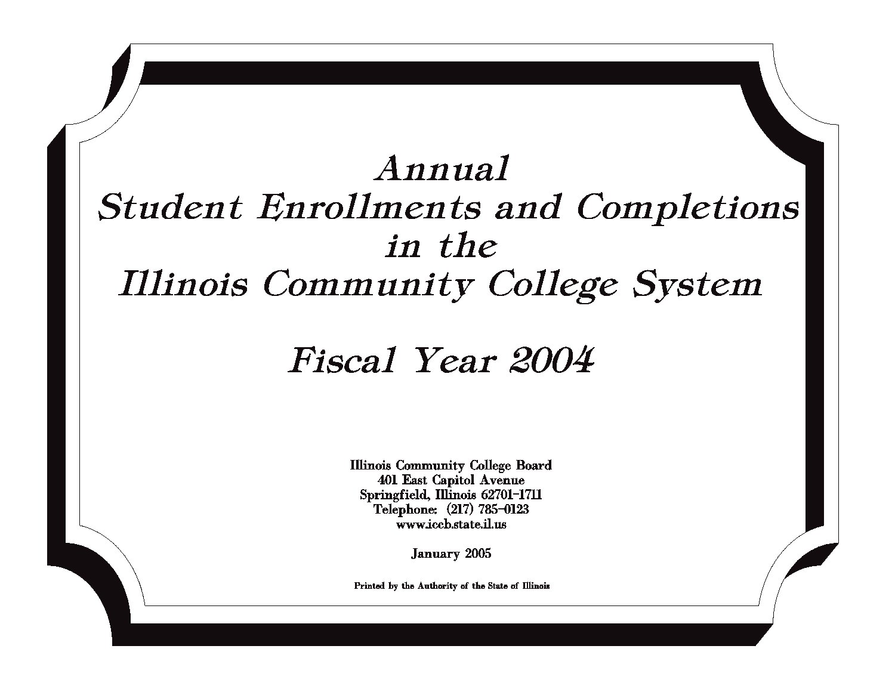# Annual Student Enrollments and Completions in the Illinois Community College System

## Fiscal Year 2004

Illinois Community College Board
401 East Capitol Avenue
Springfield, Illinois 62701-1711
Telephone: (217) 785-0123
www.iccb.state.il.us

January 2005

Printed by the Authority of the State of Illinois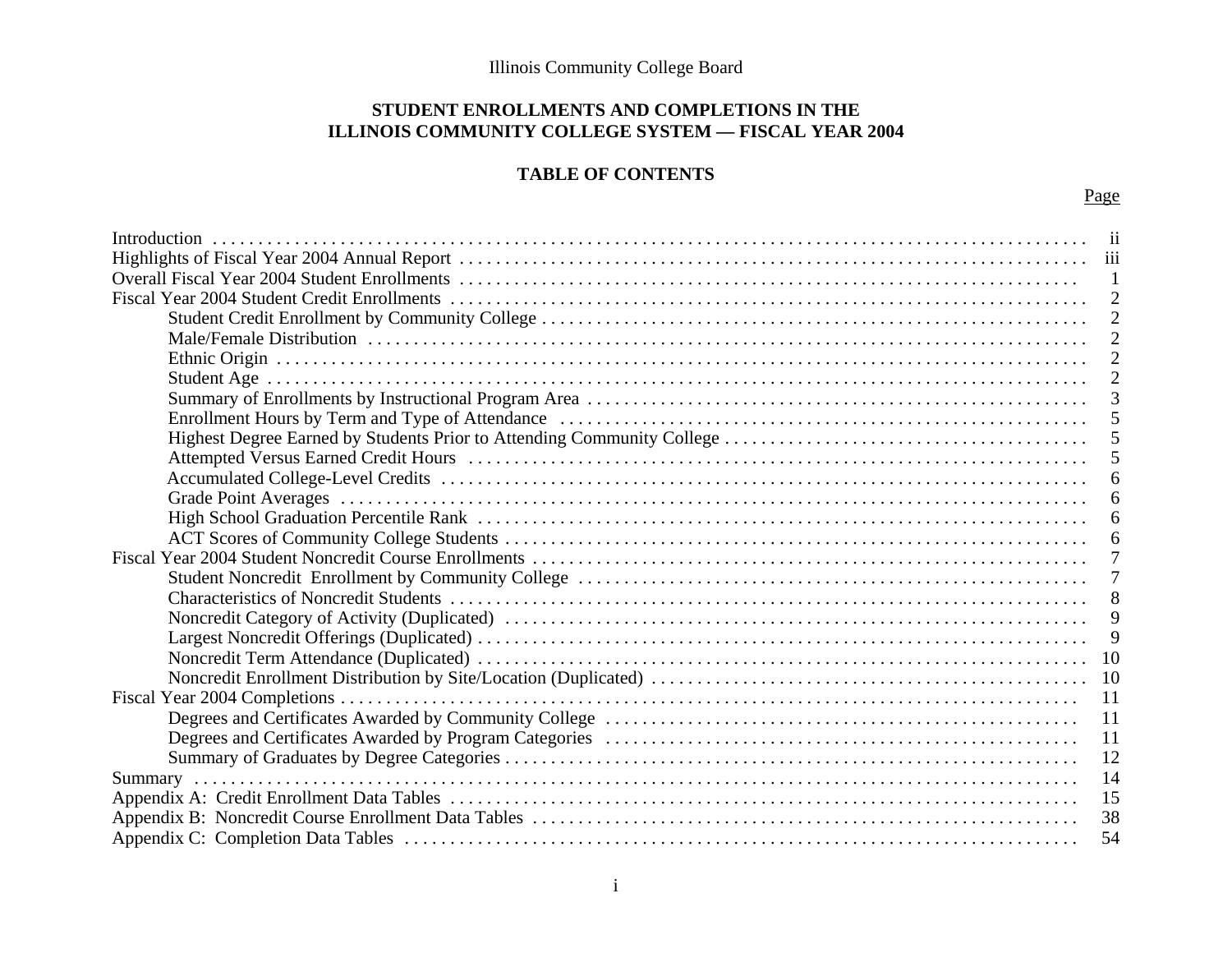Illinois Community College Board

# STUDENT ENROLLMENTS AND COMPLETIONS IN THE ILLINOIS COMMUNITY COLLEGE SYSTEM — FISCAL YEAR 2004

## TABLE OF CONTENTS

| | Page |
|---|---|
| Introduction | ii |
| Highlights of Fiscal Year 2004 Annual Report | iii |
| Overall Fiscal Year 2004 Student Enrollments | 1 |
| Fiscal Year 2004 Student Credit Enrollments | 2 |
| Student Credit Enrollment by Community College | 2 |
| Male/Female Distribution | 2 |
| Ethnic Origin | 2 |
| Student Age | 2 |
| Summary of Enrollments by Instructional Program Area | 3 |
| Enrollment Hours by Term and Type of Attendance | 5 |
| Highest Degree Earned by Students Prior to Attending Community College | 5 |
| Attempted Versus Earned Credit Hours | 5 |
| Accumulated College-Level Credits | 6 |
| Grade Point Averages | 6 |
| High School Graduation Percentile Rank | 6 |
| ACT Scores of Community College Students | 6 |
| Fiscal Year 2004 Student Noncredit Course Enrollments | 7 |
| Student Noncredit Enrollment by Community College | 7 |
| Characteristics of Noncredit Students | 8 |
| Noncredit Category of Activity (Duplicated) | 9 |
| Largest Noncredit Offerings (Duplicated) | 9 |
| Noncredit Term Attendance (Duplicated) | 10 |
| Noncredit Enrollment Distribution by Site/Location (Duplicated) | 10 |
| Fiscal Year 2004 Completions | 11 |
| Degrees and Certificates Awarded by Community College | 11 |
| Degrees and Certificates Awarded by Program Categories | 11 |
| Summary of Graduates by Degree Categories | 12 |
| Summary | 14 |
| Appendix A: Credit Enrollment Data Tables | 15 |
| Appendix B: Noncredit Course Enrollment Data Tables | 38 |
| Appendix C: Completion Data Tables | 54 |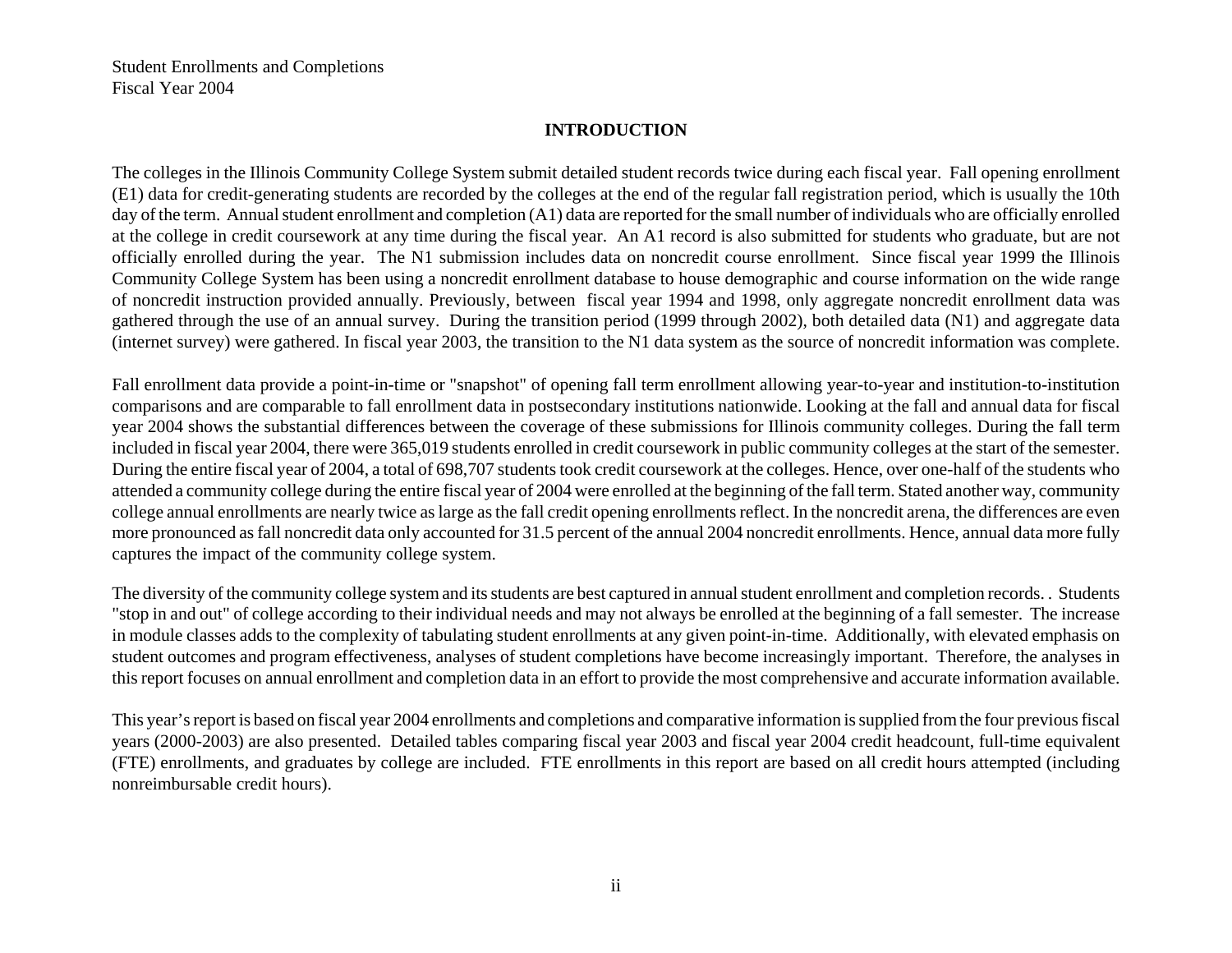Student Enrollments and Completions
Fiscal Year 2004

## INTRODUCTION

The colleges in the Illinois Community College System submit detailed student records twice during each fiscal year. Fall opening enrollment (E1) data for credit-generating students are recorded by the colleges at the end of the regular fall registration period, which is usually the 10th day of the term. Annual student enrollment and completion (A1) data are reported for the small number of individuals who are officially enrolled at the college in credit coursework at any time during the fiscal year. An A1 record is also submitted for students who graduate, but are not officially enrolled during the year. The N1 submission includes data on noncredit course enrollment. Since fiscal year 1999 the Illinois Community College System has been using a noncredit enrollment database to house demographic and course information on the wide range of noncredit instruction provided annually. Previously, between fiscal year 1994 and 1998, only aggregate noncredit enrollment data was gathered through the use of an annual survey. During the transition period (1999 through 2002), both detailed data (N1) and aggregate data (internet survey) were gathered. In fiscal year 2003, the transition to the N1 data system as the source of noncredit information was complete.

Fall enrollment data provide a point-in-time or "snapshot" of opening fall term enrollment allowing year-to-year and institution-to-institution comparisons and are comparable to fall enrollment data in postsecondary institutions nationwide. Looking at the fall and annual data for fiscal year 2004 shows the substantial differences between the coverage of these submissions for Illinois community colleges. During the fall term included in fiscal year 2004, there were 365,019 students enrolled in credit coursework in public community colleges at the start of the semester. During the entire fiscal year of 2004, a total of 698,707 students took credit coursework at the colleges. Hence, over one-half of the students who attended a community college during the entire fiscal year of 2004 were enrolled at the beginning of the fall term. Stated another way, community college annual enrollments are nearly twice as large as the fall credit opening enrollments reflect. In the noncredit arena, the differences are even more pronounced as fall noncredit data only accounted for 31.5 percent of the annual 2004 noncredit enrollments. Hence, annual data more fully captures the impact of the community college system.

The diversity of the community college system and its students are best captured in annual student enrollment and completion records. . Students "stop in and out" of college according to their individual needs and may not always be enrolled at the beginning of a fall semester. The increase in module classes adds to the complexity of tabulating student enrollments at any given point-in-time. Additionally, with elevated emphasis on student outcomes and program effectiveness, analyses of student completions have become increasingly important. Therefore, the analyses in this report focuses on annual enrollment and completion data in an effort to provide the most comprehensive and accurate information available.

This year's report is based on fiscal year 2004 enrollments and completions and comparative information is supplied from the four previous fiscal years (2000-2003) are also presented. Detailed tables comparing fiscal year 2003 and fiscal year 2004 credit headcount, full-time equivalent (FTE) enrollments, and graduates by college are included. FTE enrollments in this report are based on all credit hours attempted (including nonreimbursable credit hours).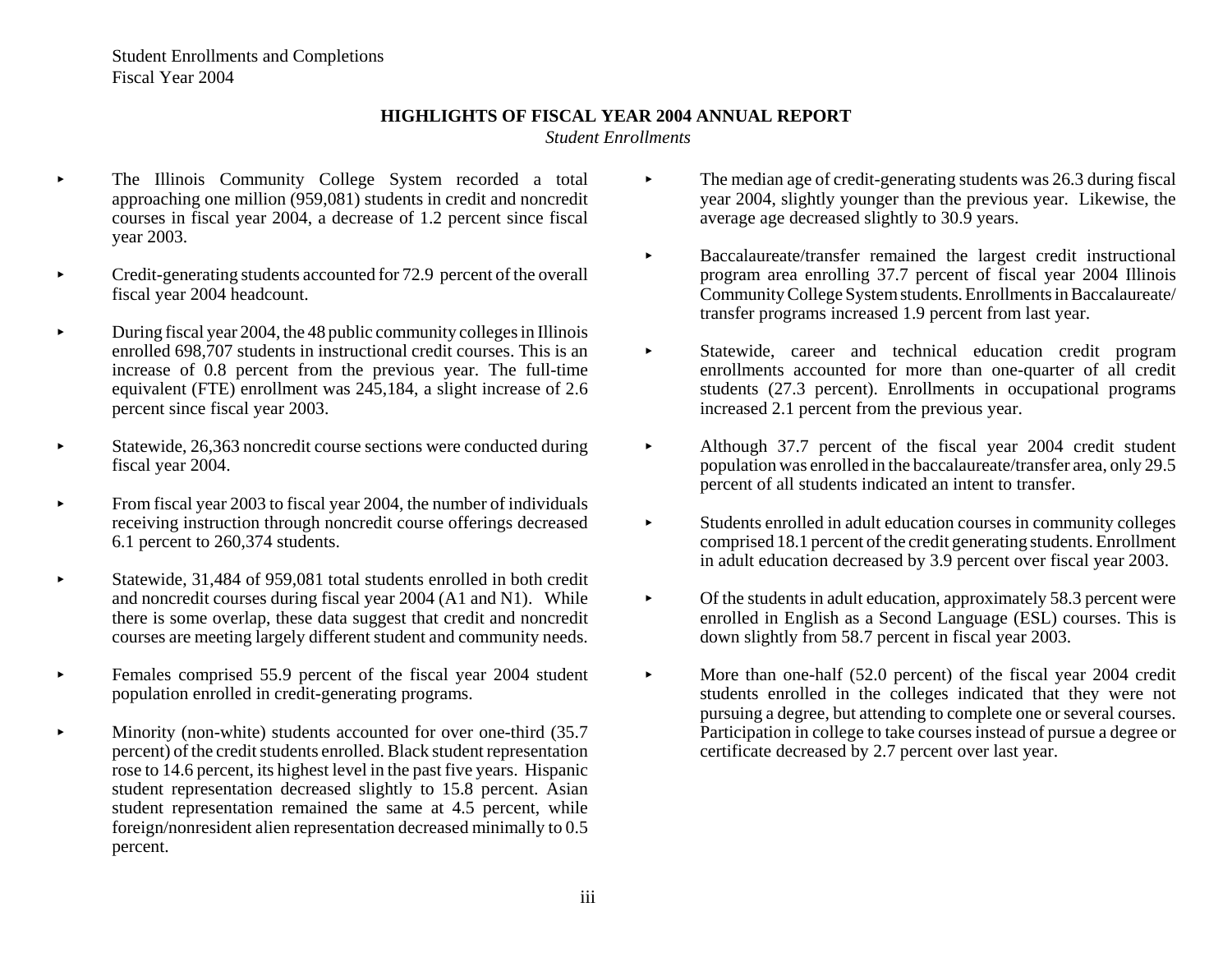Student Enrollments and Completions
Fiscal Year 2004

## HIGHLIGHTS OF FISCAL YEAR 2004 ANNUAL REPORT

*Student Enrollments*

- The Illinois Community College System recorded a total approaching one million (959,081) students in credit and noncredit courses in fiscal year 2004, a decrease of 1.2 percent since fiscal year 2003.
- Credit-generating students accounted for 72.9 percent of the overall fiscal year 2004 headcount.
- During fiscal year 2004, the 48 public community colleges in Illinois enrolled 698,707 students in instructional credit courses. This is an increase of 0.8 percent from the previous year. The full-time equivalent (FTE) enrollment was 245,184, a slight increase of 2.6 percent since fiscal year 2003.
- Statewide, 26,363 noncredit course sections were conducted during fiscal year 2004.
- From fiscal year 2003 to fiscal year 2004, the number of individuals receiving instruction through noncredit course offerings decreased 6.1 percent to 260,374 students.
- Statewide, 31,484 of 959,081 total students enrolled in both credit and noncredit courses during fiscal year 2004 (A1 and N1). While there is some overlap, these data suggest that credit and noncredit courses are meeting largely different student and community needs.
- Females comprised 55.9 percent of the fiscal year 2004 student population enrolled in credit-generating programs.
- Minority (non-white) students accounted for over one-third (35.7 percent) of the credit students enrolled. Black student representation rose to 14.6 percent, its highest level in the past five years. Hispanic student representation decreased slightly to 15.8 percent. Asian student representation remained the same at 4.5 percent, while foreign/nonresident alien representation decreased minimally to 0.5 percent.
- The median age of credit-generating students was 26.3 during fiscal year 2004, slightly younger than the previous year. Likewise, the average age decreased slightly to 30.9 years.
- Baccalaureate/transfer remained the largest credit instructional program area enrolling 37.7 percent of fiscal year 2004 Illinois Community College System students. Enrollments in Baccalaureate/transfer programs increased 1.9 percent from last year.
- Statewide, career and technical education credit program enrollments accounted for more than one-quarter of all credit students (27.3 percent). Enrollments in occupational programs increased 2.1 percent from the previous year.
- Although 37.7 percent of the fiscal year 2004 credit student population was enrolled in the baccalaureate/transfer area, only 29.5 percent of all students indicated an intent to transfer.
- Students enrolled in adult education courses in community colleges comprised 18.1 percent of the credit generating students. Enrollment in adult education decreased by 3.9 percent over fiscal year 2003.
- Of the students in adult education, approximately 58.3 percent were enrolled in English as a Second Language (ESL) courses. This is down slightly from 58.7 percent in fiscal year 2003.
- More than one-half (52.0 percent) of the fiscal year 2004 credit students enrolled in the colleges indicated that they were not pursuing a degree, but attending to complete one or several courses. Participation in college to take courses instead of pursue a degree or certificate decreased by 2.7 percent over last year.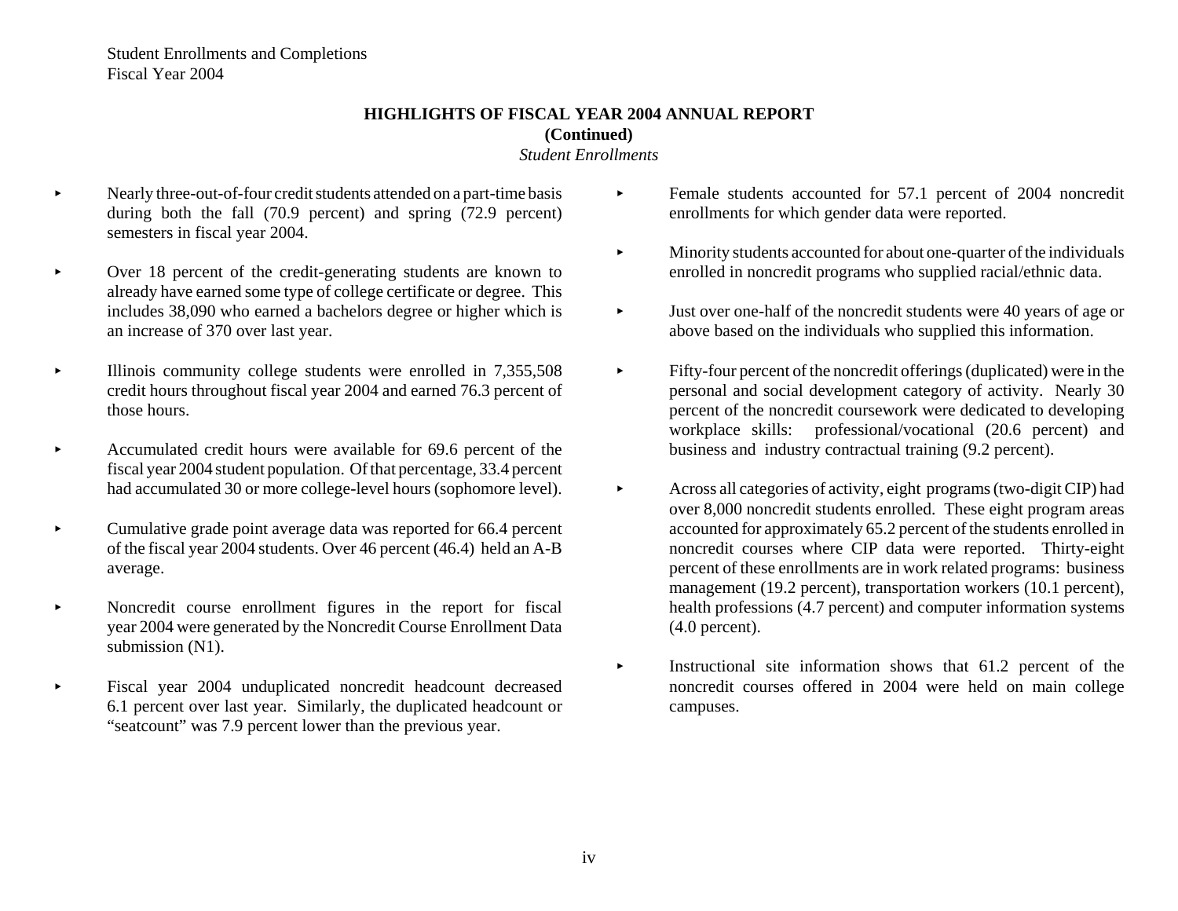## HIGHLIGHTS OF FISCAL YEAR 2004 ANNUAL REPORT
**(Continued)**

*Student Enrollments*

- Nearly three-out-of-four credit students attended on a part-time basis during both the fall (70.9 percent) and spring (72.9 percent) semesters in fiscal year 2004.

- Over 18 percent of the credit-generating students are known to already have earned some type of college certificate or degree. This includes 38,090 who earned a bachelors degree or higher which is an increase of 370 over last year.

- Illinois community college students were enrolled in 7,355,508 credit hours throughout fiscal year 2004 and earned 76.3 percent of those hours.

- Accumulated credit hours were available for 69.6 percent of the fiscal year 2004 student population. Of that percentage, 33.4 percent had accumulated 30 or more college-level hours (sophomore level).

- Cumulative grade point average data was reported for 66.4 percent of the fiscal year 2004 students. Over 46 percent (46.4) held an A-B average.

- Noncredit course enrollment figures in the report for fiscal year 2004 were generated by the Noncredit Course Enrollment Data submission (N1).

- Fiscal year 2004 unduplicated noncredit headcount decreased 6.1 percent over last year. Similarly, the duplicated headcount or "seatcount" was 7.9 percent lower than the previous year.

- Female students accounted for 57.1 percent of 2004 noncredit enrollments for which gender data were reported.

- Minority students accounted for about one-quarter of the individuals enrolled in noncredit programs who supplied racial/ethnic data.

- Just over one-half of the noncredit students were 40 years of age or above based on the individuals who supplied this information.

- Fifty-four percent of the noncredit offerings (duplicated) were in the personal and social development category of activity. Nearly 30 percent of the noncredit coursework were dedicated to developing workplace skills: professional/vocational (20.6 percent) and business and industry contractual training (9.2 percent).

- Across all categories of activity, eight programs (two-digit CIP) had over 8,000 noncredit students enrolled. These eight program areas accounted for approximately 65.2 percent of the students enrolled in noncredit courses where CIP data were reported. Thirty-eight percent of these enrollments are in work related programs: business management (19.2 percent), transportation workers (10.1 percent), health professions (4.7 percent) and computer information systems (4.0 percent).

- Instructional site information shows that 61.2 percent of the noncredit courses offered in 2004 were held on main college campuses.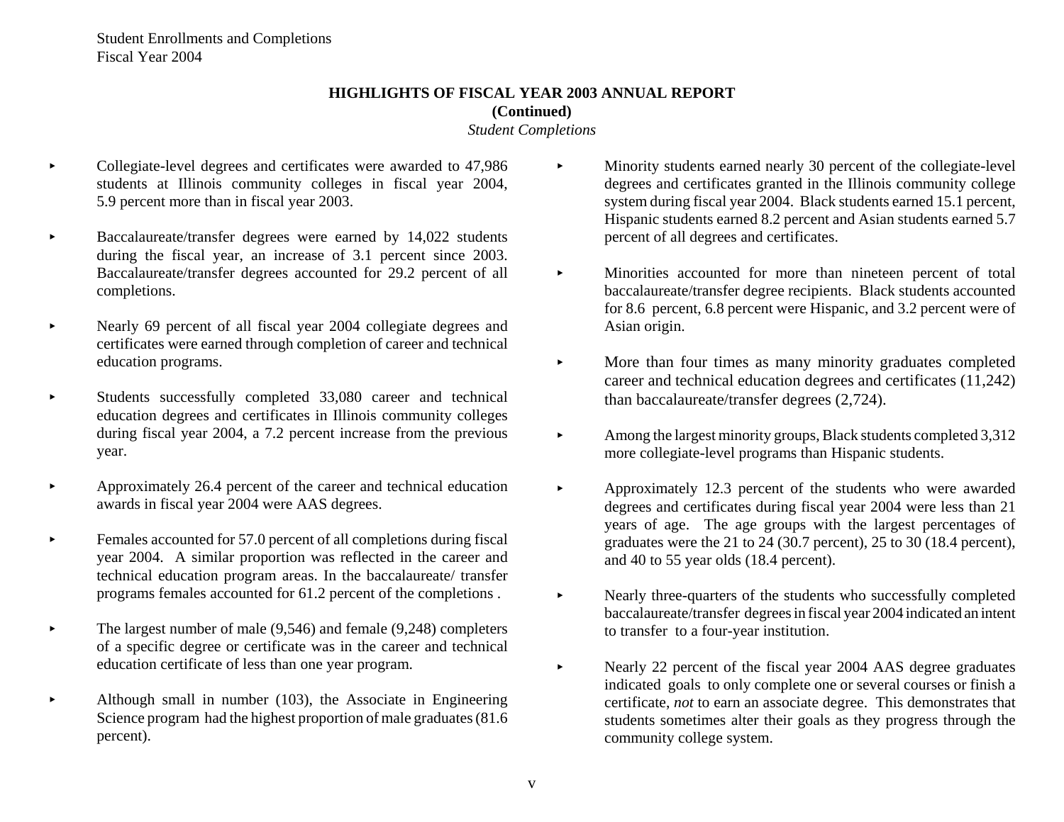## HIGHLIGHTS OF FISCAL YEAR 2003 ANNUAL REPORT
**(Continued)**

*Student Completions*

- Collegiate-level degrees and certificates were awarded to 47,986 students at Illinois community colleges in fiscal year 2004, 5.9 percent more than in fiscal year 2003.
- Baccalaureate/transfer degrees were earned by 14,022 students during the fiscal year, an increase of 3.1 percent since 2003. Baccalaureate/transfer degrees accounted for 29.2 percent of all completions.
- Nearly 69 percent of all fiscal year 2004 collegiate degrees and certificates were earned through completion of career and technical education programs.
- Students successfully completed 33,080 career and technical education degrees and certificates in Illinois community colleges during fiscal year 2004, a 7.2 percent increase from the previous year.
- Approximately 26.4 percent of the career and technical education awards in fiscal year 2004 were AAS degrees.
- Females accounted for 57.0 percent of all completions during fiscal year 2004. A similar proportion was reflected in the career and technical education program areas. In the baccalaureate/ transfer programs females accounted for 61.2 percent of the completions .
- The largest number of male (9,546) and female (9,248) completers of a specific degree or certificate was in the career and technical education certificate of less than one year program.
- Although small in number (103), the Associate in Engineering Science program had the highest proportion of male graduates (81.6 percent).
- Minority students earned nearly 30 percent of the collegiate-level degrees and certificates granted in the Illinois community college system during fiscal year 2004. Black students earned 15.1 percent, Hispanic students earned 8.2 percent and Asian students earned 5.7 percent of all degrees and certificates.
- Minorities accounted for more than nineteen percent of total baccalaureate/transfer degree recipients. Black students accounted for 8.6 percent, 6.8 percent were Hispanic, and 3.2 percent were of Asian origin.
- More than four times as many minority graduates completed career and technical education degrees and certificates (11,242) than baccalaureate/transfer degrees (2,724).
- Among the largest minority groups, Black students completed 3,312 more collegiate-level programs than Hispanic students.
- Approximately 12.3 percent of the students who were awarded degrees and certificates during fiscal year 2004 were less than 21 years of age. The age groups with the largest percentages of graduates were the 21 to 24 (30.7 percent), 25 to 30 (18.4 percent), and 40 to 55 year olds (18.4 percent).
- Nearly three-quarters of the students who successfully completed baccalaureate/transfer degrees in fiscal year 2004 indicated an intent to transfer to a four-year institution.
- Nearly 22 percent of the fiscal year 2004 AAS degree graduates indicated goals to only complete one or several courses or finish a certificate, *not* to earn an associate degree. This demonstrates that students sometimes alter their goals as they progress through the community college system.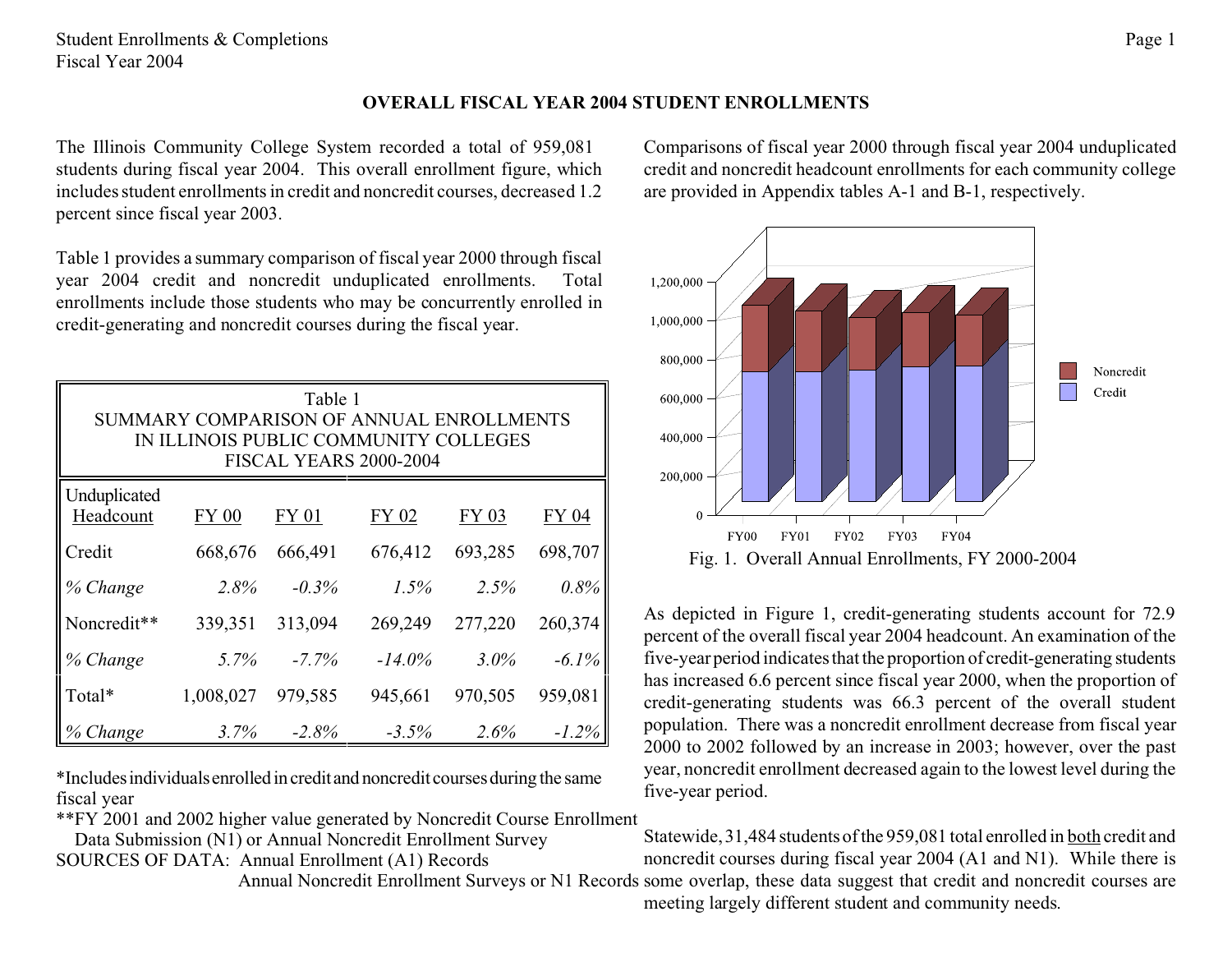# OVERALL FISCAL YEAR 2004 STUDENT ENROLLMENTS

The Illinois Community College System recorded a total of 959,081 students during fiscal year 2004. This overall enrollment figure, which includes student enrollments in credit and noncredit courses, decreased 1.2 percent since fiscal year 2003.

Table 1 provides a summary comparison of fiscal year 2000 through fiscal year 2004 credit and noncredit unduplicated enrollments. Total enrollments include those students who may be concurrently enrolled in credit-generating and noncredit courses during the fiscal year.

Table 1
SUMMARY COMPARISON OF ANNUAL ENROLLMENTS IN ILLINOIS PUBLIC COMMUNITY COLLEGES
FISCAL YEARS 2000-2004

| Unduplicated Headcount | FY 00 | FY 01 | FY 02 | FY 03 | FY 04 |
|---|---|---|---|---|---|
| Credit | 668,676 | 666,491 | 676,412 | 693,285 | 698,707 |
| *% Change* | *2.8%* | *-0.3%* | *1.5%* | *2.5%* | *0.8%* |
| Noncredit** | 339,351 | 313,094 | 269,249 | 277,220 | 260,374 |
| *% Change* | *5.7%* | *-7.7%* | *-14.0%* | *3.0%* | *-6.1%* |
| Total* | 1,008,027 | 979,585 | 945,661 | 970,505 | 959,081 |
| *% Change* | *3.7%* | *-2.8%* | *-3.5%* | *2.6%* | *-1.2%* |

*Includes individuals enrolled in credit and noncredit courses during the same fiscal year

**FY 2001 and 2002 higher value generated by Noncredit Course Enrollment Data Submission (N1) or Annual Noncredit Enrollment Survey

SOURCES OF DATA: Annual Enrollment (A1) Records
Annual Noncredit Enrollment Surveys or N1 Records

Comparisons of fiscal year 2000 through fiscal year 2004 unduplicated credit and noncredit headcount enrollments for each community college are provided in Appendix tables A-1 and B-1, respectively.

Fig. 1. Overall Annual Enrollments, FY 2000-2004

As depicted in Figure 1, credit-generating students account for 72.9 percent of the overall fiscal year 2004 headcount. An examination of the five-year period indicates that the proportion of credit-generating students has increased 6.6 percent since fiscal year 2000, when the proportion of credit-generating students was 66.3 percent of the overall student population. There was a noncredit enrollment decrease from fiscal year 2000 to 2002 followed by an increase in 2003; however, over the past year, noncredit enrollment decreased again to the lowest level during the five-year period.

Statewide, 31,484 students of the 959,081 total enrolled in <u>both</u> credit and noncredit courses during fiscal year 2004 (A1 and N1). While there is some overlap, these data suggest that credit and noncredit courses are meeting largely different student and community needs.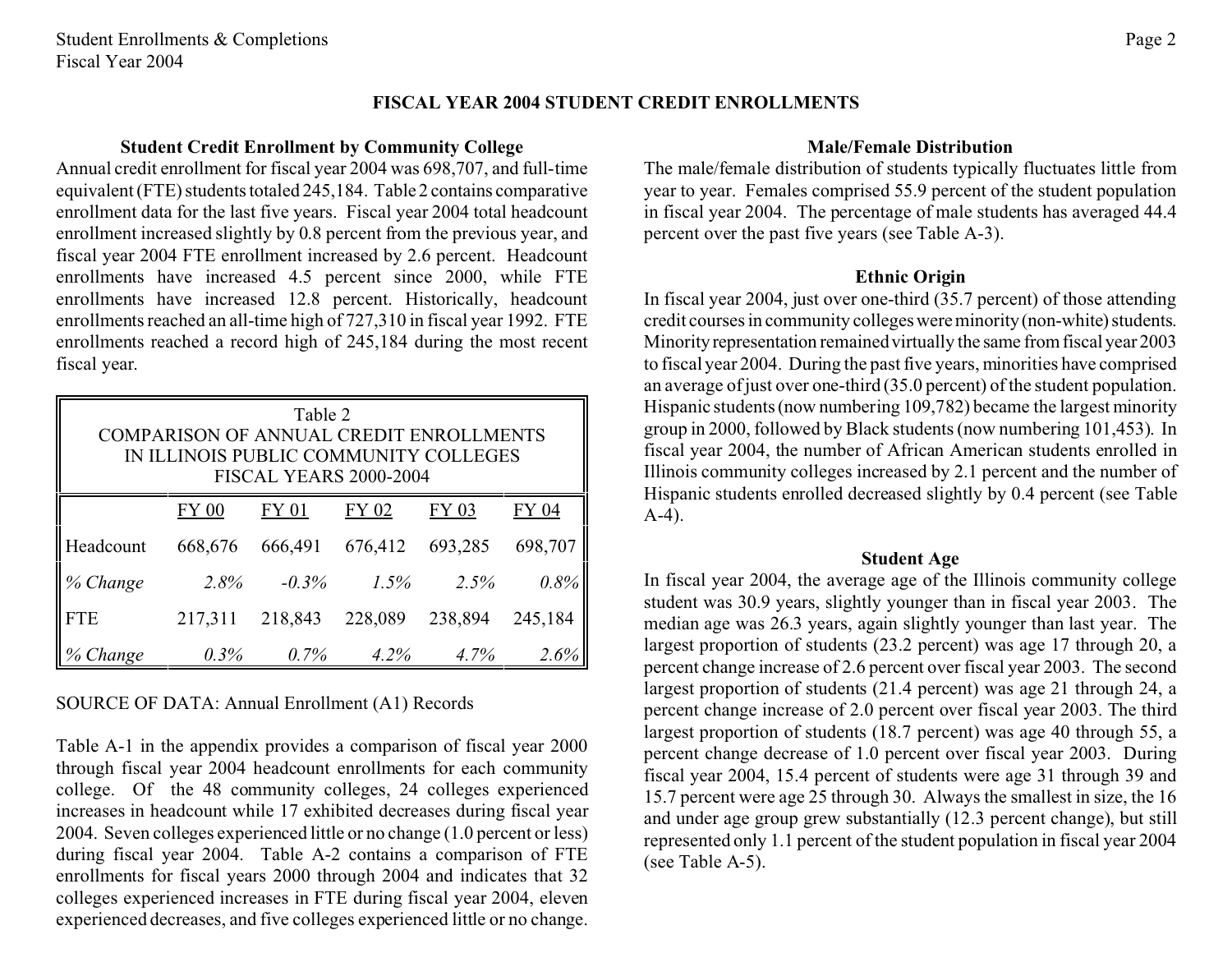## FISCAL YEAR 2004 STUDENT CREDIT ENROLLMENTS

### Student Credit Enrollment by Community College

Annual credit enrollment for fiscal year 2004 was 698,707, and full-time equivalent (FTE) students totaled 245,184. Table 2 contains comparative enrollment data for the last five years. Fiscal year 2004 total headcount enrollment increased slightly by 0.8 percent from the previous year, and fiscal year 2004 FTE enrollment increased by 2.6 percent. Headcount enrollments have increased 4.5 percent since 2000, while FTE enrollments have increased 12.8 percent. Historically, headcount enrollments reached an all-time high of 727,310 in fiscal year 1992. FTE enrollments reached a record high of 245,184 during the most recent fiscal year.

Table 2
COMPARISON OF ANNUAL CREDIT ENROLLMENTS
IN ILLINOIS PUBLIC COMMUNITY COLLEGES
FISCAL YEARS 2000-2004

| | FY 00 | FY 01 | FY 02 | FY 03 | FY 04 |
|---|---|---|---|---|---|
| Headcount | 668,676 | 666,491 | 676,412 | 693,285 | 698,707 |
| *% Change* | *2.8%* | *-0.3%* | *1.5%* | *2.5%* | *0.8%* |
| FTE | 217,311 | 218,843 | 228,089 | 238,894 | 245,184 |
| *% Change* | *0.3%* | *0.7%* | *4.2%* | *4.7%* | *2.6%* |

SOURCE OF DATA: Annual Enrollment (A1) Records

Table A-1 in the appendix provides a comparison of fiscal year 2000 through fiscal year 2004 headcount enrollments for each community college. Of the 48 community colleges, 24 colleges experienced increases in headcount while 17 exhibited decreases during fiscal year 2004. Seven colleges experienced little or no change (1.0 percent or less) during fiscal year 2004. Table A-2 contains a comparison of FTE enrollments for fiscal years 2000 through 2004 and indicates that 32 colleges experienced increases in FTE during fiscal year 2004, eleven experienced decreases, and five colleges experienced little or no change.

### Male/Female Distribution

The male/female distribution of students typically fluctuates little from year to year. Females comprised 55.9 percent of the student population in fiscal year 2004. The percentage of male students has averaged 44.4 percent over the past five years (see Table A-3).

### Ethnic Origin

In fiscal year 2004, just over one-third (35.7 percent) of those attending credit courses in community colleges were minority (non-white) students. Minority representation remained virtually the same from fiscal year 2003 to fiscal year 2004. During the past five years, minorities have comprised an average of just over one-third (35.0 percent) of the student population. Hispanic students (now numbering 109,782) became the largest minority group in 2000, followed by Black students (now numbering 101,453). In fiscal year 2004, the number of African American students enrolled in Illinois community colleges increased by 2.1 percent and the number of Hispanic students enrolled decreased slightly by 0.4 percent (see Table A-4).

### Student Age

In fiscal year 2004, the average age of the Illinois community college student was 30.9 years, slightly younger than in fiscal year 2003. The median age was 26.3 years, again slightly younger than last year. The largest proportion of students (23.2 percent) was age 17 through 20, a percent change increase of 2.6 percent over fiscal year 2003. The second largest proportion of students (21.4 percent) was age 21 through 24, a percent change increase of 2.0 percent over fiscal year 2003. The third largest proportion of students (18.7 percent) was age 40 through 55, a percent change decrease of 1.0 percent over fiscal year 2003. During fiscal year 2004, 15.4 percent of students were age 31 through 39 and 15.7 percent were age 25 through 30. Always the smallest in size, the 16 and under age group grew substantially (12.3 percent change), but still represented only 1.1 percent of the student population in fiscal year 2004 (see Table A-5).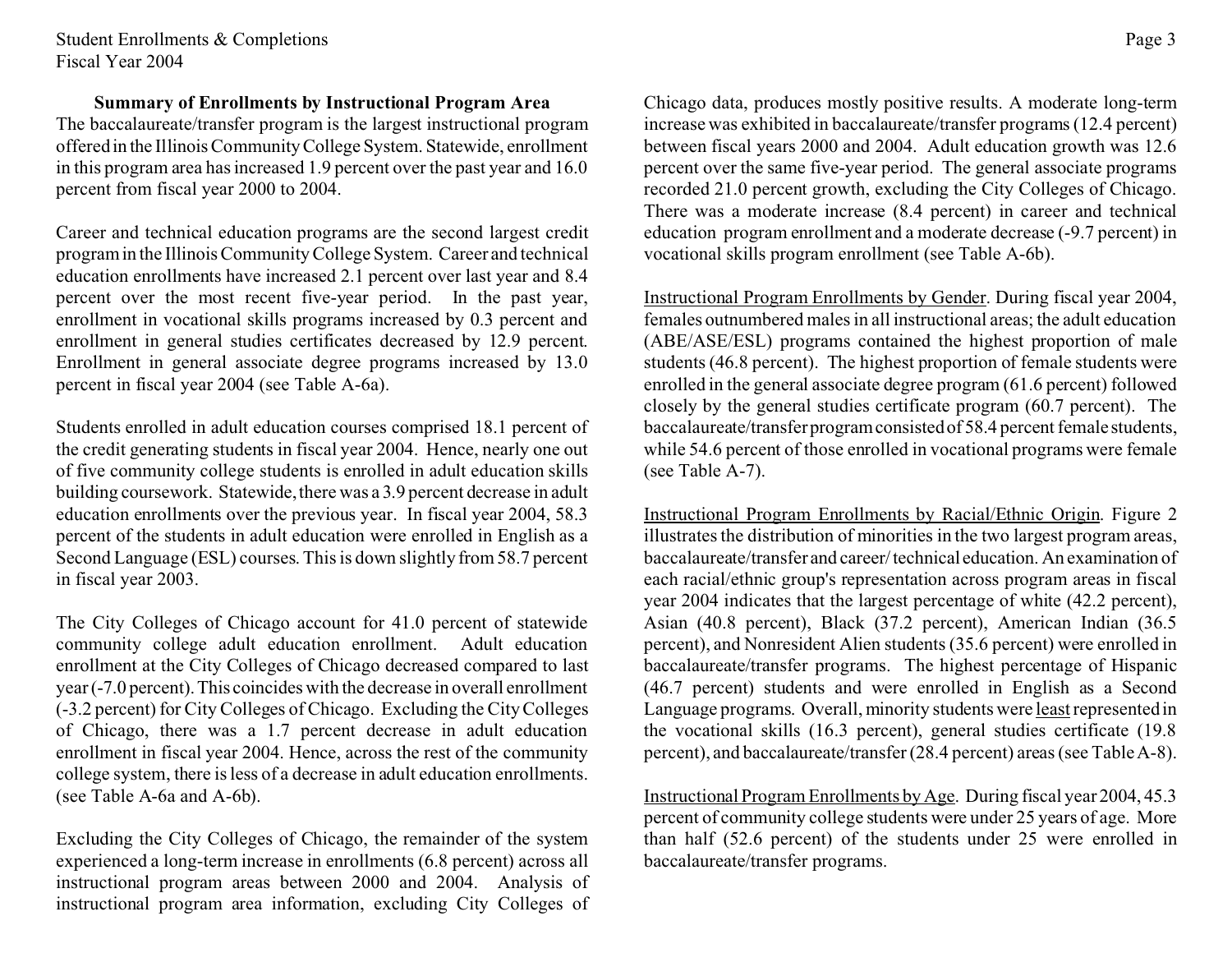### Summary of Enrollments by Instructional Program Area

The baccalaureate/transfer program is the largest instructional program offered in the Illinois Community College System. Statewide, enrollment in this program area has increased 1.9 percent over the past year and 16.0 percent from fiscal year 2000 to 2004.

Career and technical education programs are the second largest credit program in the Illinois Community College System. Career and technical education enrollments have increased 2.1 percent over last year and 8.4 percent over the most recent five-year period. In the past year, enrollment in vocational skills programs increased by 0.3 percent and enrollment in general studies certificates decreased by 12.9 percent. Enrollment in general associate degree programs increased by 13.0 percent in fiscal year 2004 (see Table A-6a).

Students enrolled in adult education courses comprised 18.1 percent of the credit generating students in fiscal year 2004. Hence, nearly one out of five community college students is enrolled in adult education skills building coursework. Statewide, there was a 3.9 percent decrease in adult education enrollments over the previous year. In fiscal year 2004, 58.3 percent of the students in adult education were enrolled in English as a Second Language (ESL) courses. This is down slightly from 58.7 percent in fiscal year 2003.

The City Colleges of Chicago account for 41.0 percent of statewide community college adult education enrollment. Adult education enrollment at the City Colleges of Chicago decreased compared to last year (-7.0 percent). This coincides with the decrease in overall enrollment (-3.2 percent) for City Colleges of Chicago. Excluding the City Colleges of Chicago, there was a 1.7 percent decrease in adult education enrollment in fiscal year 2004. Hence, across the rest of the community college system, there is less of a decrease in adult education enrollments. (see Table A-6a and A-6b).

Excluding the City Colleges of Chicago, the remainder of the system experienced a long-term increase in enrollments (6.8 percent) across all instructional program areas between 2000 and 2004. Analysis of instructional program area information, excluding City Colleges of Chicago data, produces mostly positive results. A moderate long-term increase was exhibited in baccalaureate/transfer programs (12.4 percent) between fiscal years 2000 and 2004. Adult education growth was 12.6 percent over the same five-year period. The general associate programs recorded 21.0 percent growth, excluding the City Colleges of Chicago. There was a moderate increase (8.4 percent) in career and technical education program enrollment and a moderate decrease (-9.7 percent) in vocational skills program enrollment (see Table A-6b).

Instructional Program Enrollments by Gender. During fiscal year 2004, females outnumbered males in all instructional areas; the adult education (ABE/ASE/ESL) programs contained the highest proportion of male students (46.8 percent). The highest proportion of female students were enrolled in the general associate degree program (61.6 percent) followed closely by the general studies certificate program (60.7 percent). The baccalaureate/transfer program consisted of 58.4 percent female students, while 54.6 percent of those enrolled in vocational programs were female (see Table A-7).

Instructional Program Enrollments by Racial/Ethnic Origin. Figure 2 illustrates the distribution of minorities in the two largest program areas, baccalaureate/transfer and career/ technical education. An examination of each racial/ethnic group's representation across program areas in fiscal year 2004 indicates that the largest percentage of white (42.2 percent), Asian (40.8 percent), Black (37.2 percent), American Indian (36.5 percent), and Nonresident Alien students (35.6 percent) were enrolled in baccalaureate/transfer programs. The highest percentage of Hispanic (46.7 percent) students and were enrolled in English as a Second Language programs. Overall, minority students were least represented in the vocational skills (16.3 percent), general studies certificate (19.8 percent), and baccalaureate/transfer (28.4 percent) areas (see Table A-8).

Instructional Program Enrollments by Age. During fiscal year 2004, 45.3 percent of community college students were under 25 years of age. More than half (52.6 percent) of the students under 25 were enrolled in baccalaureate/transfer programs.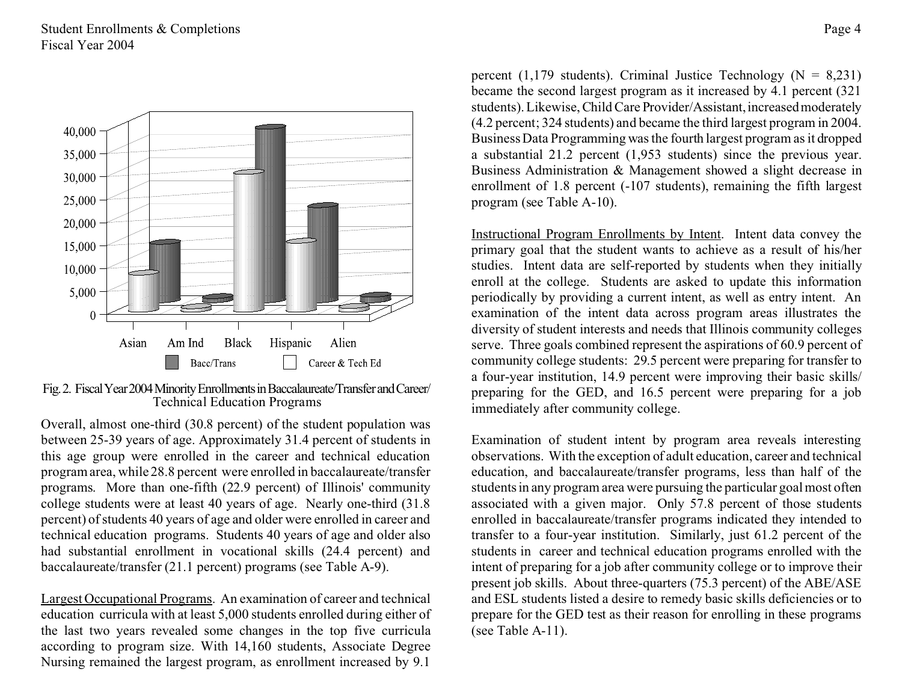Fig. 2. Fiscal Year 2004 Minority Enrollments in Baccalaureate/Transfer and Career/ Technical Education Programs

Overall, almost one-third (30.8 percent) of the student population was between 25-39 years of age. Approximately 31.4 percent of students in this age group were enrolled in the career and technical education program area, while 28.8 percent were enrolled in baccalaureate/transfer programs. More than one-fifth (22.9 percent) of Illinois' community college students were at least 40 years of age. Nearly one-third (31.8 percent) of students 40 years of age and older were enrolled in career and technical education programs. Students 40 years of age and older also had substantial enrollment in vocational skills (24.4 percent) and baccalaureate/transfer (21.1 percent) programs (see Table A-9).

Largest Occupational Programs. An examination of career and technical education curricula with at least 5,000 students enrolled during either of the last two years revealed some changes in the top five curricula according to program size. With 14,160 students, Associate Degree Nursing remained the largest program, as enrollment increased by 9.1 percent (1,179 students). Criminal Justice Technology (N = 8,231) became the second largest program as it increased by 4.1 percent (321 students). Likewise, Child Care Provider/Assistant, increased moderately (4.2 percent; 324 students) and became the third largest program in 2004. Business Data Programming was the fourth largest program as it dropped a substantial 21.2 percent (1,953 students) since the previous year. Business Administration & Management showed a slight decrease in enrollment of 1.8 percent (-107 students), remaining the fifth largest program (see Table A-10).

Instructional Program Enrollments by Intent. Intent data convey the primary goal that the student wants to achieve as a result of his/her studies. Intent data are self-reported by students when they initially enroll at the college. Students are asked to update this information periodically by providing a current intent, as well as entry intent. An examination of the intent data across program areas illustrates the diversity of student interests and needs that Illinois community colleges serve. Three goals combined represent the aspirations of 60.9 percent of community college students: 29.5 percent were preparing for transfer to a four-year institution, 14.9 percent were improving their basic skills/ preparing for the GED, and 16.5 percent were preparing for a job immediately after community college.

Examination of student intent by program area reveals interesting observations. With the exception of adult education, career and technical education, and baccalaureate/transfer programs, less than half of the students in any program area were pursuing the particular goal most often associated with a given major. Only 57.8 percent of those students enrolled in baccalaureate/transfer programs indicated they intended to transfer to a four-year institution. Similarly, just 61.2 percent of the students in career and technical education programs enrolled with the intent of preparing for a job after community college or to improve their present job skills. About three-quarters (75.3 percent) of the ABE/ASE and ESL students listed a desire to remedy basic skills deficiencies or to prepare for the GED test as their reason for enrolling in these programs (see Table A-11).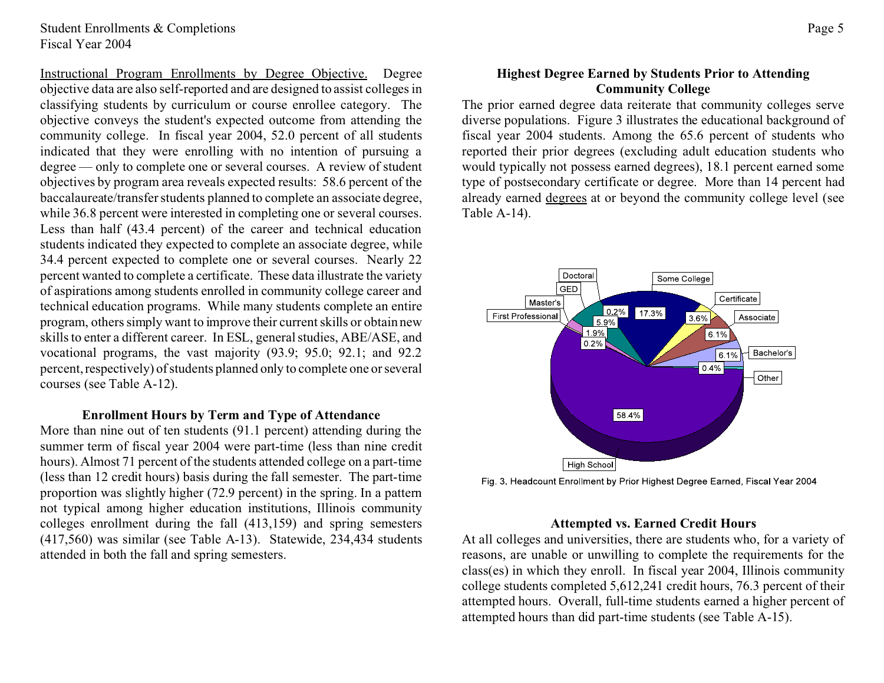Instructional Program Enrollments by Degree Objective. Degree objective data are also self-reported and are designed to assist colleges in classifying students by curriculum or course enrollee category. The objective conveys the student's expected outcome from attending the community college. In fiscal year 2004, 52.0 percent of all students indicated that they were enrolling with no intention of pursuing a degree — only to complete one or several courses. A review of student objectives by program area reveals expected results: 58.6 percent of the baccalaureate/transfer students planned to complete an associate degree, while 36.8 percent were interested in completing one or several courses. Less than half (43.4 percent) of the career and technical education students indicated they expected to complete an associate degree, while 34.4 percent expected to complete one or several courses. Nearly 22 percent wanted to complete a certificate. These data illustrate the variety of aspirations among students enrolled in community college career and technical education programs. While many students complete an entire program, others simply want to improve their current skills or obtain new skills to enter a different career. In ESL, general studies, ABE/ASE, and vocational programs, the vast majority (93.9; 95.0; 92.1; and 92.2 percent, respectively) of students planned only to complete one or several courses (see Table A-12).

### Enrollment Hours by Term and Type of Attendance

More than nine out of ten students (91.1 percent) attending during the summer term of fiscal year 2004 were part-time (less than nine credit hours). Almost 71 percent of the students attended college on a part-time (less than 12 credit hours) basis during the fall semester. The part-time proportion was slightly higher (72.9 percent) in the spring. In a pattern not typical among higher education institutions, Illinois community colleges enrollment during the fall (413,159) and spring semesters (417,560) was similar (see Table A-13). Statewide, 234,434 students attended in both the fall and spring semesters.

### Highest Degree Earned by Students Prior to Attending Community College

The prior earned degree data reiterate that community colleges serve diverse populations. Figure 3 illustrates the educational background of fiscal year 2004 students. Among the 65.6 percent of students who reported their prior degrees (excluding adult education students who would typically not possess earned degrees), 18.1 percent earned some type of postsecondary certificate or degree. More than 14 percent had already earned degrees at or beyond the community college level (see Table A-14).

| Prior Highest Degree | Percent |
|---|---|
| High School | 58.4% |
| Some College | 17.3% |
| Certificate | 3.6% |
| Associate | 6.1% |
| Bachelor's | 6.1% |
| Other | 0.4% |
| First Professional | 0.2% |
| Master's | 1.9% |
| GED | 5.9% |
| Doctoral | 0.2% |

Fig. 3. Headcount Enrollment by Prior Highest Degree Earned, Fiscal Year 2004

### Attempted vs. Earned Credit Hours

At all colleges and universities, there are students who, for a variety of reasons, are unable or unwilling to complete the requirements for the class(es) in which they enroll. In fiscal year 2004, Illinois community college students completed 5,612,241 credit hours, 76.3 percent of their attempted hours. Overall, full-time students earned a higher percent of attempted hours than did part-time students (see Table A-15).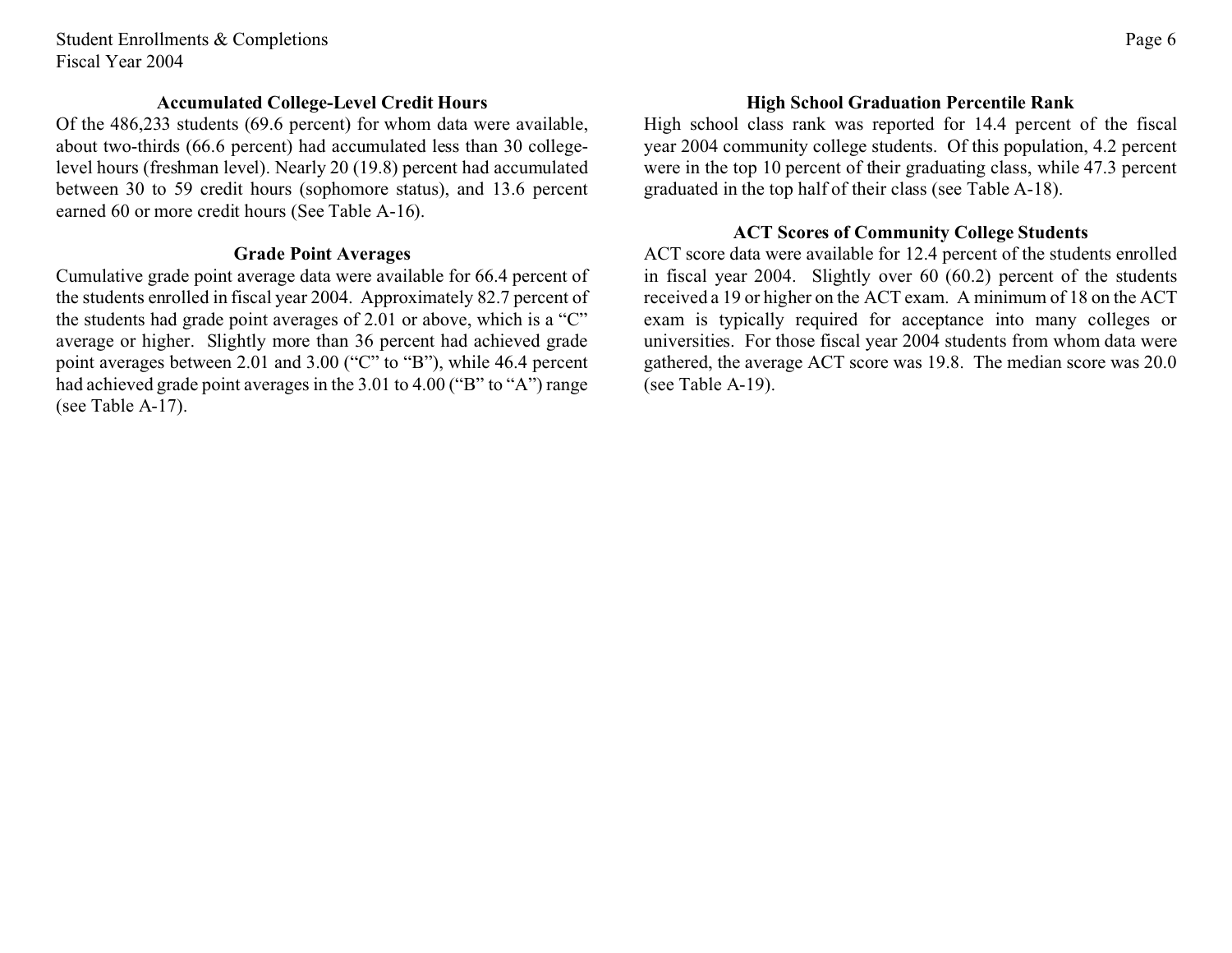## Accumulated College-Level Credit Hours

Of the 486,233 students (69.6 percent) for whom data were available, about two-thirds (66.6 percent) had accumulated less than 30 college-level hours (freshman level). Nearly 20 (19.8) percent had accumulated between 30 to 59 credit hours (sophomore status), and 13.6 percent earned 60 or more credit hours (See Table A-16).

## Grade Point Averages

Cumulative grade point average data were available for 66.4 percent of the students enrolled in fiscal year 2004. Approximately 82.7 percent of the students had grade point averages of 2.01 or above, which is a "C" average or higher. Slightly more than 36 percent had achieved grade point averages between 2.01 and 3.00 ("C" to "B"), while 46.4 percent had achieved grade point averages in the 3.01 to 4.00 ("B" to "A") range (see Table A-17).

## High School Graduation Percentile Rank

High school class rank was reported for 14.4 percent of the fiscal year 2004 community college students. Of this population, 4.2 percent were in the top 10 percent of their graduating class, while 47.3 percent graduated in the top half of their class (see Table A-18).

## ACT Scores of Community College Students

ACT score data were available for 12.4 percent of the students enrolled in fiscal year 2004. Slightly over 60 (60.2) percent of the students received a 19 or higher on the ACT exam. A minimum of 18 on the ACT exam is typically required for acceptance into many colleges or universities. For those fiscal year 2004 students from whom data were gathered, the average ACT score was 19.8. The median score was 20.0 (see Table A-19).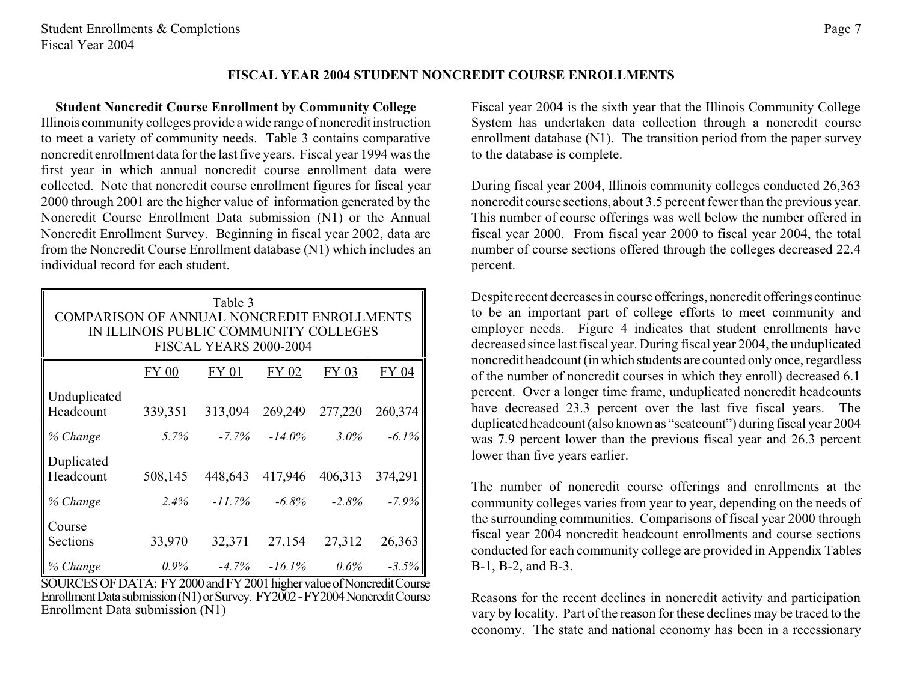## FISCAL YEAR 2004 STUDENT NONCREDIT COURSE ENROLLMENTS

**Student Noncredit Course Enrollment by Community College** Illinois community colleges provide a wide range of noncredit instruction to meet a variety of community needs. Table 3 contains comparative noncredit enrollment data for the last five years. Fiscal year 1994 was the first year in which annual noncredit course enrollment data were collected. Note that noncredit course enrollment figures for fiscal year 2000 through 2001 are the higher value of information generated by the Noncredit Course Enrollment Data submission (N1) or the Annual Noncredit Enrollment Survey. Beginning in fiscal year 2002, data are from the Noncredit Course Enrollment database (N1) which includes an individual record for each student.

Table 3
COMPARISON OF ANNUAL NONCREDIT ENROLLMENTS IN ILLINOIS PUBLIC COMMUNITY COLLEGES
FISCAL YEARS 2000-2004

| | FY 00 | FY 01 | FY 02 | FY 03 | FY 04 |
|---|---|---|---|---|---|
| Unduplicated Headcount | 339,351 | 313,094 | 269,249 | 277,220 | 260,374 |
| *% Change* | *5.7%* | *-7.7%* | *-14.0%* | *3.0%* | *-6.1%* |
| Duplicated Headcount | 508,145 | 448,643 | 417,946 | 406,313 | 374,291 |
| *% Change* | *2.4%* | *-11.7%* | *-6.8%* | *-2.8%* | *-7.9%* |
| Course Sections | 33,970 | 32,371 | 27,154 | 27,312 | 26,363 |
| *% Change* | *0.9%* | *-4.7%* | *-16.1%* | *0.6%* | *-3.5%* |

SOURCES OF DATA: FY 2000 and FY 2001 higher value of Noncredit Course Enrollment Data submission (N1) or Survey. FY2002 - FY2004 Noncredit Course Enrollment Data submission (N1)

Fiscal year 2004 is the sixth year that the Illinois Community College System has undertaken data collection through a noncredit course enrollment database (N1). The transition period from the paper survey to the database is complete.

During fiscal year 2004, Illinois community colleges conducted 26,363 noncredit course sections, about 3.5 percent fewer than the previous year. This number of course offerings was well below the number offered in fiscal year 2000. From fiscal year 2000 to fiscal year 2004, the total number of course sections offered through the colleges decreased 22.4 percent.

Despite recent decreases in course offerings, noncredit offerings continue to be an important part of college efforts to meet community and employer needs. Figure 4 indicates that student enrollments have decreased since last fiscal year. During fiscal year 2004, the unduplicated noncredit headcount (in which students are counted only once, regardless of the number of noncredit courses in which they enroll) decreased 6.1 percent. Over a longer time frame, unduplicated noncredit headcounts have decreased 23.3 percent over the last five fiscal years. The duplicated headcount (also known as "seatcount") during fiscal year 2004 was 7.9 percent lower than the previous fiscal year and 26.3 percent lower than five years earlier.

The number of noncredit course offerings and enrollments at the community colleges varies from year to year, depending on the needs of the surrounding communities. Comparisons of fiscal year 2000 through fiscal year 2004 noncredit headcount enrollments and course sections conducted for each community college are provided in Appendix Tables B-1, B-2, and B-3.

Reasons for the recent declines in noncredit activity and participation vary by locality. Part of the reason for these declines may be traced to the economy. The state and national economy has been in a recessionary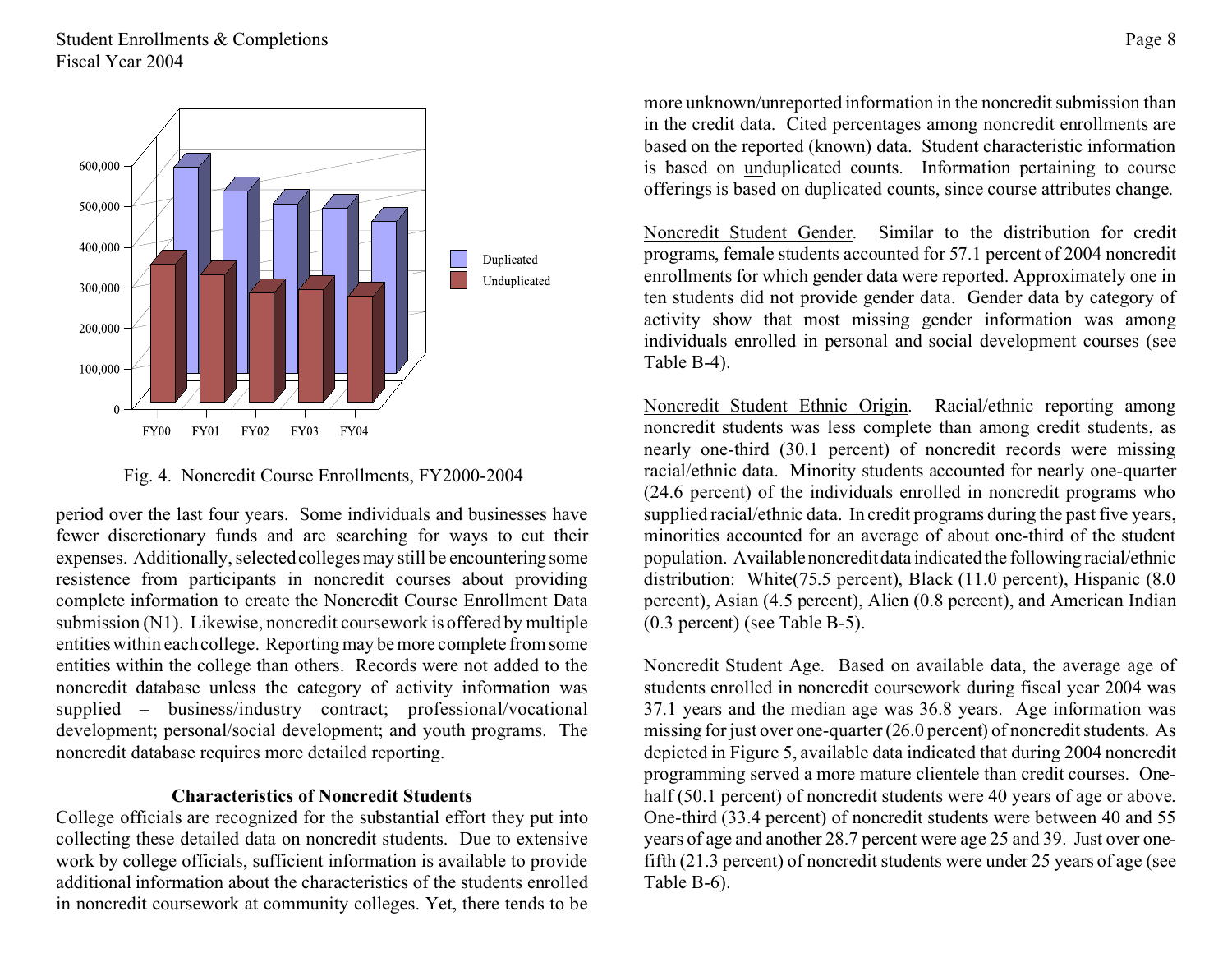Fig. 4. Noncredit Course Enrollments, FY2000-2004

period over the last four years. Some individuals and businesses have fewer discretionary funds and are searching for ways to cut their expenses. Additionally, selected colleges may still be encountering some resistence from participants in noncredit courses about providing complete information to create the Noncredit Course Enrollment Data submission (N1). Likewise, noncredit coursework is offered by multiple entities within each college. Reporting may be more complete from some entities within the college than others. Records were not added to the noncredit database unless the category of activity information was supplied – business/industry contract; professional/vocational development; personal/social development; and youth programs. The noncredit database requires more detailed reporting.

### Characteristics of Noncredit Students

College officials are recognized for the substantial effort they put into collecting these detailed data on noncredit students. Due to extensive work by college officials, sufficient information is available to provide additional information about the characteristics of the students enrolled in noncredit coursework at community colleges. Yet, there tends to be more unknown/unreported information in the noncredit submission than in the credit data. Cited percentages among noncredit enrollments are based on the reported (known) data. Student characteristic information is based on unduplicated counts. Information pertaining to course offerings is based on duplicated counts, since course attributes change.

Noncredit Student Gender. Similar to the distribution for credit programs, female students accounted for 57.1 percent of 2004 noncredit enrollments for which gender data were reported. Approximately one in ten students did not provide gender data. Gender data by category of activity show that most missing gender information was among individuals enrolled in personal and social development courses (see Table B-4).

Noncredit Student Ethnic Origin. Racial/ethnic reporting among noncredit students was less complete than among credit students, as nearly one-third (30.1 percent) of noncredit records were missing racial/ethnic data. Minority students accounted for nearly one-quarter (24.6 percent) of the individuals enrolled in noncredit programs who supplied racial/ethnic data. In credit programs during the past five years, minorities accounted for an average of about one-third of the student population. Available noncredit data indicated the following racial/ethnic distribution: White(75.5 percent), Black (11.0 percent), Hispanic (8.0 percent), Asian (4.5 percent), Alien (0.8 percent), and American Indian (0.3 percent) (see Table B-5).

Noncredit Student Age. Based on available data, the average age of students enrolled in noncredit coursework during fiscal year 2004 was 37.1 years and the median age was 36.8 years. Age information was missing for just over one-quarter (26.0 percent) of noncredit students. As depicted in Figure 5, available data indicated that during 2004 noncredit programming served a more mature clientele than credit courses. One-half (50.1 percent) of noncredit students were 40 years of age or above. One-third (33.4 percent) of noncredit students were between 40 and 55 years of age and another 28.7 percent were age 25 and 39. Just over one-fifth (21.3 percent) of noncredit students were under 25 years of age (see Table B-6).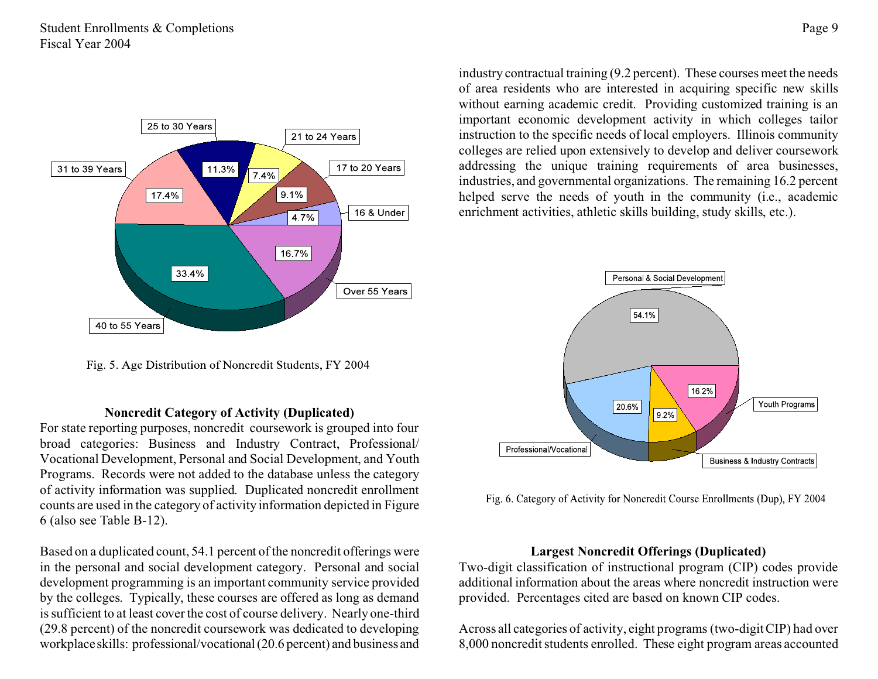Fig. 5. Age Distribution of Noncredit Students, FY 2004

### Noncredit Category of Activity (Duplicated)

For state reporting purposes, noncredit coursework is grouped into four broad categories: Business and Industry Contract, Professional/Vocational Development, Personal and Social Development, and Youth Programs. Records were not added to the database unless the category of activity information was supplied. Duplicated noncredit enrollment counts are used in the category of activity information depicted in Figure 6 (also see Table B-12).

Based on a duplicated count, 54.1 percent of the noncredit offerings were in the personal and social development category. Personal and social development programming is an important community service provided by the colleges. Typically, these courses are offered as long as demand is sufficient to at least cover the cost of course delivery. Nearly one-third (29.8 percent) of the noncredit coursework was dedicated to developing workplace skills: professional/vocational (20.6 percent) and business and industry contractual training (9.2 percent). These courses meet the needs of area residents who are interested in acquiring specific new skills without earning academic credit. Providing customized training is an important economic development activity in which colleges tailor instruction to the specific needs of local employers. Illinois community colleges are relied upon extensively to develop and deliver coursework addressing the unique training requirements of area businesses, industries, and governmental organizations. The remaining 16.2 percent helped serve the needs of youth in the community (i.e., academic enrichment activities, athletic skills building, study skills, etc.).

Fig. 6. Category of Activity for Noncredit Course Enrollments (Dup), FY 2004

### Largest Noncredit Offerings (Duplicated)

Two-digit classification of instructional program (CIP) codes provide additional information about the areas where noncredit instruction were provided. Percentages cited are based on known CIP codes.

Across all categories of activity, eight programs (two-digit CIP) had over 8,000 noncredit students enrolled. These eight program areas accounted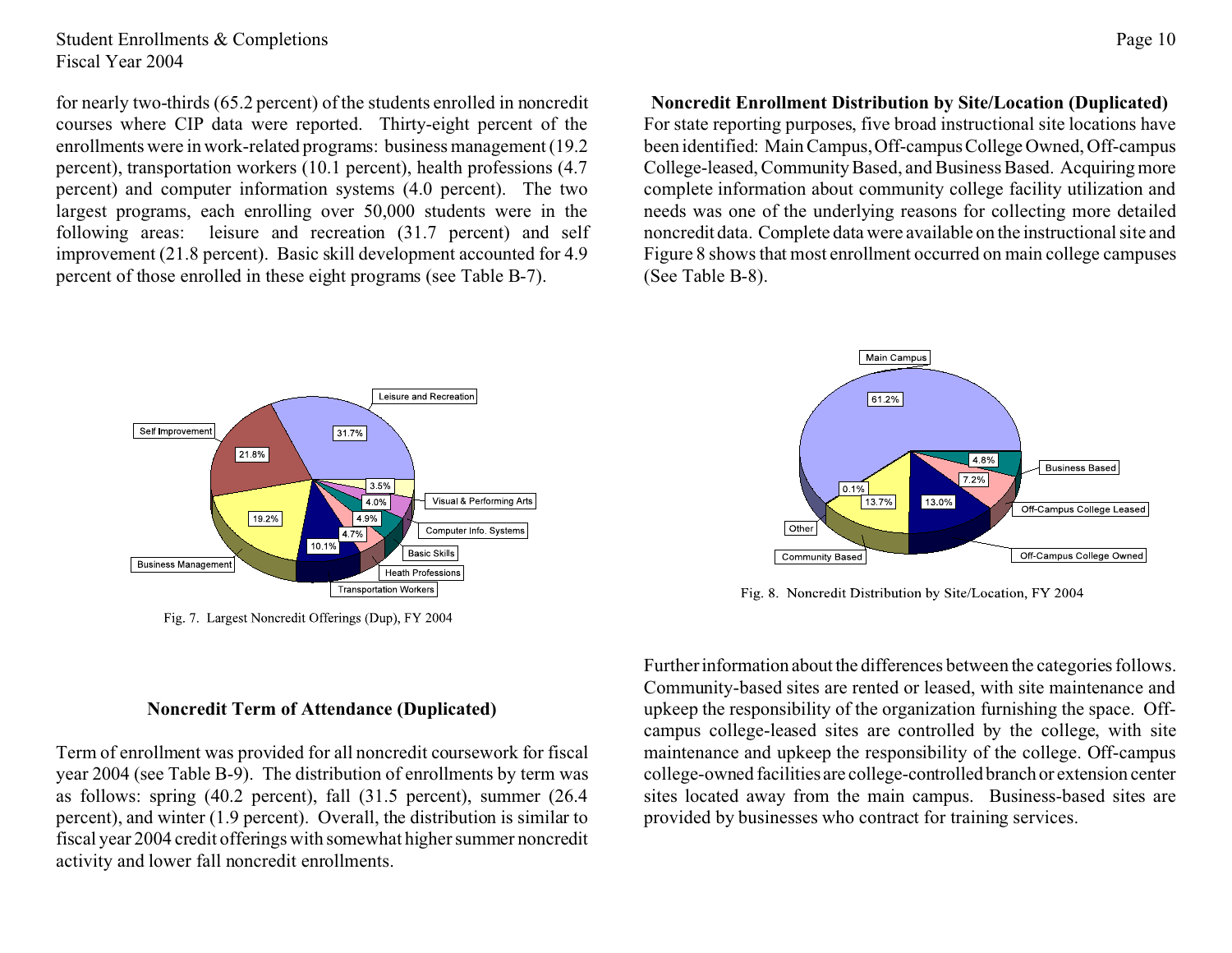for nearly two-thirds (65.2 percent) of the students enrolled in noncredit courses where CIP data were reported. Thirty-eight percent of the enrollments were in work-related programs: business management (19.2 percent), transportation workers (10.1 percent), health professions (4.7 percent) and computer information systems (4.0 percent). The two largest programs, each enrolling over 50,000 students were in the following areas: leisure and recreation (31.7 percent) and self improvement (21.8 percent). Basic skill development accounted for 4.9 percent of those enrolled in these eight programs (see Table B-7).

Fig. 7. Largest Noncredit Offerings (Dup), FY 2004

### Noncredit Term of Attendance (Duplicated)

Term of enrollment was provided for all noncredit coursework for fiscal year 2004 (see Table B-9). The distribution of enrollments by term was as follows: spring (40.2 percent), fall (31.5 percent), summer (26.4 percent), and winter (1.9 percent). Overall, the distribution is similar to fiscal year 2004 credit offerings with somewhat higher summer noncredit activity and lower fall noncredit enrollments.

### Noncredit Enrollment Distribution by Site/Location (Duplicated)

For state reporting purposes, five broad instructional site locations have been identified: Main Campus, Off-campus College Owned, Off-campus College-leased, Community Based, and Business Based. Acquiring more complete information about community college facility utilization and needs was one of the underlying reasons for collecting more detailed noncredit data. Complete data were available on the instructional site and Figure 8 shows that most enrollment occurred on main college campuses (See Table B-8).

Fig. 8. Noncredit Distribution by Site/Location, FY 2004

Further information about the differences between the categories follows. Community-based sites are rented or leased, with site maintenance and upkeep the responsibility of the organization furnishing the space. Off-campus college-leased sites are controlled by the college, with site maintenance and upkeep the responsibility of the college. Off-campus college-owned facilities are college-controlled branch or extension center sites located away from the main campus. Business-based sites are provided by businesses who contract for training services.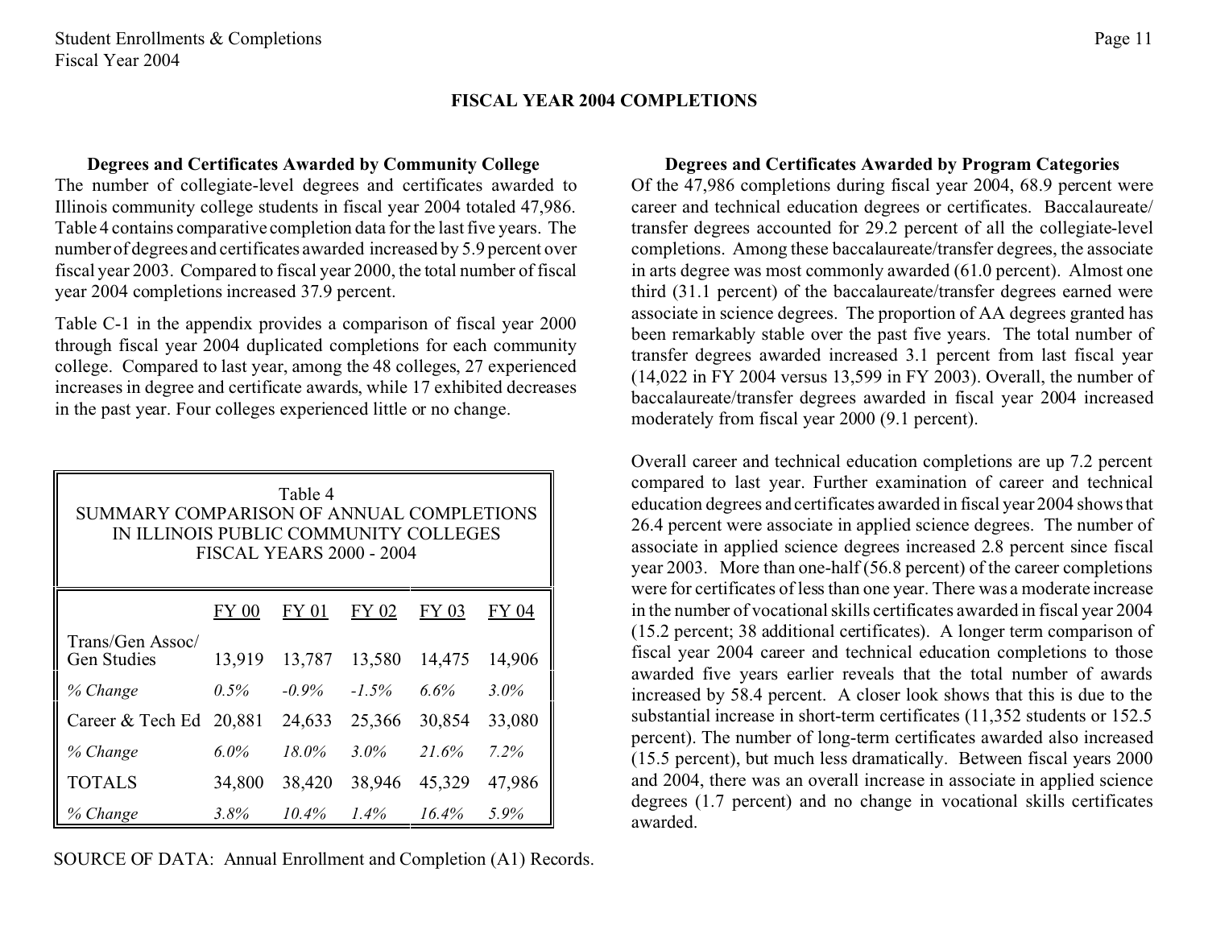# FISCAL YEAR 2004 COMPLETIONS

### Degrees and Certificates Awarded by Community College

The number of collegiate-level degrees and certificates awarded to Illinois community college students in fiscal year 2004 totaled 47,986. Table 4 contains comparative completion data for the last five years. The number of degrees and certificates awarded increased by 5.9 percent over fiscal year 2003. Compared to fiscal year 2000, the total number of fiscal year 2004 completions increased 37.9 percent.

Table C-1 in the appendix provides a comparison of fiscal year 2000 through fiscal year 2004 duplicated completions for each community college. Compared to last year, among the 48 colleges, 27 experienced increases in degree and certificate awards, while 17 exhibited decreases in the past year. Four colleges experienced little or no change.

Table 4
SUMMARY COMPARISON OF ANNUAL COMPLETIONS
IN ILLINOIS PUBLIC COMMUNITY COLLEGES
FISCAL YEARS 2000 - 2004

| | FY 00 | FY 01 | FY 02 | FY 03 | FY 04 |
|---|---|---|---|---|---|
| Trans/Gen Assoc/ Gen Studies | 13,919 | 13,787 | 13,580 | 14,475 | 14,906 |
| *% Change* | *0.5%* | *-0.9%* | *-1.5%* | *6.6%* | *3.0%* |
| Career & Tech Ed | 20,881 | 24,633 | 25,366 | 30,854 | 33,080 |
| *% Change* | *6.0%* | *18.0%* | *3.0%* | *21.6%* | *7.2%* |
| TOTALS | 34,800 | 38,420 | 38,946 | 45,329 | 47,986 |
| *% Change* | *3.8%* | *10.4%* | *1.4%* | *16.4%* | *5.9%* |

SOURCE OF DATA: Annual Enrollment and Completion (A1) Records.

### Degrees and Certificates Awarded by Program Categories

Of the 47,986 completions during fiscal year 2004, 68.9 percent were career and technical education degrees or certificates. Baccalaureate/ transfer degrees accounted for 29.2 percent of all the collegiate-level completions. Among these baccalaureate/transfer degrees, the associate in arts degree was most commonly awarded (61.0 percent). Almost one third (31.1 percent) of the baccalaureate/transfer degrees earned were associate in science degrees. The proportion of AA degrees granted has been remarkably stable over the past five years. The total number of transfer degrees awarded increased 3.1 percent from last fiscal year (14,022 in FY 2004 versus 13,599 in FY 2003). Overall, the number of baccalaureate/transfer degrees awarded in fiscal year 2004 increased moderately from fiscal year 2000 (9.1 percent).

Overall career and technical education completions are up 7.2 percent compared to last year. Further examination of career and technical education degrees and certificates awarded in fiscal year 2004 shows that 26.4 percent were associate in applied science degrees. The number of associate in applied science degrees increased 2.8 percent since fiscal year 2003. More than one-half (56.8 percent) of the career completions were for certificates of less than one year. There was a moderate increase in the number of vocational skills certificates awarded in fiscal year 2004 (15.2 percent; 38 additional certificates). A longer term comparison of fiscal year 2004 career and technical education completions to those awarded five years earlier reveals that the total number of awards increased by 58.4 percent. A closer look shows that this is due to the substantial increase in short-term certificates (11,352 students or 152.5 percent). The number of long-term certificates awarded also increased (15.5 percent), but much less dramatically. Between fiscal years 2000 and 2004, there was an overall increase in associate in applied science degrees (1.7 percent) and no change in vocational skills certificates awarded.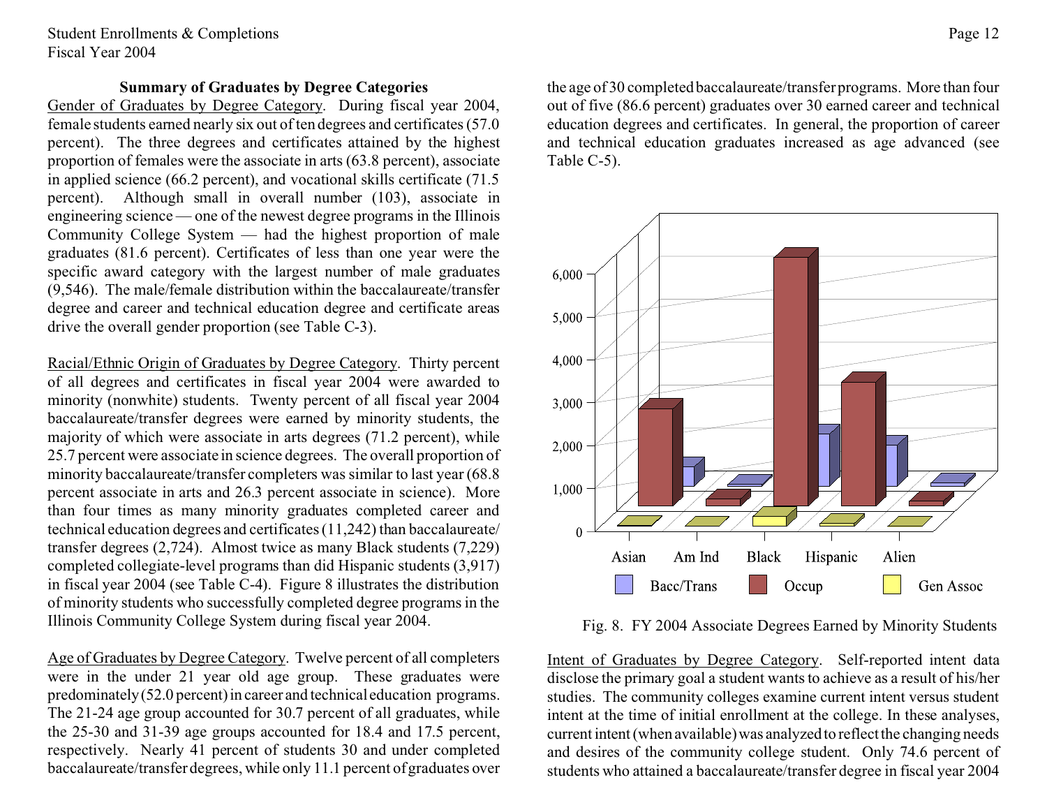## Summary of Graduates by Degree Categories

Gender of Graduates by Degree Category. During fiscal year 2004, female students earned nearly six out of ten degrees and certificates (57.0 percent). The three degrees and certificates attained by the highest proportion of females were the associate in arts (63.8 percent), associate in applied science (66.2 percent), and vocational skills certificate (71.5 percent). Although small in overall number (103), associate in engineering science — one of the newest degree programs in the Illinois Community College System — had the highest proportion of male graduates (81.6 percent). Certificates of less than one year were the specific award category with the largest number of male graduates (9,546). The male/female distribution within the baccalaureate/transfer degree and career and technical education degree and certificate areas drive the overall gender proportion (see Table C-3).

Racial/Ethnic Origin of Graduates by Degree Category. Thirty percent of all degrees and certificates in fiscal year 2004 were awarded to minority (nonwhite) students. Twenty percent of all fiscal year 2004 baccalaureate/transfer degrees were earned by minority students, the majority of which were associate in arts degrees (71.2 percent), while 25.7 percent were associate in science degrees. The overall proportion of minority baccalaureate/transfer completers was similar to last year (68.8 percent associate in arts and 26.3 percent associate in science). More than four times as many minority graduates completed career and technical education degrees and certificates (11,242) than baccalaureate/ transfer degrees (2,724). Almost twice as many Black students (7,229) completed collegiate-level programs than did Hispanic students (3,917) in fiscal year 2004 (see Table C-4). Figure 8 illustrates the distribution of minority students who successfully completed degree programs in the Illinois Community College System during fiscal year 2004.

Age of Graduates by Degree Category. Twelve percent of all completers were in the under 21 year old age group. These graduates were predominately (52.0 percent) in career and technical education programs. The 21-24 age group accounted for 30.7 percent of all graduates, while the 25-30 and 31-39 age groups accounted for 18.4 and 17.5 percent, respectively. Nearly 41 percent of students 30 and under completed baccalaureate/transfer degrees, while only 11.1 percent of graduates over the age of 30 completed baccalaureate/transfer programs. More than four out of five (86.6 percent) graduates over 30 earned career and technical education degrees and certificates. In general, the proportion of career and technical education graduates increased as age advanced (see Table C-5).

Fig. 8. FY 2004 Associate Degrees Earned by Minority Students

Intent of Graduates by Degree Category. Self-reported intent data disclose the primary goal a student wants to achieve as a result of his/her studies. The community colleges examine current intent versus student intent at the time of initial enrollment at the college. In these analyses, current intent (when available) was analyzed to reflect the changing needs and desires of the community college student. Only 74.6 percent of students who attained a baccalaureate/transfer degree in fiscal year 2004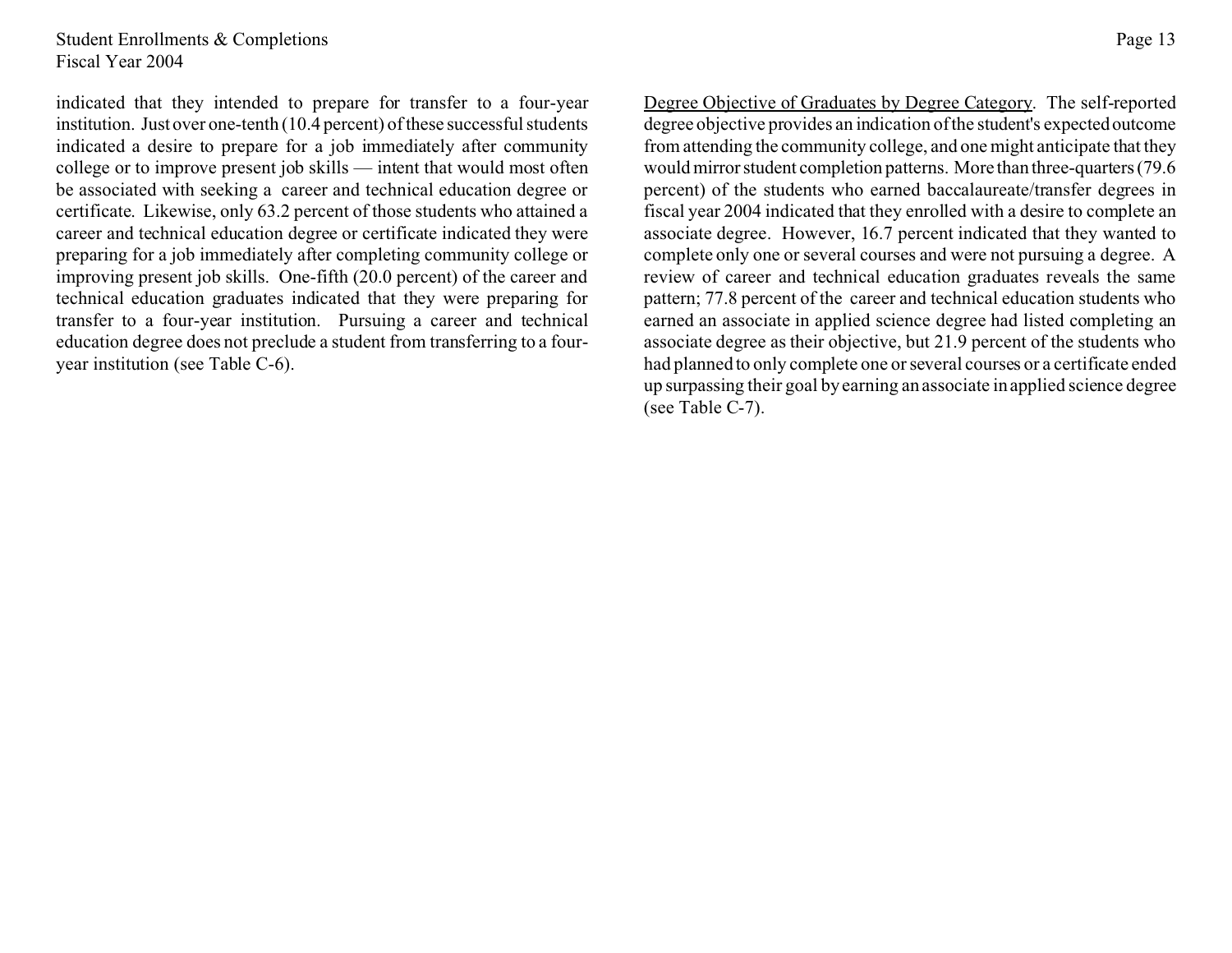indicated that they intended to prepare for transfer to a four-year institution. Just over one-tenth (10.4 percent) of these successful students indicated a desire to prepare for a job immediately after community college or to improve present job skills — intent that would most often be associated with seeking a career and technical education degree or certificate. Likewise, only 63.2 percent of those students who attained a career and technical education degree or certificate indicated they were preparing for a job immediately after completing community college or improving present job skills. One-fifth (20.0 percent) of the career and technical education graduates indicated that they were preparing for transfer to a four-year institution. Pursuing a career and technical education degree does not preclude a student from transferring to a four-year institution (see Table C-6).

<u>Degree Objective of Graduates by Degree Category</u>. The self-reported degree objective provides an indication of the student's expected outcome from attending the community college, and one might anticipate that they would mirror student completion patterns. More than three-quarters (79.6 percent) of the students who earned baccalaureate/transfer degrees in fiscal year 2004 indicated that they enrolled with a desire to complete an associate degree. However, 16.7 percent indicated that they wanted to complete only one or several courses and were not pursuing a degree. A review of career and technical education graduates reveals the same pattern; 77.8 percent of the career and technical education students who earned an associate in applied science degree had listed completing an associate degree as their objective, but 21.9 percent of the students who had planned to only complete one or several courses or a certificate ended up surpassing their goal by earning an associate in applied science degree (see Table C-7).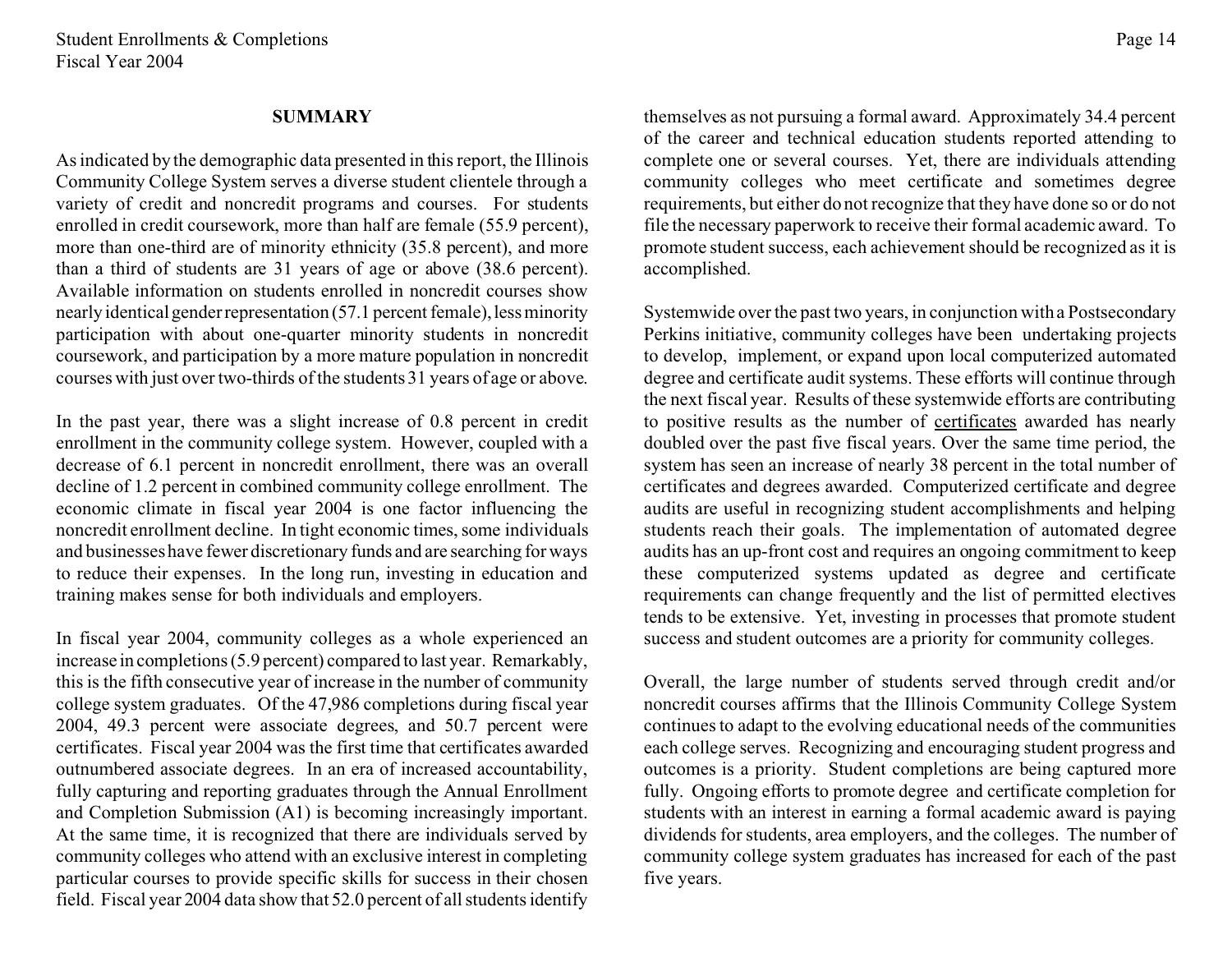## SUMMARY

As indicated by the demographic data presented in this report, the Illinois Community College System serves a diverse student clientele through a variety of credit and noncredit programs and courses. For students enrolled in credit coursework, more than half are female (55.9 percent), more than one-third are of minority ethnicity (35.8 percent), and more than a third of students are 31 years of age or above (38.6 percent). Available information on students enrolled in noncredit courses show nearly identical gender representation (57.1 percent female), less minority participation with about one-quarter minority students in noncredit coursework, and participation by a more mature population in noncredit courses with just over two-thirds of the students 31 years of age or above.

In the past year, there was a slight increase of 0.8 percent in credit enrollment in the community college system. However, coupled with a decrease of 6.1 percent in noncredit enrollment, there was an overall decline of 1.2 percent in combined community college enrollment. The economic climate in fiscal year 2004 is one factor influencing the noncredit enrollment decline. In tight economic times, some individuals and businesses have fewer discretionary funds and are searching for ways to reduce their expenses. In the long run, investing in education and training makes sense for both individuals and employers.

In fiscal year 2004, community colleges as a whole experienced an increase in completions (5.9 percent) compared to last year. Remarkably, this is the fifth consecutive year of increase in the number of community college system graduates. Of the 47,986 completions during fiscal year 2004, 49.3 percent were associate degrees, and 50.7 percent were certificates. Fiscal year 2004 was the first time that certificates awarded outnumbered associate degrees. In an era of increased accountability, fully capturing and reporting graduates through the Annual Enrollment and Completion Submission (A1) is becoming increasingly important. At the same time, it is recognized that there are individuals served by community colleges who attend with an exclusive interest in completing particular courses to provide specific skills for success in their chosen field. Fiscal year 2004 data show that 52.0 percent of all students identify themselves as not pursuing a formal award. Approximately 34.4 percent of the career and technical education students reported attending to complete one or several courses. Yet, there are individuals attending community colleges who meet certificate and sometimes degree requirements, but either do not recognize that they have done so or do not file the necessary paperwork to receive their formal academic award. To promote student success, each achievement should be recognized as it is accomplished.

Systemwide over the past two years, in conjunction with a Postsecondary Perkins initiative, community colleges have been undertaking projects to develop, implement, or expand upon local computerized automated degree and certificate audit systems. These efforts will continue through the next fiscal year. Results of these systemwide efforts are contributing to positive results as the number of <u>certificates</u> awarded has nearly doubled over the past five fiscal years. Over the same time period, the system has seen an increase of nearly 38 percent in the total number of certificates and degrees awarded. Computerized certificate and degree audits are useful in recognizing student accomplishments and helping students reach their goals. The implementation of automated degree audits has an up-front cost and requires an ongoing commitment to keep these computerized systems updated as degree and certificate requirements can change frequently and the list of permitted electives tends to be extensive. Yet, investing in processes that promote student success and student outcomes are a priority for community colleges.

Overall, the large number of students served through credit and/or noncredit courses affirms that the Illinois Community College System continues to adapt to the evolving educational needs of the communities each college serves. Recognizing and encouraging student progress and outcomes is a priority. Student completions are being captured more fully. Ongoing efforts to promote degree and certificate completion for students with an interest in earning a formal academic award is paying dividends for students, area employers, and the colleges. The number of community college system graduates has increased for each of the past five years.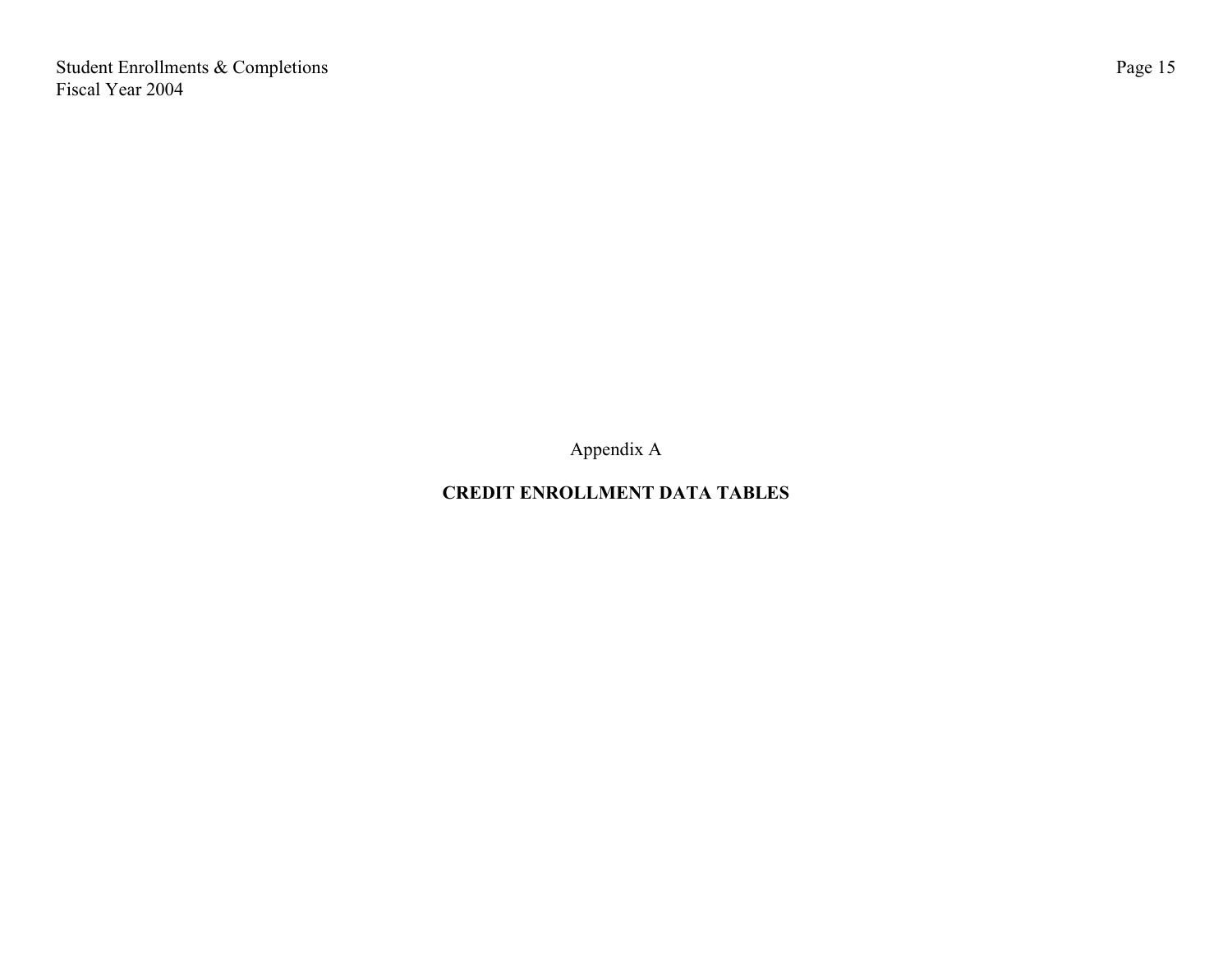Appendix A

## CREDIT ENROLLMENT DATA TABLES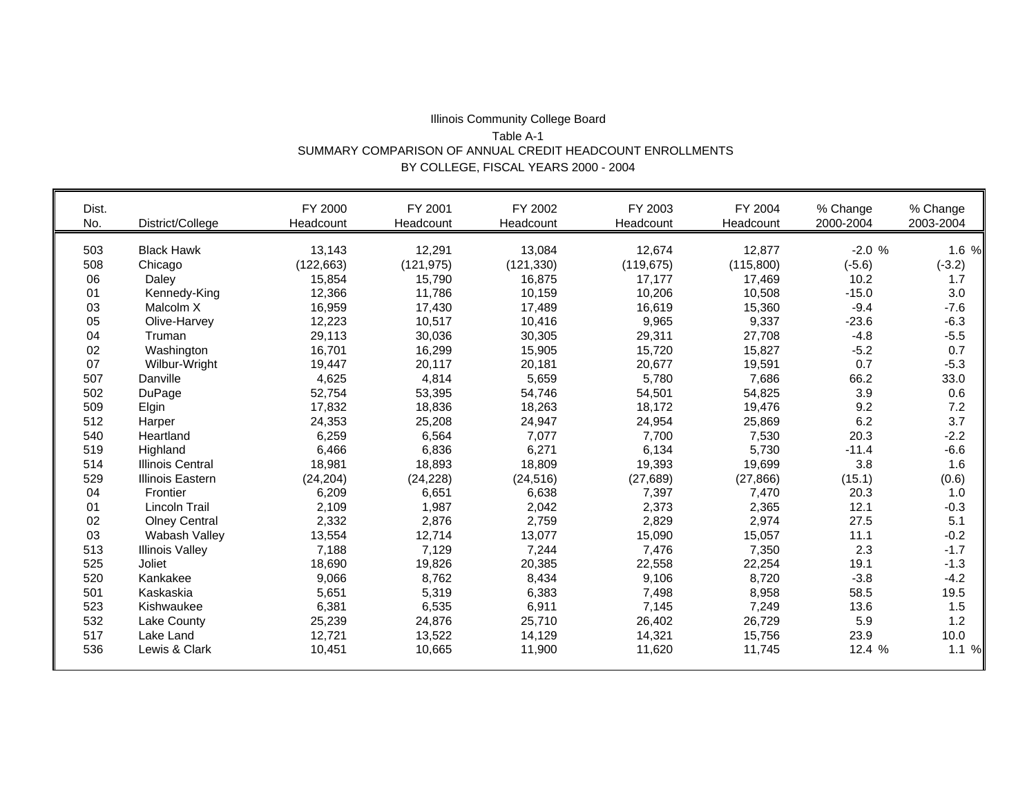Illinois Community College Board

Table A-1

SUMMARY COMPARISON OF ANNUAL CREDIT HEADCOUNT ENROLLMENTS

BY COLLEGE, FISCAL YEARS 2000 - 2004

| Dist. No. | District/College | FY 2000 Headcount | FY 2001 Headcount | FY 2002 Headcount | FY 2003 Headcount | FY 2004 Headcount | % Change 2000-2004 | % Change 2003-2004 |
|---|---|---|---|---|---|---|---|---|
| 503 | Black Hawk | 13,143 | 12,291 | 13,084 | 12,674 | 12,877 | -2.0 % | 1.6 % |
| 508 | Chicago | (122,663) | (121,975) | (121,330) | (119,675) | (115,800) | (-5.6) | (-3.2) |
| 06 | Daley | 15,854 | 15,790 | 16,875 | 17,177 | 17,469 | 10.2 | 1.7 |
| 01 | Kennedy-King | 12,366 | 11,786 | 10,159 | 10,206 | 10,508 | -15.0 | 3.0 |
| 03 | Malcolm X | 16,959 | 17,430 | 17,489 | 16,619 | 15,360 | -9.4 | -7.6 |
| 05 | Olive-Harvey | 12,223 | 10,517 | 10,416 | 9,965 | 9,337 | -23.6 | -6.3 |
| 04 | Truman | 29,113 | 30,036 | 30,305 | 29,311 | 27,708 | -4.8 | -5.5 |
| 02 | Washington | 16,701 | 16,299 | 15,905 | 15,720 | 15,827 | -5.2 | 0.7 |
| 07 | Wilbur-Wright | 19,447 | 20,117 | 20,181 | 20,677 | 19,591 | 0.7 | -5.3 |
| 507 | Danville | 4,625 | 4,814 | 5,659 | 5,780 | 7,686 | 66.2 | 33.0 |
| 502 | DuPage | 52,754 | 53,395 | 54,746 | 54,501 | 54,825 | 3.9 | 0.6 |
| 509 | Elgin | 17,832 | 18,836 | 18,263 | 18,172 | 19,476 | 9.2 | 7.2 |
| 512 | Harper | 24,353 | 25,208 | 24,947 | 24,954 | 25,869 | 6.2 | 3.7 |
| 540 | Heartland | 6,259 | 6,564 | 7,077 | 7,700 | 7,530 | 20.3 | -2.2 |
| 519 | Highland | 6,466 | 6,836 | 6,271 | 6,134 | 5,730 | -11.4 | -6.6 |
| 514 | Illinois Central | 18,981 | 18,893 | 18,809 | 19,393 | 19,699 | 3.8 | 1.6 |
| 529 | Illinois Eastern | (24,204) | (24,228) | (24,516) | (27,689) | (27,866) | (15.1) | (0.6) |
| 04 | Frontier | 6,209 | 6,651 | 6,638 | 7,397 | 7,470 | 20.3 | 1.0 |
| 01 | Lincoln Trail | 2,109 | 1,987 | 2,042 | 2,373 | 2,365 | 12.1 | -0.3 |
| 02 | Olney Central | 2,332 | 2,876 | 2,759 | 2,829 | 2,974 | 27.5 | 5.1 |
| 03 | Wabash Valley | 13,554 | 12,714 | 13,077 | 15,090 | 15,057 | 11.1 | -0.2 |
| 513 | Illinois Valley | 7,188 | 7,129 | 7,244 | 7,476 | 7,350 | 2.3 | -1.7 |
| 525 | Joliet | 18,690 | 19,826 | 20,385 | 22,558 | 22,254 | 19.1 | -1.3 |
| 520 | Kankakee | 9,066 | 8,762 | 8,434 | 9,106 | 8,720 | -3.8 | -4.2 |
| 501 | Kaskaskia | 5,651 | 5,319 | 6,383 | 7,498 | 8,958 | 58.5 | 19.5 |
| 523 | Kishwaukee | 6,381 | 6,535 | 6,911 | 7,145 | 7,249 | 13.6 | 1.5 |
| 532 | Lake County | 25,239 | 24,876 | 25,710 | 26,402 | 26,729 | 5.9 | 1.2 |
| 517 | Lake Land | 12,721 | 13,522 | 14,129 | 14,321 | 15,756 | 23.9 | 10.0 |
| 536 | Lewis & Clark | 10,451 | 10,665 | 11,900 | 11,620 | 11,745 | 12.4 % | 1.1 % |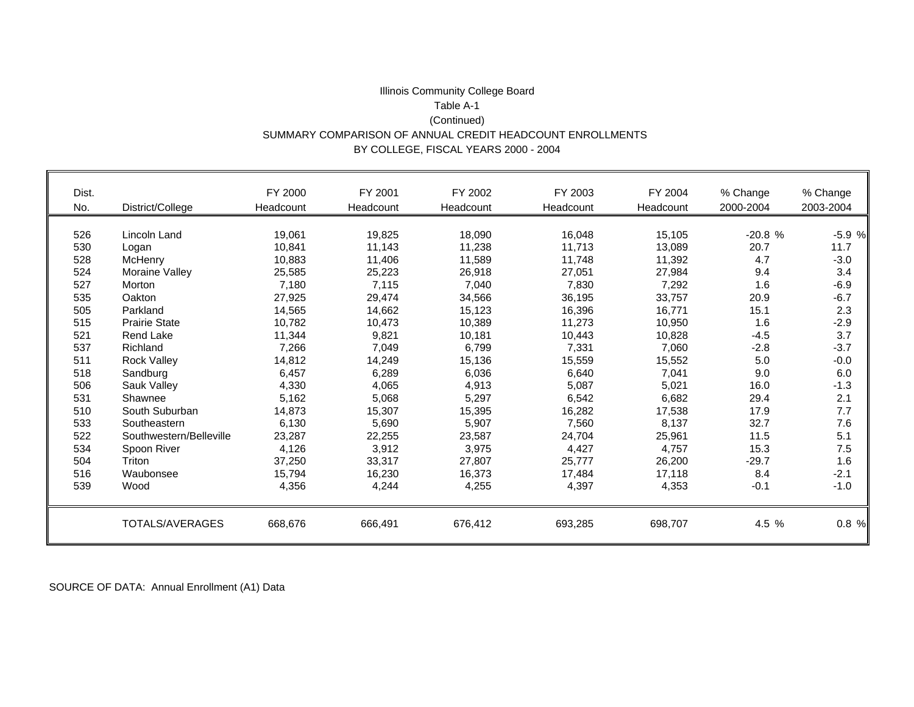Illinois Community College Board

Table A-1

(Continued)

SUMMARY COMPARISON OF ANNUAL CREDIT HEADCOUNT ENROLLMENTS BY COLLEGE, FISCAL YEARS 2000 - 2004

| Dist. No. | District/College | FY 2000 Headcount | FY 2001 Headcount | FY 2002 Headcount | FY 2003 Headcount | FY 2004 Headcount | % Change 2000-2004 | % Change 2003-2004 |
|---|---|---|---|---|---|---|---|---|
| 526 | Lincoln Land | 19,061 | 19,825 | 18,090 | 16,048 | 15,105 | -20.8 % | -5.9 % |
| 530 | Logan | 10,841 | 11,143 | 11,238 | 11,713 | 13,089 | 20.7 | 11.7 |
| 528 | McHenry | 10,883 | 11,406 | 11,589 | 11,748 | 11,392 | 4.7 | -3.0 |
| 524 | Moraine Valley | 25,585 | 25,223 | 26,918 | 27,051 | 27,984 | 9.4 | 3.4 |
| 527 | Morton | 7,180 | 7,115 | 7,040 | 7,830 | 7,292 | 1.6 | -6.9 |
| 535 | Oakton | 27,925 | 29,474 | 34,566 | 36,195 | 33,757 | 20.9 | -6.7 |
| 505 | Parkland | 14,565 | 14,662 | 15,123 | 16,396 | 16,771 | 15.1 | 2.3 |
| 515 | Prairie State | 10,782 | 10,473 | 10,389 | 11,273 | 10,950 | 1.6 | -2.9 |
| 521 | Rend Lake | 11,344 | 9,821 | 10,181 | 10,443 | 10,828 | -4.5 | 3.7 |
| 537 | Richland | 7,266 | 7,049 | 6,799 | 7,331 | 7,060 | -2.8 | -3.7 |
| 511 | Rock Valley | 14,812 | 14,249 | 15,136 | 15,559 | 15,552 | 5.0 | -0.0 |
| 518 | Sandburg | 6,457 | 6,289 | 6,036 | 6,640 | 7,041 | 9.0 | 6.0 |
| 506 | Sauk Valley | 4,330 | 4,065 | 4,913 | 5,087 | 5,021 | 16.0 | -1.3 |
| 531 | Shawnee | 5,162 | 5,068 | 5,297 | 6,542 | 6,682 | 29.4 | 2.1 |
| 510 | South Suburban | 14,873 | 15,307 | 15,395 | 16,282 | 17,538 | 17.9 | 7.7 |
| 533 | Southeastern | 6,130 | 5,690 | 5,907 | 7,560 | 8,137 | 32.7 | 7.6 |
| 522 | Southwestern/Belleville | 23,287 | 22,255 | 23,587 | 24,704 | 25,961 | 11.5 | 5.1 |
| 534 | Spoon River | 4,126 | 3,912 | 3,975 | 4,427 | 4,757 | 15.3 | 7.5 |
| 504 | Triton | 37,250 | 33,317 | 27,807 | 25,777 | 26,200 | -29.7 | 1.6 |
| 516 | Waubonsee | 15,794 | 16,230 | 16,373 | 17,484 | 17,118 | 8.4 | -2.1 |
| 539 | Wood | 4,356 | 4,244 | 4,255 | 4,397 | 4,353 | -0.1 | -1.0 |
| | TOTALS/AVERAGES | 668,676 | 666,491 | 676,412 | 693,285 | 698,707 | 4.5 % | 0.8 % |

SOURCE OF DATA: Annual Enrollment (A1) Data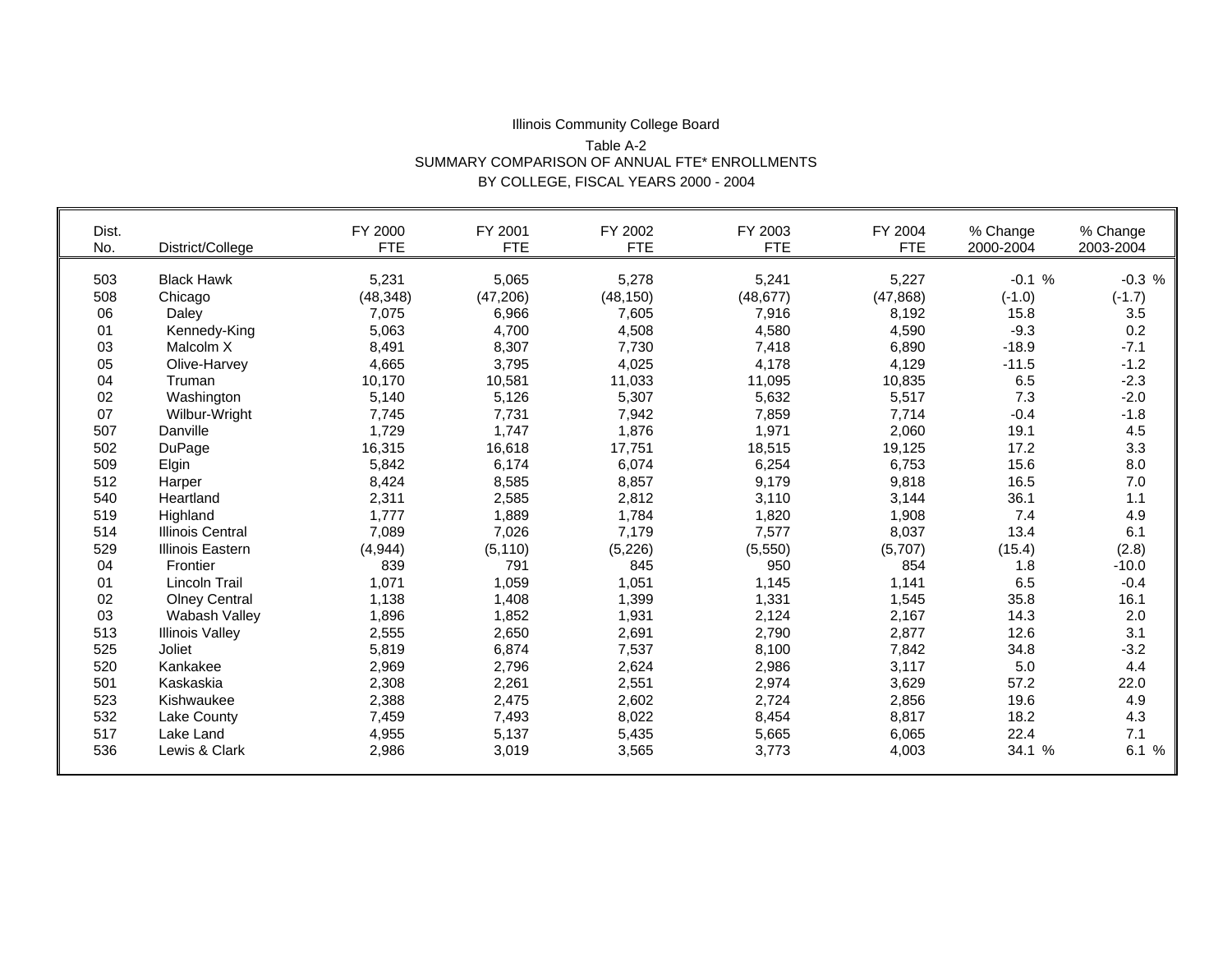Illinois Community College Board

Table A-2

SUMMARY COMPARISON OF ANNUAL FTE* ENROLLMENTS

BY COLLEGE, FISCAL YEARS 2000 - 2004

| Dist. No. | District/College | FY 2000 FTE | FY 2001 FTE | FY 2002 FTE | FY 2003 FTE | FY 2004 FTE | % Change 2000-2004 | % Change 2003-2004 |
|---|---|---|---|---|---|---|---|---|
| 503 | Black Hawk | 5,231 | 5,065 | 5,278 | 5,241 | 5,227 | -0.1 % | -0.3 % |
| 508 | Chicago | (48,348) | (47,206) | (48,150) | (48,677) | (47,868) | (-1.0) | (-1.7) |
| 06 | Daley | 7,075 | 6,966 | 7,605 | 7,916 | 8,192 | 15.8 | 3.5 |
| 01 | Kennedy-King | 5,063 | 4,700 | 4,508 | 4,580 | 4,590 | -9.3 | 0.2 |
| 03 | Malcolm X | 8,491 | 8,307 | 7,730 | 7,418 | 6,890 | -18.9 | -7.1 |
| 05 | Olive-Harvey | 4,665 | 3,795 | 4,025 | 4,178 | 4,129 | -11.5 | -1.2 |
| 04 | Truman | 10,170 | 10,581 | 11,033 | 11,095 | 10,835 | 6.5 | -2.3 |
| 02 | Washington | 5,140 | 5,126 | 5,307 | 5,632 | 5,517 | 7.3 | -2.0 |
| 07 | Wilbur-Wright | 7,745 | 7,731 | 7,942 | 7,859 | 7,714 | -0.4 | -1.8 |
| 507 | Danville | 1,729 | 1,747 | 1,876 | 1,971 | 2,060 | 19.1 | 4.5 |
| 502 | DuPage | 16,315 | 16,618 | 17,751 | 18,515 | 19,125 | 17.2 | 3.3 |
| 509 | Elgin | 5,842 | 6,174 | 6,074 | 6,254 | 6,753 | 15.6 | 8.0 |
| 512 | Harper | 8,424 | 8,585 | 8,857 | 9,179 | 9,818 | 16.5 | 7.0 |
| 540 | Heartland | 2,311 | 2,585 | 2,812 | 3,110 | 3,144 | 36.1 | 1.1 |
| 519 | Highland | 1,777 | 1,889 | 1,784 | 1,820 | 1,908 | 7.4 | 4.9 |
| 514 | Illinois Central | 7,089 | 7,026 | 7,179 | 7,577 | 8,037 | 13.4 | 6.1 |
| 529 | Illinois Eastern | (4,944) | (5,110) | (5,226) | (5,550) | (5,707) | (15.4) | (2.8) |
| 04 | Frontier | 839 | 791 | 845 | 950 | 854 | 1.8 | -10.0 |
| 01 | Lincoln Trail | 1,071 | 1,059 | 1,051 | 1,145 | 1,141 | 6.5 | -0.4 |
| 02 | Olney Central | 1,138 | 1,408 | 1,399 | 1,331 | 1,545 | 35.8 | 16.1 |
| 03 | Wabash Valley | 1,896 | 1,852 | 1,931 | 2,124 | 2,167 | 14.3 | 2.0 |
| 513 | Illinois Valley | 2,555 | 2,650 | 2,691 | 2,790 | 2,877 | 12.6 | 3.1 |
| 525 | Joliet | 5,819 | 6,874 | 7,537 | 8,100 | 7,842 | 34.8 | -3.2 |
| 520 | Kankakee | 2,969 | 2,796 | 2,624 | 2,986 | 3,117 | 5.0 | 4.4 |
| 501 | Kaskaskia | 2,308 | 2,261 | 2,551 | 2,974 | 3,629 | 57.2 | 22.0 |
| 523 | Kishwaukee | 2,388 | 2,475 | 2,602 | 2,724 | 2,856 | 19.6 | 4.9 |
| 532 | Lake County | 7,459 | 7,493 | 8,022 | 8,454 | 8,817 | 18.2 | 4.3 |
| 517 | Lake Land | 4,955 | 5,137 | 5,435 | 5,665 | 6,065 | 22.4 | 7.1 |
| 536 | Lewis & Clark | 2,986 | 3,019 | 3,565 | 3,773 | 4,003 | 34.1 % | 6.1 % |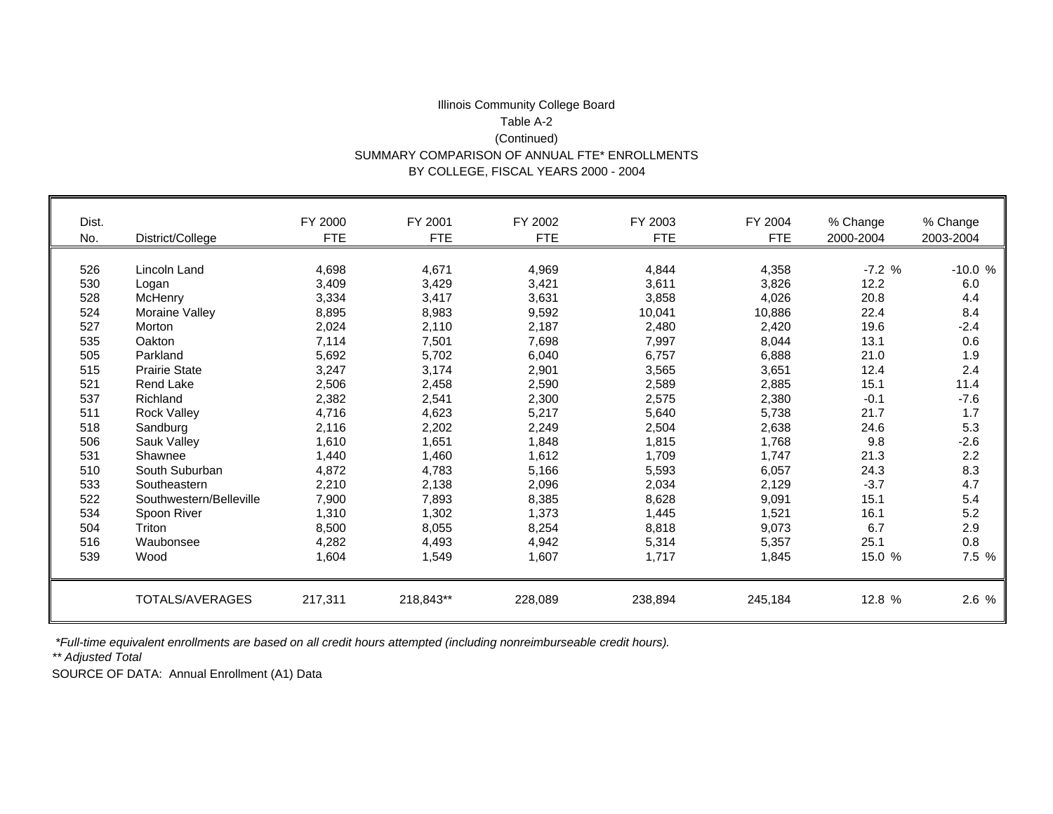Illinois Community College Board

Table A-2

(Continued)

SUMMARY COMPARISON OF ANNUAL FTE* ENROLLMENTS

BY COLLEGE, FISCAL YEARS 2000 - 2004

| Dist. No. | District/College | FY 2000 FTE | FY 2001 FTE | FY 2002 FTE | FY 2003 FTE | FY 2004 FTE | % Change 2000-2004 | % Change 2003-2004 |
|---|---|---|---|---|---|---|---|---|
| 526 | Lincoln Land | 4,698 | 4,671 | 4,969 | 4,844 | 4,358 | -7.2 % | -10.0 % |
| 530 | Logan | 3,409 | 3,429 | 3,421 | 3,611 | 3,826 | 12.2 | 6.0 |
| 528 | McHenry | 3,334 | 3,417 | 3,631 | 3,858 | 4,026 | 20.8 | 4.4 |
| 524 | Moraine Valley | 8,895 | 8,983 | 9,592 | 10,041 | 10,886 | 22.4 | 8.4 |
| 527 | Morton | 2,024 | 2,110 | 2,187 | 2,480 | 2,420 | 19.6 | -2.4 |
| 535 | Oakton | 7,114 | 7,501 | 7,698 | 7,997 | 8,044 | 13.1 | 0.6 |
| 505 | Parkland | 5,692 | 5,702 | 6,040 | 6,757 | 6,888 | 21.0 | 1.9 |
| 515 | Prairie State | 3,247 | 3,174 | 2,901 | 3,565 | 3,651 | 12.4 | 2.4 |
| 521 | Rend Lake | 2,506 | 2,458 | 2,590 | 2,589 | 2,885 | 15.1 | 11.4 |
| 537 | Richland | 2,382 | 2,541 | 2,300 | 2,575 | 2,380 | -0.1 | -7.6 |
| 511 | Rock Valley | 4,716 | 4,623 | 5,217 | 5,640 | 5,738 | 21.7 | 1.7 |
| 518 | Sandburg | 2,116 | 2,202 | 2,249 | 2,504 | 2,638 | 24.6 | 5.3 |
| 506 | Sauk Valley | 1,610 | 1,651 | 1,848 | 1,815 | 1,768 | 9.8 | -2.6 |
| 531 | Shawnee | 1,440 | 1,460 | 1,612 | 1,709 | 1,747 | 21.3 | 2.2 |
| 510 | South Suburban | 4,872 | 4,783 | 5,166 | 5,593 | 6,057 | 24.3 | 8.3 |
| 533 | Southeastern | 2,210 | 2,138 | 2,096 | 2,034 | 2,129 | -3.7 | 4.7 |
| 522 | Southwestern/Belleville | 7,900 | 7,893 | 8,385 | 8,628 | 9,091 | 15.1 | 5.4 |
| 534 | Spoon River | 1,310 | 1,302 | 1,373 | 1,445 | 1,521 | 16.1 | 5.2 |
| 504 | Triton | 8,500 | 8,055 | 8,254 | 8,818 | 9,073 | 6.7 | 2.9 |
| 516 | Waubonsee | 4,282 | 4,493 | 4,942 | 5,314 | 5,357 | 25.1 | 0.8 |
| 539 | Wood | 1,604 | 1,549 | 1,607 | 1,717 | 1,845 | 15.0 % | 7.5 % |
| | TOTALS/AVERAGES | 217,311 | 218,843** | 228,089 | 238,894 | 245,184 | 12.8 % | 2.6 % |

*\*Full-time equivalent enrollments are based on all credit hours attempted (including nonreimburseable credit hours).*

*\*\* Adjusted Total*

SOURCE OF DATA: Annual Enrollment (A1) Data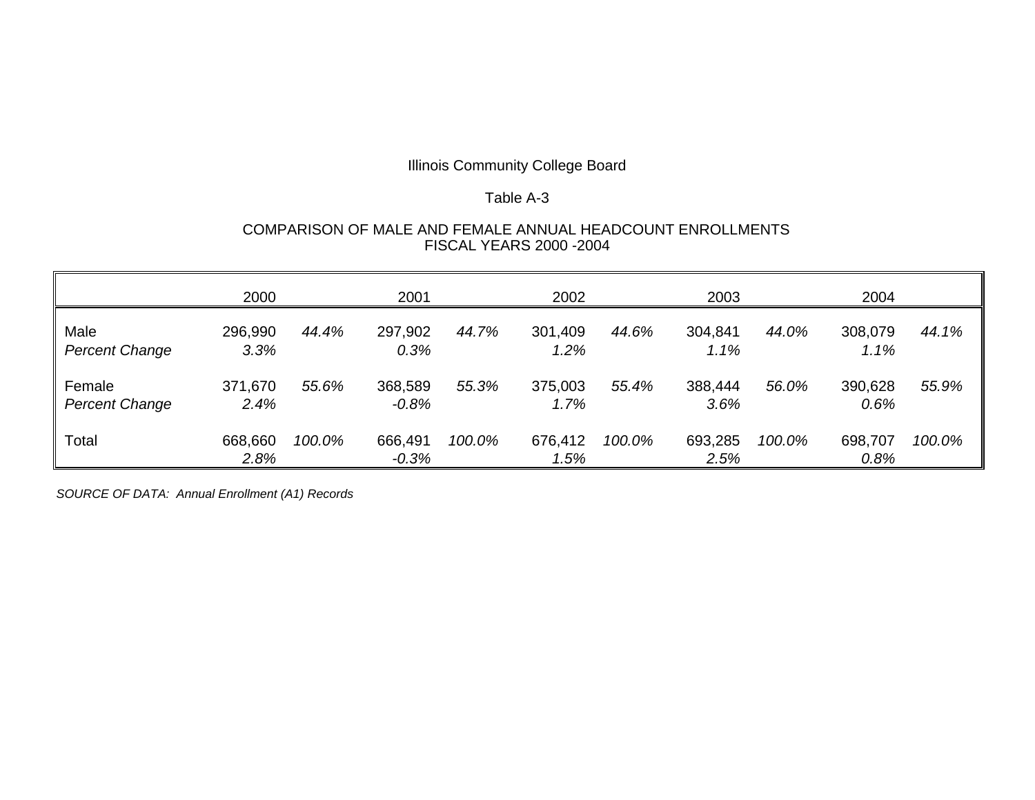Illinois Community College Board

Table A-3

COMPARISON OF MALE AND FEMALE ANNUAL HEADCOUNT ENROLLMENTS
FISCAL YEARS 2000 -2004

| | 2000 | | 2001 | | 2002 | | 2003 | | 2004 | |
|---|---|---|---|---|---|---|---|---|---|---|
| Male | 296,990 | *44.4%* | 297,902 | *44.7%* | 301,409 | *44.6%* | 304,841 | *44.0%* | 308,079 | *44.1%* |
| *Percent Change* | *3.3%* | | *0.3%* | | *1.2%* | | *1.1%* | | *1.1%* | |
| Female | 371,670 | *55.6%* | 368,589 | *55.3%* | 375,003 | *55.4%* | 388,444 | *56.0%* | 390,628 | *55.9%* |
| *Percent Change* | *2.4%* | | *-0.8%* | | *1.7%* | | *3.6%* | | *0.6%* | |
| Total | 668,660 | *100.0%* | 666,491 | *100.0%* | 676,412 | *100.0%* | 693,285 | *100.0%* | 698,707 | *100.0%* |
| | *2.8%* | | *-0.3%* | | *1.5%* | | *2.5%* | | *0.8%* | |

*SOURCE OF DATA: Annual Enrollment (A1) Records*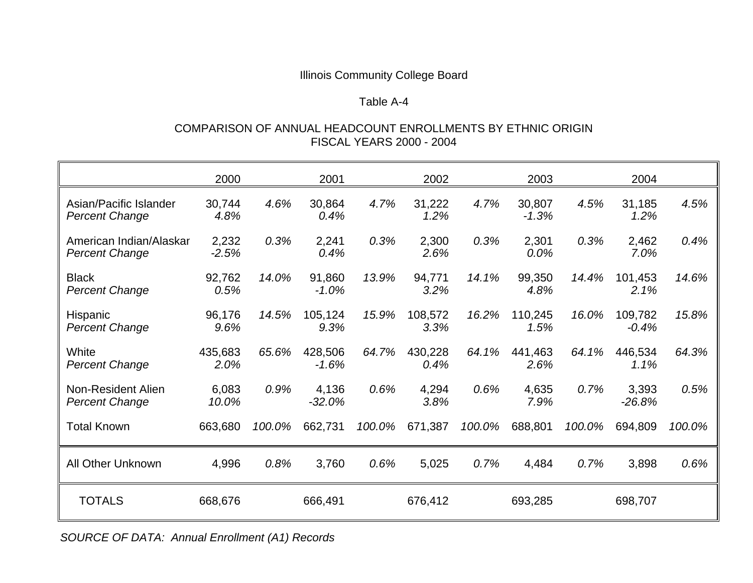Illinois Community College Board

Table A-4

COMPARISON OF ANNUAL HEADCOUNT ENROLLMENTS BY ETHNIC ORIGIN
FISCAL YEARS 2000 - 2004

| | 2000 | | 2001 | | 2002 | | 2003 | | 2004 | |
|---|---|---|---|---|---|---|---|---|---|---|
| Asian/Pacific Islander | 30,744 | *4.6%* | 30,864 | *4.7%* | 31,222 | *4.7%* | 30,807 | *4.5%* | 31,185 | *4.5%* |
| *Percent Change* | *4.8%* | | *0.4%* | | *1.2%* | | *-1.3%* | | *1.2%* | |
| American Indian/Alaskan | 2,232 | *0.3%* | 2,241 | *0.3%* | 2,300 | *0.3%* | 2,301 | *0.3%* | 2,462 | *0.4%* |
| *Percent Change* | *-2.5%* | | *0.4%* | | *2.6%* | | *0.0%* | | *7.0%* | |
| Black | 92,762 | *14.0%* | 91,860 | *13.9%* | 94,771 | *14.1%* | 99,350 | *14.4%* | 101,453 | *14.6%* |
| *Percent Change* | *0.5%* | | *-1.0%* | | *3.2%* | | *4.8%* | | *2.1%* | |
| Hispanic | 96,176 | *14.5%* | 105,124 | *15.9%* | 108,572 | *16.2%* | 110,245 | *16.0%* | 109,782 | *15.8%* |
| *Percent Change* | *9.6%* | | *9.3%* | | *3.3%* | | *1.5%* | | *-0.4%* | |
| White | 435,683 | *65.6%* | 428,506 | *64.7%* | 430,228 | *64.1%* | 441,463 | *64.1%* | 446,534 | *64.3%* |
| *Percent Change* | *2.0%* | | *-1.6%* | | *0.4%* | | *2.6%* | | *1.1%* | |
| Non-Resident Alien | 6,083 | *0.9%* | 4,136 | *0.6%* | 4,294 | *0.6%* | 4,635 | *0.7%* | 3,393 | *0.5%* |
| *Percent Change* | *10.0%* | | *-32.0%* | | *3.8%* | | *7.9%* | | *-26.8%* | |
| Total Known | 663,680 | *100.0%* | 662,731 | *100.0%* | 671,387 | *100.0%* | 688,801 | *100.0%* | 694,809 | *100.0%* |
| All Other Unknown | 4,996 | *0.8%* | 3,760 | *0.6%* | 5,025 | *0.7%* | 4,484 | *0.7%* | 3,898 | *0.6%* |
| TOTALS | 668,676 | | 666,491 | | 676,412 | | 693,285 | | 698,707 | |

*SOURCE OF DATA: Annual Enrollment (A1) Records*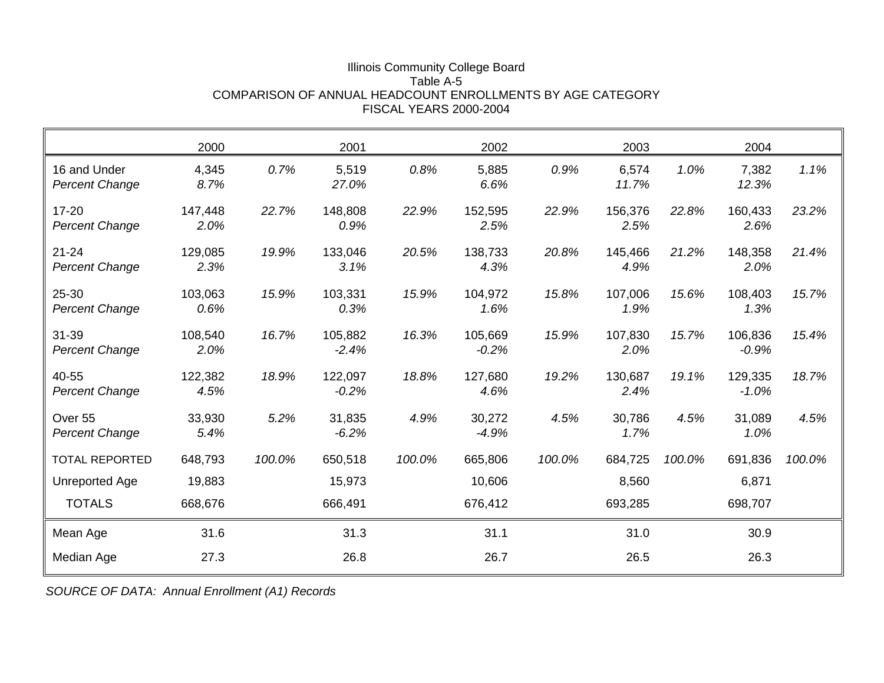Illinois Community College Board
Table A-5
COMPARISON OF ANNUAL HEADCOUNT ENROLLMENTS BY AGE CATEGORY
FISCAL YEARS 2000-2004

| | 2000 | | 2001 | | 2002 | | 2003 | | 2004 | |
|---|---|---|---|---|---|---|---|---|---|---|
| 16 and Under | 4,345 | *0.7%* | 5,519 | *0.8%* | 5,885 | *0.9%* | 6,574 | *1.0%* | 7,382 | *1.1%* |
| *Percent Change* | *8.7%* | | *27.0%* | | *6.6%* | | *11.7%* | | *12.3%* | |
| 17-20 | 147,448 | *22.7%* | 148,808 | *22.9%* | 152,595 | *22.9%* | 156,376 | *22.8%* | 160,433 | *23.2%* |
| *Percent Change* | *2.0%* | | *0.9%* | | *2.5%* | | *2.5%* | | *2.6%* | |
| 21-24 | 129,085 | *19.9%* | 133,046 | *20.5%* | 138,733 | *20.8%* | 145,466 | *21.2%* | 148,358 | *21.4%* |
| *Percent Change* | *2.3%* | | *3.1%* | | *4.3%* | | *4.9%* | | *2.0%* | |
| 25-30 | 103,063 | *15.9%* | 103,331 | *15.9%* | 104,972 | *15.8%* | 107,006 | *15.6%* | 108,403 | *15.7%* |
| *Percent Change* | *0.6%* | | *0.3%* | | *1.6%* | | *1.9%* | | *1.3%* | |
| 31-39 | 108,540 | *16.7%* | 105,882 | *16.3%* | 105,669 | *15.9%* | 107,830 | *15.7%* | 106,836 | *15.4%* |
| *Percent Change* | *2.0%* | | *-2.4%* | | *-0.2%* | | *2.0%* | | *-0.9%* | |
| 40-55 | 122,382 | *18.9%* | 122,097 | *18.8%* | 127,680 | *19.2%* | 130,687 | *19.1%* | 129,335 | *18.7%* |
| *Percent Change* | *4.5%* | | *-0.2%* | | *4.6%* | | *2.4%* | | *-1.0%* | |
| Over 55 | 33,930 | *5.2%* | 31,835 | *4.9%* | 30,272 | *4.5%* | 30,786 | *4.5%* | 31,089 | *4.5%* |
| *Percent Change* | *5.4%* | | *-6.2%* | | *-4.9%* | | *1.7%* | | *1.0%* | |
| TOTAL REPORTED | 648,793 | *100.0%* | 650,518 | *100.0%* | 665,806 | *100.0%* | 684,725 | *100.0%* | 691,836 | *100.0%* |
| Unreported Age | 19,883 | | 15,973 | | 10,606 | | 8,560 | | 6,871 | |
| TOTALS | 668,676 | | 666,491 | | 676,412 | | 693,285 | | 698,707 | |
| Mean Age | 31.6 | | 31.3 | | 31.1 | | 31.0 | | 30.9 | |
| Median Age | 27.3 | | 26.8 | | 26.7 | | 26.5 | | 26.3 | |

*SOURCE OF DATA: Annual Enrollment (A1) Records*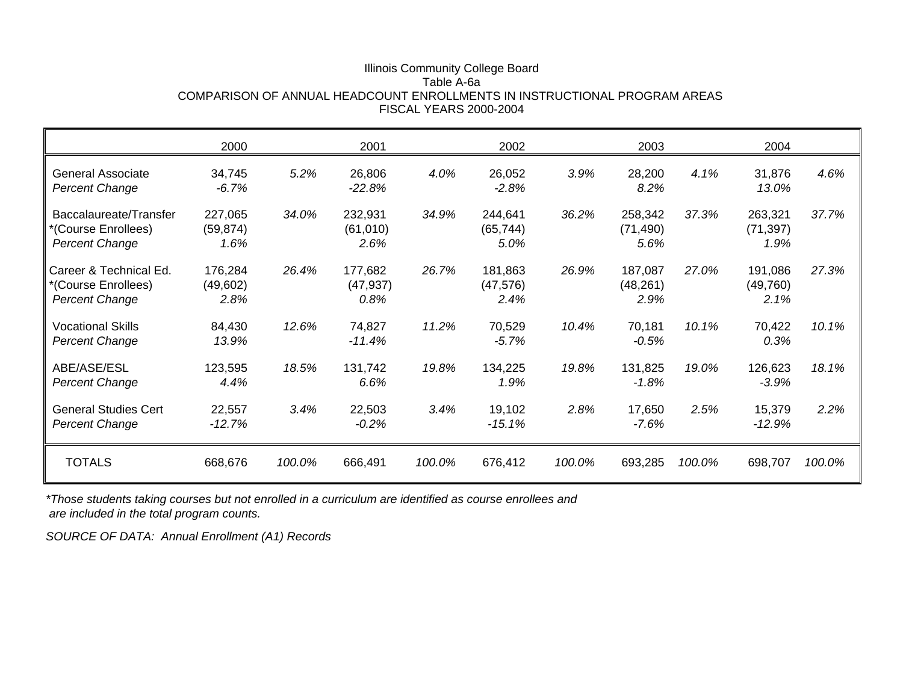Illinois Community College Board
Table A-6a
COMPARISON OF ANNUAL HEADCOUNT ENROLLMENTS IN INSTRUCTIONAL PROGRAM AREAS
FISCAL YEARS 2000-2004

| | 2000 | | 2001 | | 2002 | | 2003 | | 2004 | |
|---|---|---|---|---|---|---|---|---|---|---|
| General Associate | 34,745 | *5.2%* | 26,806 | *4.0%* | 26,052 | *3.9%* | 28,200 | *4.1%* | 31,876 | *4.6%* |
| *Percent Change* | *-6.7%* | | *-22.8%* | | *-2.8%* | | *8.2%* | | *13.0%* | |
| Baccalaureate/Transfer | 227,065 | *34.0%* | 232,931 | *34.9%* | 244,641 | *36.2%* | 258,342 | *37.3%* | 263,321 | *37.7%* |
| *(Course Enrollees) | (59,874) | | (61,010) | | (65,744) | | (71,490) | | (71,397) | |
| *Percent Change* | *1.6%* | | *2.6%* | | *5.0%* | | *5.6%* | | *1.9%* | |
| Career & Technical Ed. | 176,284 | *26.4%* | 177,682 | *26.7%* | 181,863 | *26.9%* | 187,087 | *27.0%* | 191,086 | *27.3%* |
| *(Course Enrollees) | (49,602) | | (47,937) | | (47,576) | | (48,261) | | (49,760) | |
| *Percent Change* | *2.8%* | | *0.8%* | | *2.4%* | | *2.9%* | | *2.1%* | |
| Vocational Skills | 84,430 | *12.6%* | 74,827 | *11.2%* | 70,529 | *10.4%* | 70,181 | *10.1%* | 70,422 | *10.1%* |
| *Percent Change* | *13.9%* | | *-11.4%* | | *-5.7%* | | *-0.5%* | | *0.3%* | |
| ABE/ASE/ESL | 123,595 | *18.5%* | 131,742 | *19.8%* | 134,225 | *19.8%* | 131,825 | *19.0%* | 126,623 | *18.1%* |
| *Percent Change* | *4.4%* | | *6.6%* | | *1.9%* | | *-1.8%* | | *-3.9%* | |
| General Studies Cert | 22,557 | *3.4%* | 22,503 | *3.4%* | 19,102 | *2.8%* | 17,650 | *2.5%* | 15,379 | *2.2%* |
| *Percent Change* | *-12.7%* | | *-0.2%* | | *-15.1%* | | *-7.6%* | | *-12.9%* | |
| TOTALS | 668,676 | *100.0%* | 666,491 | *100.0%* | 676,412 | *100.0%* | 693,285 | *100.0%* | 698,707 | *100.0%* |

*\*Those students taking courses but not enrolled in a curriculum are identified as course enrollees and are included in the total program counts.*

*SOURCE OF DATA: Annual Enrollment (A1) Records*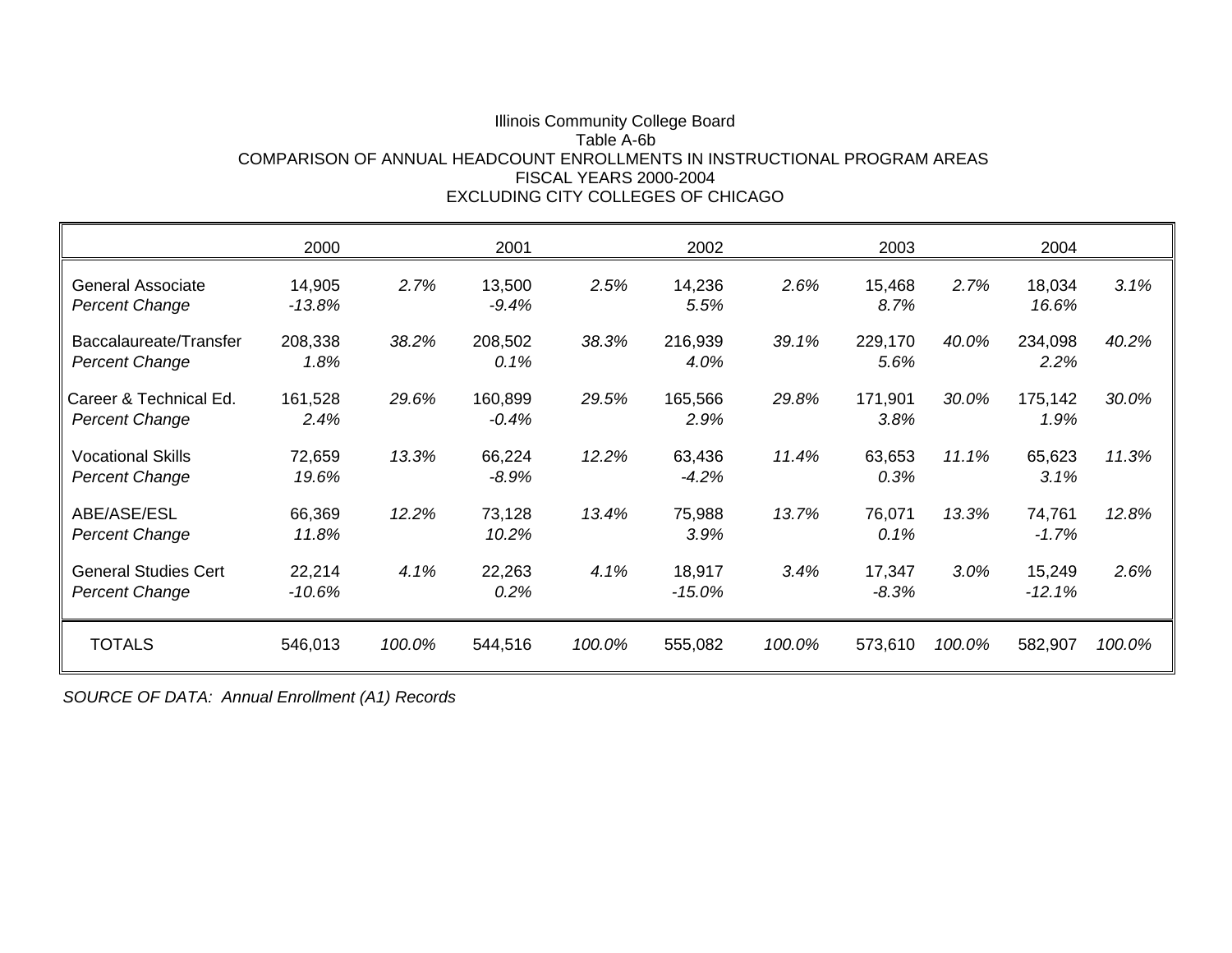Illinois Community College Board
Table A-6b
COMPARISON OF ANNUAL HEADCOUNT ENROLLMENTS IN INSTRUCTIONAL PROGRAM AREAS
FISCAL YEARS 2000-2004
EXCLUDING CITY COLLEGES OF CHICAGO

| | 2000 | | 2001 | | 2002 | | 2003 | | 2004 | |
|---|---|---|---|---|---|---|---|---|---|---|
| General Associate | 14,905 | *2.7%* | 13,500 | *2.5%* | 14,236 | *2.6%* | 15,468 | *2.7%* | 18,034 | *3.1%* |
| *Percent Change* | *-13.8%* | | *-9.4%* | | *5.5%* | | *8.7%* | | *16.6%* | |
| Baccalaureate/Transfer | 208,338 | *38.2%* | 208,502 | *38.3%* | 216,939 | *39.1%* | 229,170 | *40.0%* | 234,098 | *40.2%* |
| *Percent Change* | *1.8%* | | *0.1%* | | *4.0%* | | *5.6%* | | *2.2%* | |
| Career & Technical Ed. | 161,528 | *29.6%* | 160,899 | *29.5%* | 165,566 | *29.8%* | 171,901 | *30.0%* | 175,142 | *30.0%* |
| *Percent Change* | *2.4%* | | *-0.4%* | | *2.9%* | | *3.8%* | | *1.9%* | |
| Vocational Skills | 72,659 | *13.3%* | 66,224 | *12.2%* | 63,436 | *11.4%* | 63,653 | *11.1%* | 65,623 | *11.3%* |
| *Percent Change* | *19.6%* | | *-8.9%* | | *-4.2%* | | *0.3%* | | *3.1%* | |
| ABE/ASE/ESL | 66,369 | *12.2%* | 73,128 | *13.4%* | 75,988 | *13.7%* | 76,071 | *13.3%* | 74,761 | *12.8%* |
| *Percent Change* | *11.8%* | | *10.2%* | | *3.9%* | | *0.1%* | | *-1.7%* | |
| General Studies Cert | 22,214 | *4.1%* | 22,263 | *4.1%* | 18,917 | *3.4%* | 17,347 | *3.0%* | 15,249 | *2.6%* |
| *Percent Change* | *-10.6%* | | *0.2%* | | *-15.0%* | | *-8.3%* | | *-12.1%* | |
| TOTALS | 546,013 | *100.0%* | 544,516 | *100.0%* | 555,082 | *100.0%* | 573,610 | *100.0%* | 582,907 | *100.0%* |

*SOURCE OF DATA: Annual Enrollment (A1) Records*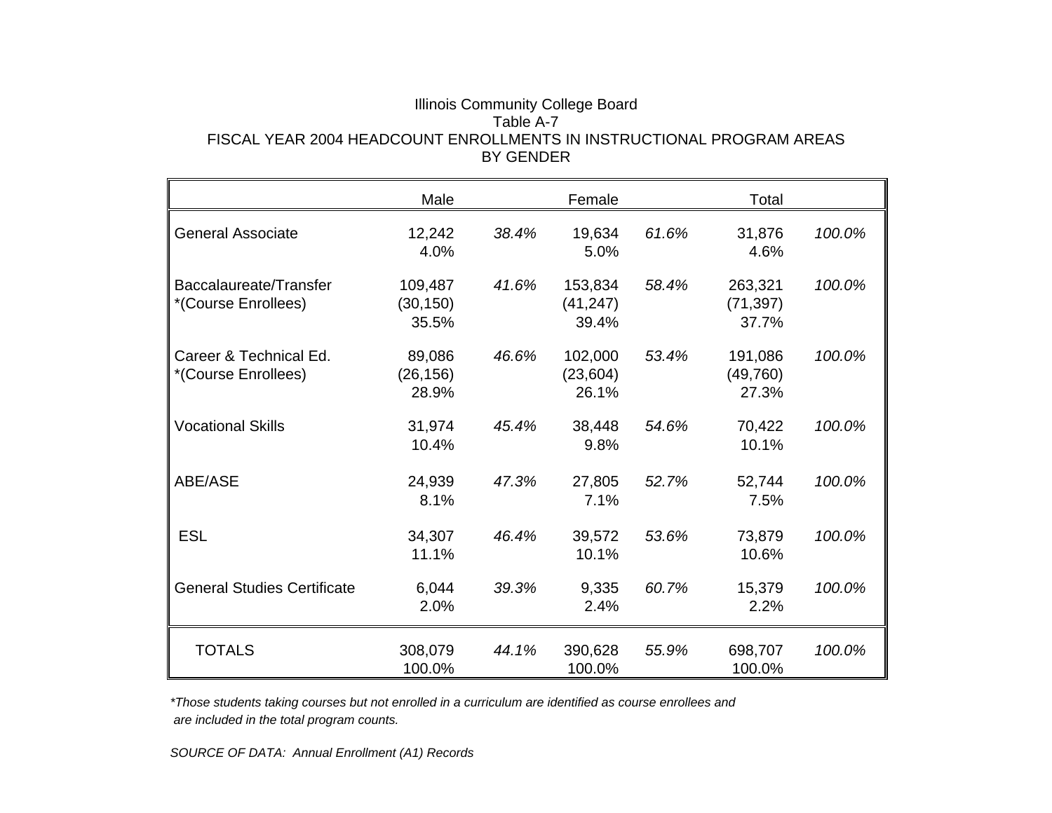Illinois Community College Board
Table A-7
FISCAL YEAR 2004 HEADCOUNT ENROLLMENTS IN INSTRUCTIONAL PROGRAM AREAS
BY GENDER

| | Male | | Female | | Total | |
|---|---|---|---|---|---|---|
| General Associate | 12,242 | *38.4%* | 19,634 | *61.6%* | 31,876 | *100.0%* |
| | 4.0% | | 5.0% | | 4.6% | |
| Baccalaureate/Transfer | 109,487 | *41.6%* | 153,834 | *58.4%* | 263,321 | *100.0%* |
| *(Course Enrollees) | (30,150) | | (41,247) | | (71,397) | |
| | 35.5% | | 39.4% | | 37.7% | |
| Career & Technical Ed. | 89,086 | *46.6%* | 102,000 | *53.4%* | 191,086 | *100.0%* |
| *(Course Enrollees) | (26,156) | | (23,604) | | (49,760) | |
| | 28.9% | | 26.1% | | 27.3% | |
| Vocational Skills | 31,974 | *45.4%* | 38,448 | *54.6%* | 70,422 | *100.0%* |
| | 10.4% | | 9.8% | | 10.1% | |
| ABE/ASE | 24,939 | *47.3%* | 27,805 | *52.7%* | 52,744 | *100.0%* |
| | 8.1% | | 7.1% | | 7.5% | |
| ESL | 34,307 | *46.4%* | 39,572 | *53.6%* | 73,879 | *100.0%* |
| | 11.1% | | 10.1% | | 10.6% | |
| General Studies Certificate | 6,044 | *39.3%* | 9,335 | *60.7%* | 15,379 | *100.0%* |
| | 2.0% | | 2.4% | | 2.2% | |
| TOTALS | 308,079 | *44.1%* | 390,628 | *55.9%* | 698,707 | *100.0%* |
| | 100.0% | | 100.0% | | 100.0% | |

*\*Those students taking courses but not enrolled in a curriculum are identified as course enrollees and are included in the total program counts.*

*SOURCE OF DATA: Annual Enrollment (A1) Records*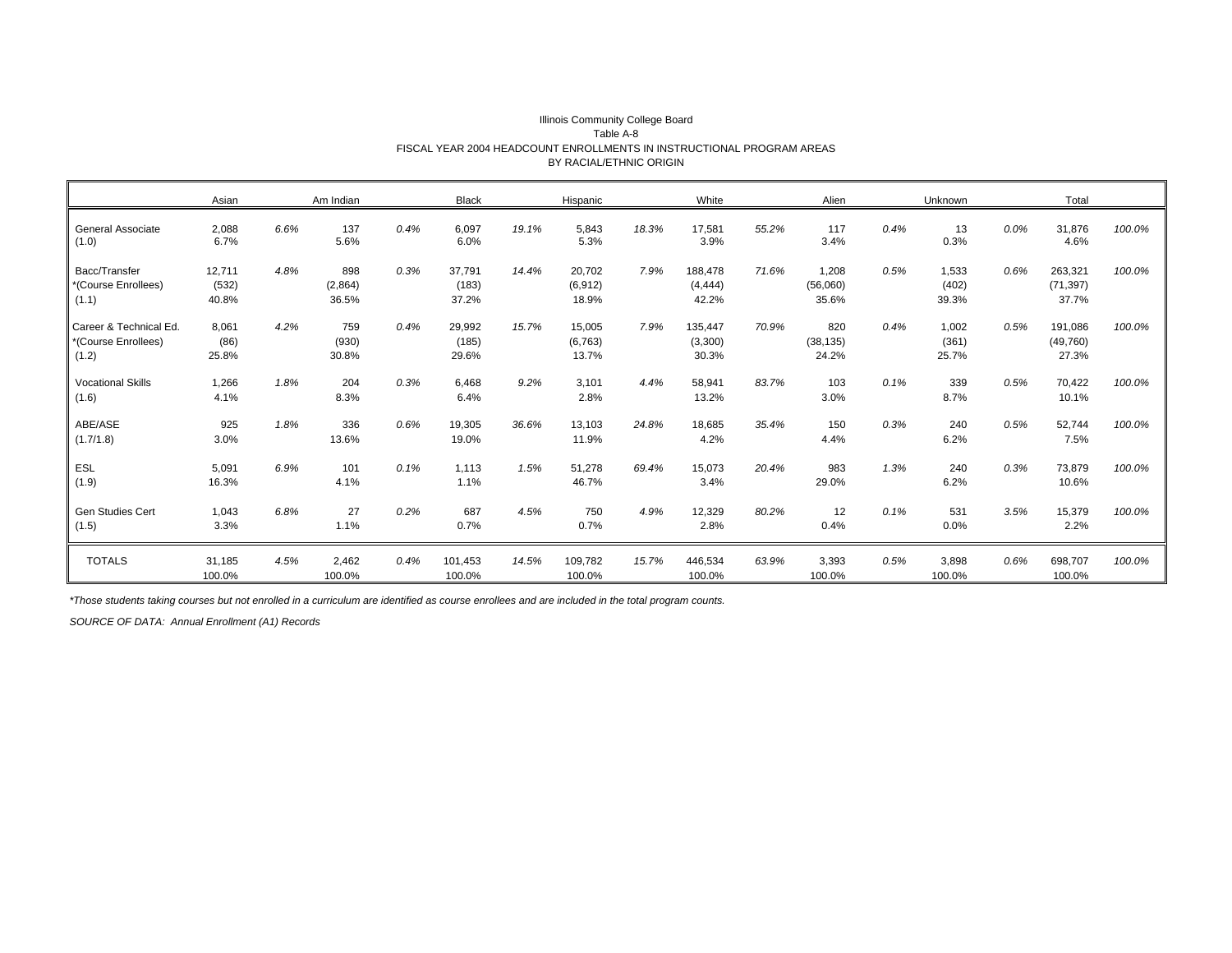Illinois Community College Board

Table A-8

FISCAL YEAR 2004 HEADCOUNT ENROLLMENTS IN INSTRUCTIONAL PROGRAM AREAS

BY RACIAL/ETHNIC ORIGIN

| | Asian | | Am Indian | | Black | | Hispanic | | White | | Alien | | Unknown | | Total | |
|---|---|---|---|---|---|---|---|---|---|---|---|---|---|---|---|---|
| General Associate | 2,088 | 6.6% | 137 | 0.4% | 6,097 | 19.1% | 5,843 | 18.3% | 17,581 | 55.2% | 117 | 0.4% | 13 | 0.0% | 31,876 | 100.0% |
| (1.0) | 6.7% | | 5.6% | | 6.0% | | 5.3% | | 3.9% | | 3.4% | | 0.3% | | 4.6% | |
| Bacc/Transfer | 12,711 | 4.8% | 898 | 0.3% | 37,791 | 14.4% | 20,702 | 7.9% | 188,478 | 71.6% | 1,208 | 0.5% | 1,533 | 0.6% | 263,321 | 100.0% |
| *(Course Enrollees) | (532) | | (2,864) | | (183) | | (6,912) | | (4,444) | | (56,060) | | (402) | | (71,397) | |
| (1.1) | 40.8% | | 36.5% | | 37.2% | | 18.9% | | 42.2% | | 35.6% | | 39.3% | | 37.7% | |
| Career & Technical Ed. | 8,061 | 4.2% | 759 | 0.4% | 29,992 | 15.7% | 15,005 | 7.9% | 135,447 | 70.9% | 820 | 0.4% | 1,002 | 0.5% | 191,086 | 100.0% |
| *(Course Enrollees) | (86) | | (930) | | (185) | | (6,763) | | (3,300) | | (38,135) | | (361) | | (49,760) | |
| (1.2) | 25.8% | | 30.8% | | 29.6% | | 13.7% | | 30.3% | | 24.2% | | 25.7% | | 27.3% | |
| Vocational Skills | 1,266 | 1.8% | 204 | 0.3% | 6,468 | 9.2% | 3,101 | 4.4% | 58,941 | 83.7% | 103 | 0.1% | 339 | 0.5% | 70,422 | 100.0% |
| (1.6) | 4.1% | | 8.3% | | 6.4% | | 2.8% | | 13.2% | | 3.0% | | 8.7% | | 10.1% | |
| ABE/ASE | 925 | 1.8% | 336 | 0.6% | 19,305 | 36.6% | 13,103 | 24.8% | 18,685 | 35.4% | 150 | 0.3% | 240 | 0.5% | 52,744 | 100.0% |
| (1.7/1.8) | 3.0% | | 13.6% | | 19.0% | | 11.9% | | 4.2% | | 4.4% | | 6.2% | | 7.5% | |
| ESL | 5,091 | 6.9% | 101 | 0.1% | 1,113 | 1.5% | 51,278 | 69.4% | 15,073 | 20.4% | 983 | 1.3% | 240 | 0.3% | 73,879 | 100.0% |
| (1.9) | 16.3% | | 4.1% | | 1.1% | | 46.7% | | 3.4% | | 29.0% | | 6.2% | | 10.6% | |
| Gen Studies Cert | 1,043 | 6.8% | 27 | 0.2% | 687 | 4.5% | 750 | 4.9% | 12,329 | 80.2% | 12 | 0.1% | 531 | 3.5% | 15,379 | 100.0% |
| (1.5) | 3.3% | | 1.1% | | 0.7% | | 0.7% | | 2.8% | | 0.4% | | 0.0% | | 2.2% | |
| TOTALS | 31,185 | 4.5% | 2,462 | 0.4% | 101,453 | 14.5% | 109,782 | 15.7% | 446,534 | 63.9% | 3,393 | 0.5% | 3,898 | 0.6% | 698,707 | 100.0% |
| | 100.0% | | 100.0% | | 100.0% | | 100.0% | | 100.0% | | 100.0% | | 100.0% | | 100.0% | |

*\*Those students taking courses but not enrolled in a curriculum are identified as course enrollees and are included in the total program counts.*

*SOURCE OF DATA: Annual Enrollment (A1) Records*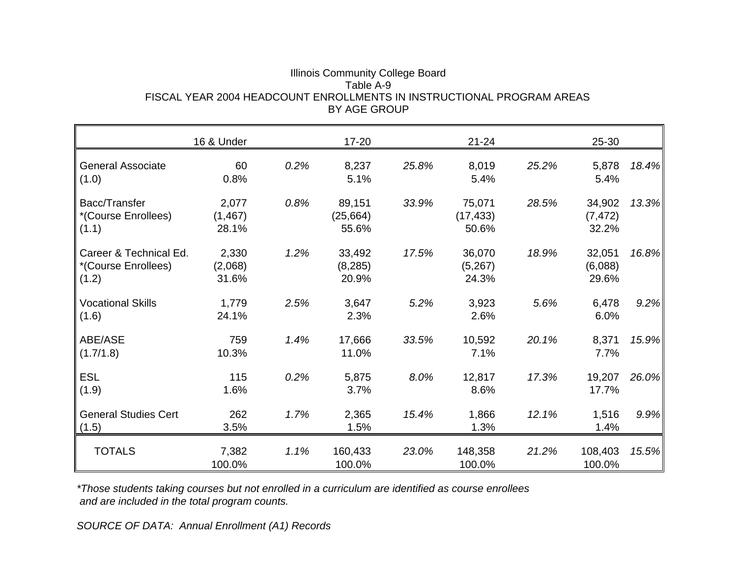Illinois Community College Board
Table A-9
FISCAL YEAR 2004 HEADCOUNT ENROLLMENTS IN INSTRUCTIONAL PROGRAM AREAS
BY AGE GROUP

| | 16 & Under | | 17-20 | | 21-24 | | 25-30 | |
|---|---|---|---|---|---|---|---|---|
| General Associate<br>(1.0) | 60<br>0.8% | *0.2%* | 8,237<br>5.1% | *25.8%* | 8,019<br>5.4% | *25.2%* | 5,878<br>5.4% | *18.4%* |
| Bacc/Transfer<br>*(Course Enrollees)<br>(1.1) | 2,077<br>(1,467)<br>28.1% | *0.8%* | 89,151<br>(25,664)<br>55.6% | *33.9%* | 75,071<br>(17,433)<br>50.6% | *28.5%* | 34,902<br>(7,472)<br>32.2% | *13.3%* |
| Career & Technical Ed.<br>*(Course Enrollees)<br>(1.2) | 2,330<br>(2,068)<br>31.6% | *1.2%* | 33,492<br>(8,285)<br>20.9% | *17.5%* | 36,070<br>(5,267)<br>24.3% | *18.9%* | 32,051<br>(6,088)<br>29.6% | *16.8%* |
| Vocational Skills<br>(1.6) | 1,779<br>24.1% | *2.5%* | 3,647<br>2.3% | *5.2%* | 3,923<br>2.6% | *5.6%* | 6,478<br>6.0% | *9.2%* |
| ABE/ASE<br>(1.7/1.8) | 759<br>10.3% | *1.4%* | 17,666<br>11.0% | *33.5%* | 10,592<br>7.1% | *20.1%* | 8,371<br>7.7% | *15.9%* |
| ESL<br>(1.9) | 115<br>1.6% | *0.2%* | 5,875<br>3.7% | *8.0%* | 12,817<br>8.6% | *17.3%* | 19,207<br>17.7% | *26.0%* |
| General Studies Cert<br>(1.5) | 262<br>3.5% | *1.7%* | 2,365<br>1.5% | *15.4%* | 1,866<br>1.3% | *12.1%* | 1,516<br>1.4% | *9.9%* |
| TOTALS | 7,382<br>100.0% | *1.1%* | 160,433<br>100.0% | *23.0%* | 148,358<br>100.0% | *21.2%* | 108,403<br>100.0% | *15.5%* |

*\*Those students taking courses but not enrolled in a curriculum are identified as course enrollees and are included in the total program counts.*

*SOURCE OF DATA: Annual Enrollment (A1) Records*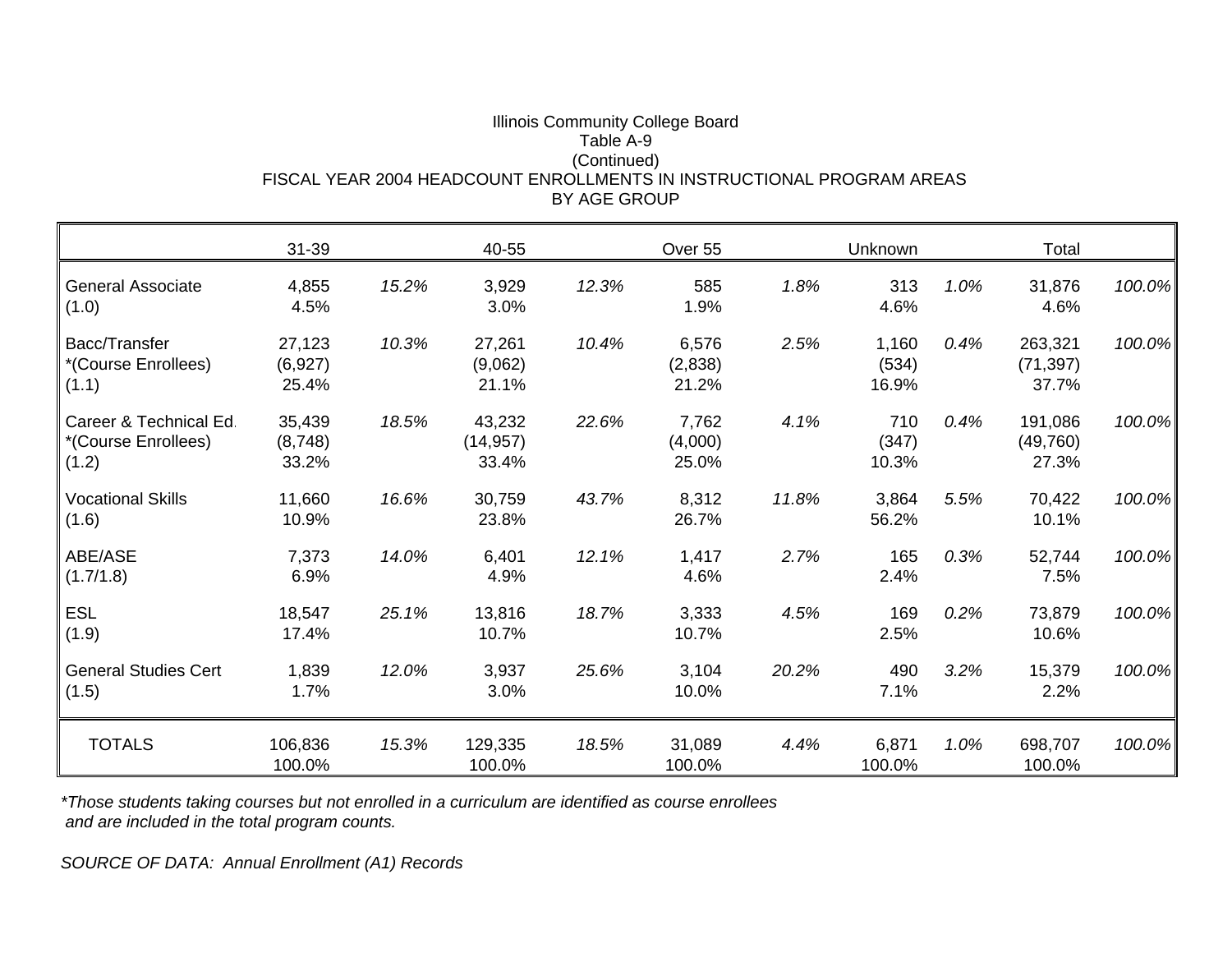Illinois Community College Board
Table A-9
(Continued)
FISCAL YEAR 2004 HEADCOUNT ENROLLMENTS IN INSTRUCTIONAL PROGRAM AREAS
BY AGE GROUP

| | 31-39 | | 40-55 | | Over 55 | | Unknown | | Total | |
|---|---|---|---|---|---|---|---|---|---|---|
| General Associate<br>(1.0) | 4,855<br>4.5% | *15.2%* | 3,929<br>3.0% | *12.3%* | 585<br>1.9% | *1.8%* | 313<br>4.6% | *1.0%* | 31,876<br>4.6% | *100.0%* |
| Bacc/Transfer<br>*(Course Enrollees)<br>(1.1) | 27,123<br>(6,927)<br>25.4% | *10.3%* | 27,261<br>(9,062)<br>21.1% | *10.4%* | 6,576<br>(2,838)<br>21.2% | *2.5%* | 1,160<br>(534)<br>16.9% | *0.4%* | 263,321<br>(71,397)<br>37.7% | *100.0%* |
| Career & Technical Ed.<br>*(Course Enrollees)<br>(1.2) | 35,439<br>(8,748)<br>33.2% | *18.5%* | 43,232<br>(14,957)<br>33.4% | *22.6%* | 7,762<br>(4,000)<br>25.0% | *4.1%* | 710<br>(347)<br>10.3% | *0.4%* | 191,086<br>(49,760)<br>27.3% | *100.0%* |
| Vocational Skills<br>(1.6) | 11,660<br>10.9% | *16.6%* | 30,759<br>23.8% | *43.7%* | 8,312<br>26.7% | *11.8%* | 3,864<br>56.2% | *5.5%* | 70,422<br>10.1% | *100.0%* |
| ABE/ASE<br>(1.7/1.8) | 7,373<br>6.9% | *14.0%* | 6,401<br>4.9% | *12.1%* | 1,417<br>4.6% | *2.7%* | 165<br>2.4% | *0.3%* | 52,744<br>7.5% | *100.0%* |
| ESL<br>(1.9) | 18,547<br>17.4% | *25.1%* | 13,816<br>10.7% | *18.7%* | 3,333<br>10.7% | *4.5%* | 169<br>2.5% | *0.2%* | 73,879<br>10.6% | *100.0%* |
| General Studies Cert<br>(1.5) | 1,839<br>1.7% | *12.0%* | 3,937<br>3.0% | *25.6%* | 3,104<br>10.0% | *20.2%* | 490<br>7.1% | *3.2%* | 15,379<br>2.2% | *100.0%* |
| TOTALS | 106,836<br>100.0% | *15.3%* | 129,335<br>100.0% | *18.5%* | 31,089<br>100.0% | *4.4%* | 6,871<br>100.0% | *1.0%* | 698,707<br>100.0% | *100.0%* |

*\*Those students taking courses but not enrolled in a curriculum are identified as course enrollees and are included in the total program counts.*

*SOURCE OF DATA: Annual Enrollment (A1) Records*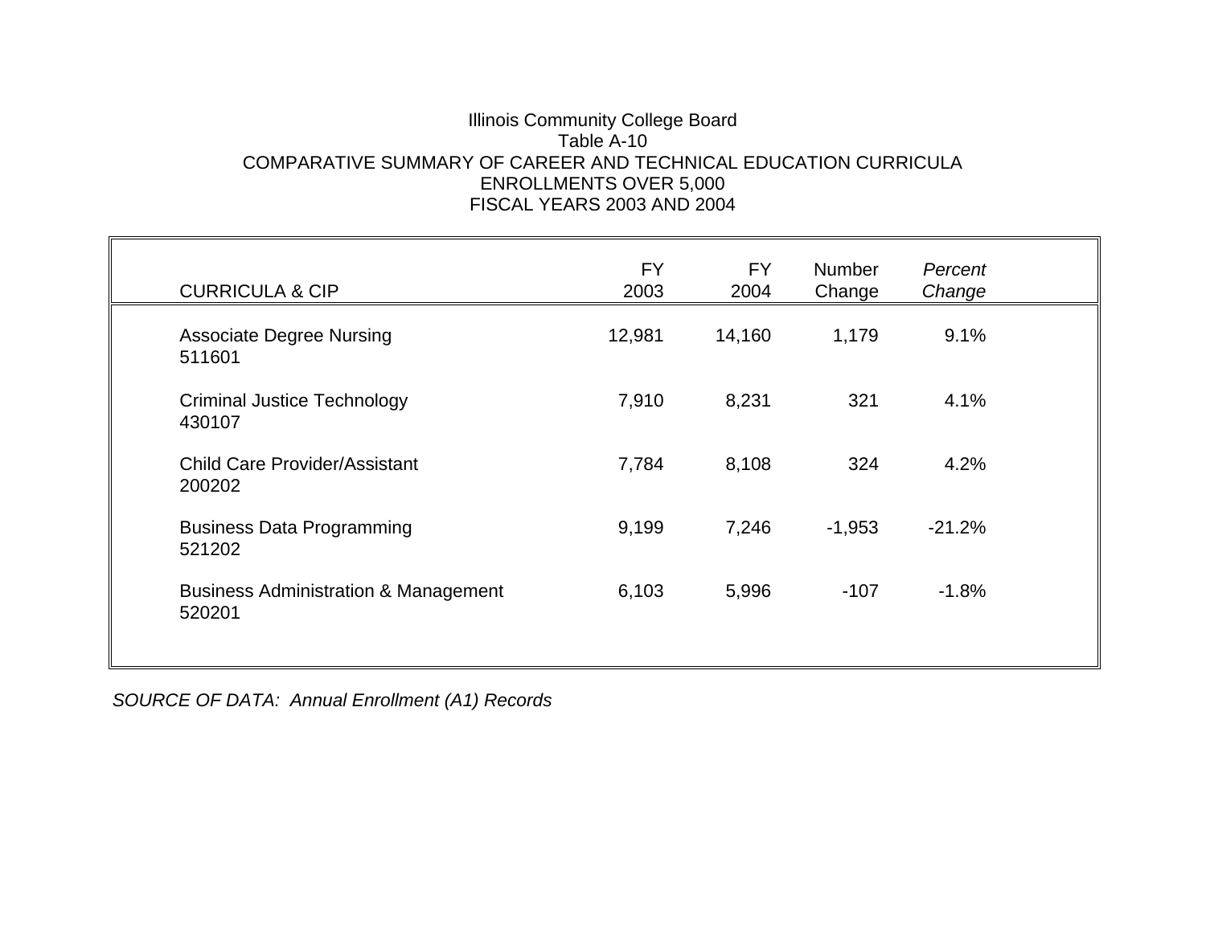Illinois Community College Board
Table A-10
COMPARATIVE SUMMARY OF CAREER AND TECHNICAL EDUCATION CURRICULA
ENROLLMENTS OVER 5,000
FISCAL YEARS 2003 AND 2004

| CURRICULA & CIP | FY 2003 | FY 2004 | Number Change | *Percent Change* |
|---|---|---|---|---|
| Associate Degree Nursing 511601 | 12,981 | 14,160 | 1,179 | 9.1% |
| Criminal Justice Technology 430107 | 7,910 | 8,231 | 321 | 4.1% |
| Child Care Provider/Assistant 200202 | 7,784 | 8,108 | 324 | 4.2% |
| Business Data Programming 521202 | 9,199 | 7,246 | -1,953 | -21.2% |
| Business Administration & Management 520201 | 6,103 | 5,996 | -107 | -1.8% |

*SOURCE OF DATA: Annual Enrollment (A1) Records*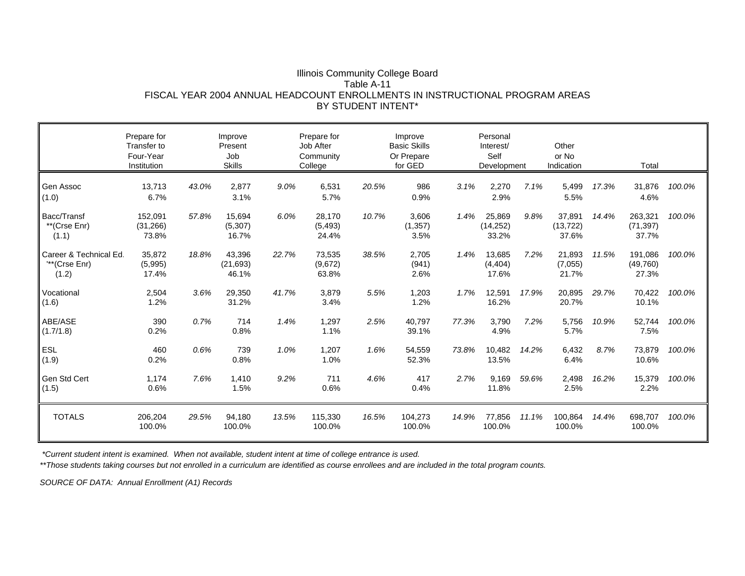Illinois Community College Board
Table A-11
FISCAL YEAR 2004 ANNUAL HEADCOUNT ENROLLMENTS IN INSTRUCTIONAL PROGRAM AREAS
BY STUDENT INTENT*

| | Prepare for Transfer to Four-Year Institution | | Improve Present Job Skills | | Prepare for Job After Community College | | Improve Basic Skills Or Prepare for GED | | Personal Interest/ Self Development | | Other or No Indication | | Total | |
|---|---|---|---|---|---|---|---|---|---|---|---|---|---|---|
| Gen Assoc | 13,713 | *43.0%* | 2,877 | *9.0%* | 6,531 | *20.5%* | 986 | *3.1%* | 2,270 | *7.1%* | 5,499 | *17.3%* | 31,876 | *100.0%* |
| (1.0) | 6.7% | | 3.1% | | 5.7% | | 0.9% | | 2.9% | | 5.5% | | 4.6% | |
| Bacc/Transf | 152,091 | *57.8%* | 15,694 | *6.0%* | 28,170 | *10.7%* | 3,606 | *1.4%* | 25,869 | *9.8%* | 37,891 | *14.4%* | 263,321 | *100.0%* |
| **(Crse Enr) | (31,266) | | (5,307) | | (5,493) | | (1,357) | | (14,252) | | (13,722) | | (71,397) | |
| (1.1) | 73.8% | | 16.7% | | 24.4% | | 3.5% | | 33.2% | | 37.6% | | 37.7% | |
| Career & Technical Ed. | 35,872 | *18.8%* | 43,396 | *22.7%* | 73,535 | *38.5%* | 2,705 | *1.4%* | 13,685 | *7.2%* | 21,893 | *11.5%* | 191,086 | *100.0%* |
| '**(Crse Enr) | (5,995) | | (21,693) | | (9,672) | | (941) | | (4,404) | | (7,055) | | (49,760) | |
| (1.2) | 17.4% | | 46.1% | | 63.8% | | 2.6% | | 17.6% | | 21.7% | | 27.3% | |
| Vocational | 2,504 | *3.6%* | 29,350 | *41.7%* | 3,879 | *5.5%* | 1,203 | *1.7%* | 12,591 | *17.9%* | 20,895 | *29.7%* | 70,422 | *100.0%* |
| (1.6) | 1.2% | | 31.2% | | 3.4% | | 1.2% | | 16.2% | | 20.7% | | 10.1% | |
| ABE/ASE | 390 | *0.7%* | 714 | *1.4%* | 1,297 | *2.5%* | 40,797 | *77.3%* | 3,790 | *7.2%* | 5,756 | *10.9%* | 52,744 | *100.0%* |
| (1.7/1.8) | 0.2% | | 0.8% | | 1.1% | | 39.1% | | 4.9% | | 5.7% | | 7.5% | |
| ESL | 460 | *0.6%* | 739 | *1.0%* | 1,207 | *1.6%* | 54,559 | *73.8%* | 10,482 | *14.2%* | 6,432 | *8.7%* | 73,879 | *100.0%* |
| (1.9) | 0.2% | | 0.8% | | 1.0% | | 52.3% | | 13.5% | | 6.4% | | 10.6% | |
| Gen Std Cert | 1,174 | *7.6%* | 1,410 | *9.2%* | 711 | *4.6%* | 417 | *2.7%* | 9,169 | *59.6%* | 2,498 | *16.2%* | 15,379 | *100.0%* |
| (1.5) | 0.6% | | 1.5% | | 0.6% | | 0.4% | | 11.8% | | 2.5% | | 2.2% | |
| TOTALS | 206,204 | *29.5%* | 94,180 | *13.5%* | 115,330 | *16.5%* | 104,273 | *14.9%* | 77,856 | *11.1%* | 100,864 | *14.4%* | 698,707 | *100.0%* |
| | 100.0% | | 100.0% | | 100.0% | | 100.0% | | 100.0% | | 100.0% | | 100.0% | |

*\*Current student intent is examined. When not available, student intent at time of college entrance is used.*

*\*\*Those students taking courses but not enrolled in a curriculum are identified as course enrollees and are included in the total program counts.*

*SOURCE OF DATA: Annual Enrollment (A1) Records*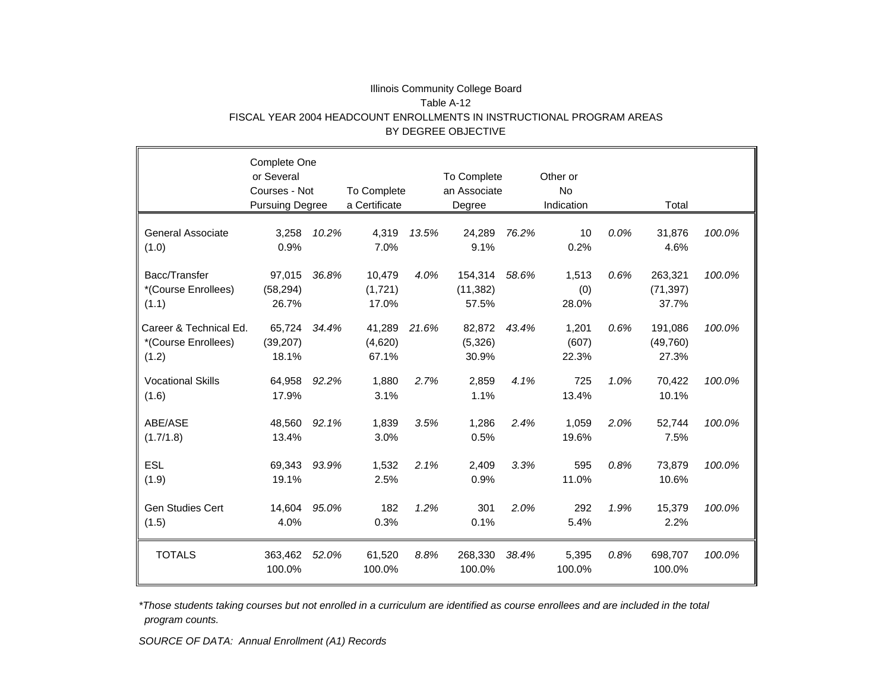Illinois Community College Board

Table A-12

FISCAL YEAR 2004 HEADCOUNT ENROLLMENTS IN INSTRUCTIONAL PROGRAM AREAS BY DEGREE OBJECTIVE

| | Complete One or Several Courses - Not Pursuing Degree | | To Complete a Certificate | | To Complete an Associate Degree | | Other or No Indication | | Total | |
|---|---|---|---|---|---|---|---|---|---|---|
| General Associate | 3,258 | *10.2%* | 4,319 | *13.5%* | 24,289 | *76.2%* | 10 | *0.0%* | 31,876 | *100.0%* |
| (1.0) | 0.9% | | 7.0% | | 9.1% | | 0.2% | | 4.6% | |
| Bacc/Transfer | 97,015 | *36.8%* | 10,479 | *4.0%* | 154,314 | *58.6%* | 1,513 | *0.6%* | 263,321 | *100.0%* |
| *(Course Enrollees) | (58,294) | | (1,721) | | (11,382) | | (0) | | (71,397) | |
| (1.1) | 26.7% | | 17.0% | | 57.5% | | 28.0% | | 37.7% | |
| Career & Technical Ed. | 65,724 | *34.4%* | 41,289 | *21.6%* | 82,872 | *43.4%* | 1,201 | *0.6%* | 191,086 | *100.0%* |
| *(Course Enrollees) | (39,207) | | (4,620) | | (5,326) | | (607) | | (49,760) | |
| (1.2) | 18.1% | | 67.1% | | 30.9% | | 22.3% | | 27.3% | |
| Vocational Skills | 64,958 | *92.2%* | 1,880 | *2.7%* | 2,859 | *4.1%* | 725 | *1.0%* | 70,422 | *100.0%* |
| (1.6) | 17.9% | | 3.1% | | 1.1% | | 13.4% | | 10.1% | |
| ABE/ASE | 48,560 | *92.1%* | 1,839 | *3.5%* | 1,286 | *2.4%* | 1,059 | *2.0%* | 52,744 | *100.0%* |
| (1.7/1.8) | 13.4% | | 3.0% | | 0.5% | | 19.6% | | 7.5% | |
| ESL | 69,343 | *93.9%* | 1,532 | *2.1%* | 2,409 | *3.3%* | 595 | *0.8%* | 73,879 | *100.0%* |
| (1.9) | 19.1% | | 2.5% | | 0.9% | | 11.0% | | 10.6% | |
| Gen Studies Cert | 14,604 | *95.0%* | 182 | *1.2%* | 301 | *2.0%* | 292 | *1.9%* | 15,379 | *100.0%* |
| (1.5) | 4.0% | | 0.3% | | 0.1% | | 5.4% | | 2.2% | |
| TOTALS | 363,462 | *52.0%* | 61,520 | *8.8%* | 268,330 | *38.4%* | 5,395 | *0.8%* | 698,707 | *100.0%* |
| | 100.0% | | 100.0% | | 100.0% | | 100.0% | | 100.0% | |

*\*Those students taking courses but not enrolled in a curriculum are identified as course enrollees and are included in the total program counts.*

*SOURCE OF DATA: Annual Enrollment (A1) Records*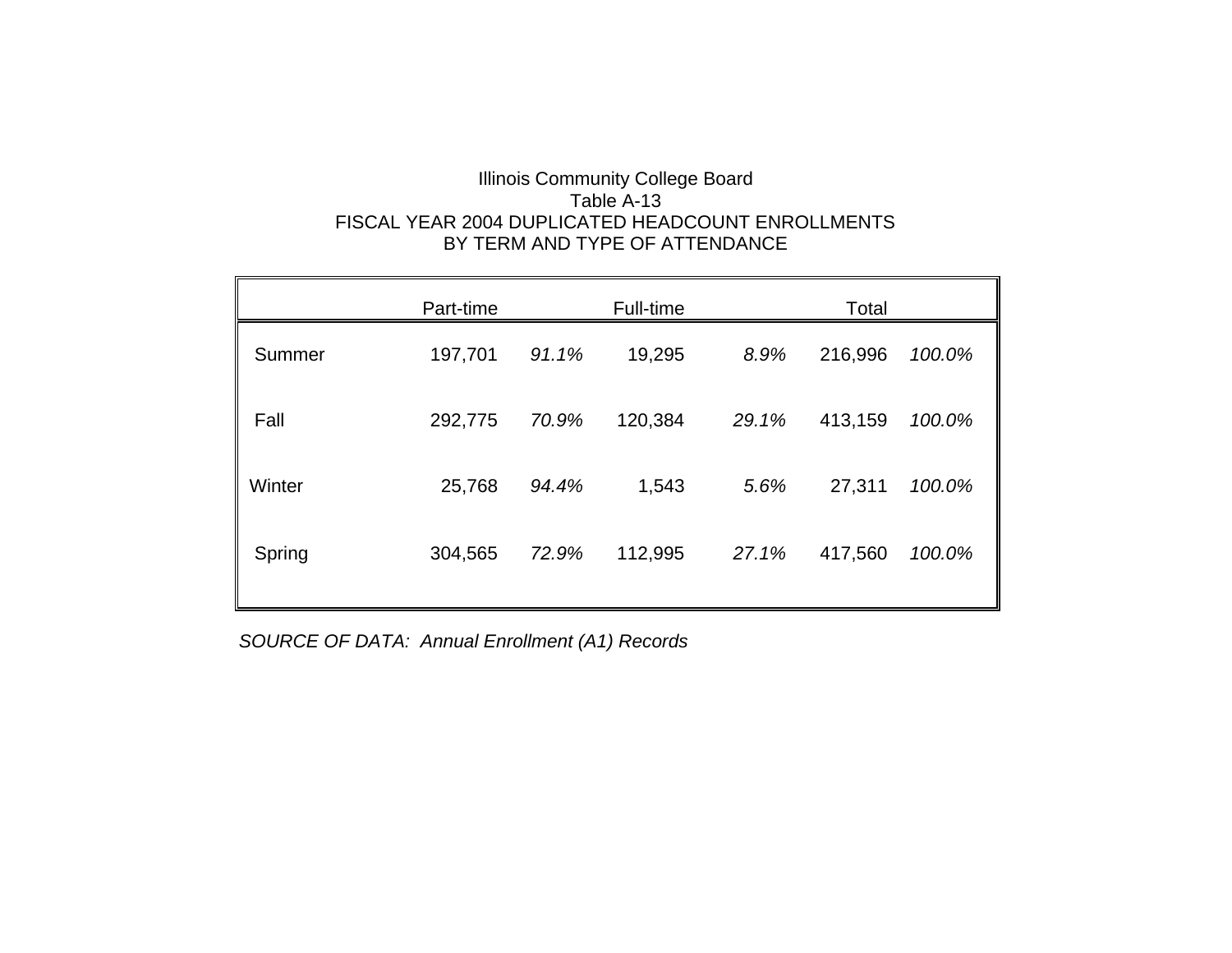Illinois Community College Board
Table A-13
FISCAL YEAR 2004 DUPLICATED HEADCOUNT ENROLLMENTS
BY TERM AND TYPE OF ATTENDANCE

| | Part-time | | Full-time | | Total | |
|---|---|---|---|---|---|---|
| Summer | 197,701 | *91.1%* | 19,295 | *8.9%* | 216,996 | *100.0%* |
| Fall | 292,775 | *70.9%* | 120,384 | *29.1%* | 413,159 | *100.0%* |
| Winter | 25,768 | *94.4%* | 1,543 | *5.6%* | 27,311 | *100.0%* |
| Spring | 304,565 | *72.9%* | 112,995 | *27.1%* | 417,560 | *100.0%* |

*SOURCE OF DATA: Annual Enrollment (A1) Records*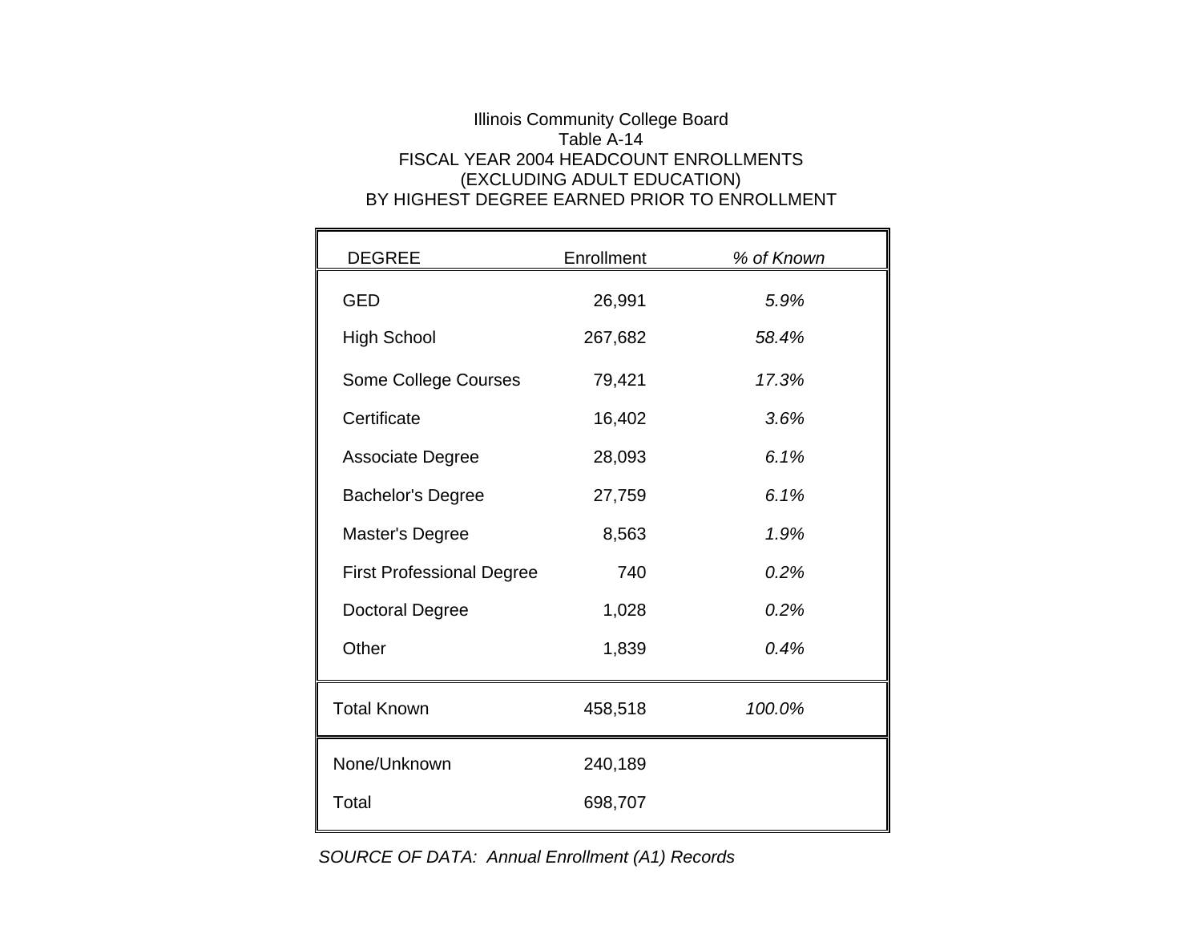Illinois Community College Board
Table A-14
FISCAL YEAR 2004 HEADCOUNT ENROLLMENTS
(EXCLUDING ADULT EDUCATION)
BY HIGHEST DEGREE EARNED PRIOR TO ENROLLMENT

| DEGREE | Enrollment | *% of Known* |
|---|---|---|
| GED | 26,991 | *5.9%* |
| High School | 267,682 | *58.4%* |
| Some College Courses | 79,421 | *17.3%* |
| Certificate | 16,402 | *3.6%* |
| Associate Degree | 28,093 | *6.1%* |
| Bachelor's Degree | 27,759 | *6.1%* |
| Master's Degree | 8,563 | *1.9%* |
| First Professional Degree | 740 | *0.2%* |
| Doctoral Degree | 1,028 | *0.2%* |
| Other | 1,839 | *0.4%* |
| Total Known | 458,518 | *100.0%* |
| None/Unknown | 240,189 | |
| Total | 698,707 | |

*SOURCE OF DATA: Annual Enrollment (A1) Records*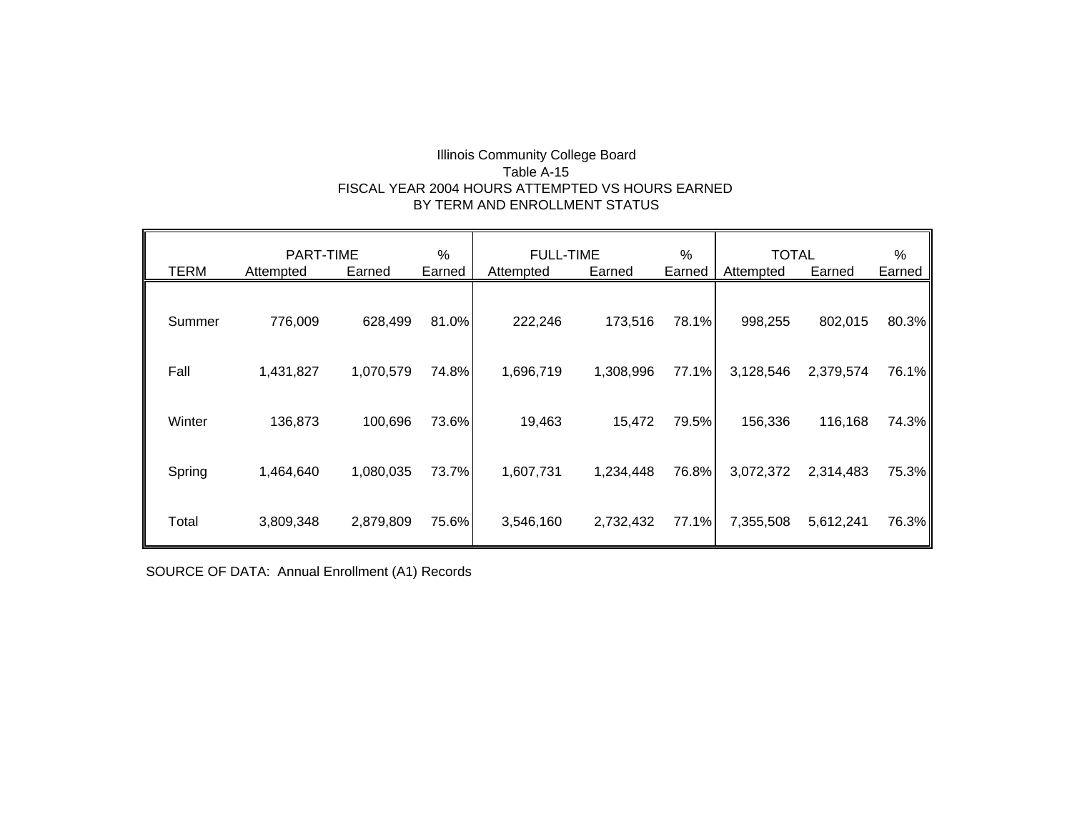Illinois Community College Board
Table A-15
FISCAL YEAR 2004 HOURS ATTEMPTED VS HOURS EARNED
BY TERM AND ENROLLMENT STATUS

| | PART-TIME | | % | FULL-TIME | | % | TOTAL | | % |
|---|---|---|---|---|---|---|---|---|---|
| TERM | Attempted | Earned | Earned | Attempted | Earned | Earned | Attempted | Earned | Earned |
| Summer | 776,009 | 628,499 | 81.0% | 222,246 | 173,516 | 78.1% | 998,255 | 802,015 | 80.3% |
| Fall | 1,431,827 | 1,070,579 | 74.8% | 1,696,719 | 1,308,996 | 77.1% | 3,128,546 | 2,379,574 | 76.1% |
| Winter | 136,873 | 100,696 | 73.6% | 19,463 | 15,472 | 79.5% | 156,336 | 116,168 | 74.3% |
| Spring | 1,464,640 | 1,080,035 | 73.7% | 1,607,731 | 1,234,448 | 76.8% | 3,072,372 | 2,314,483 | 75.3% |
| Total | 3,809,348 | 2,879,809 | 75.6% | 3,546,160 | 2,732,432 | 77.1% | 7,355,508 | 5,612,241 | 76.3% |

SOURCE OF DATA: Annual Enrollment (A1) Records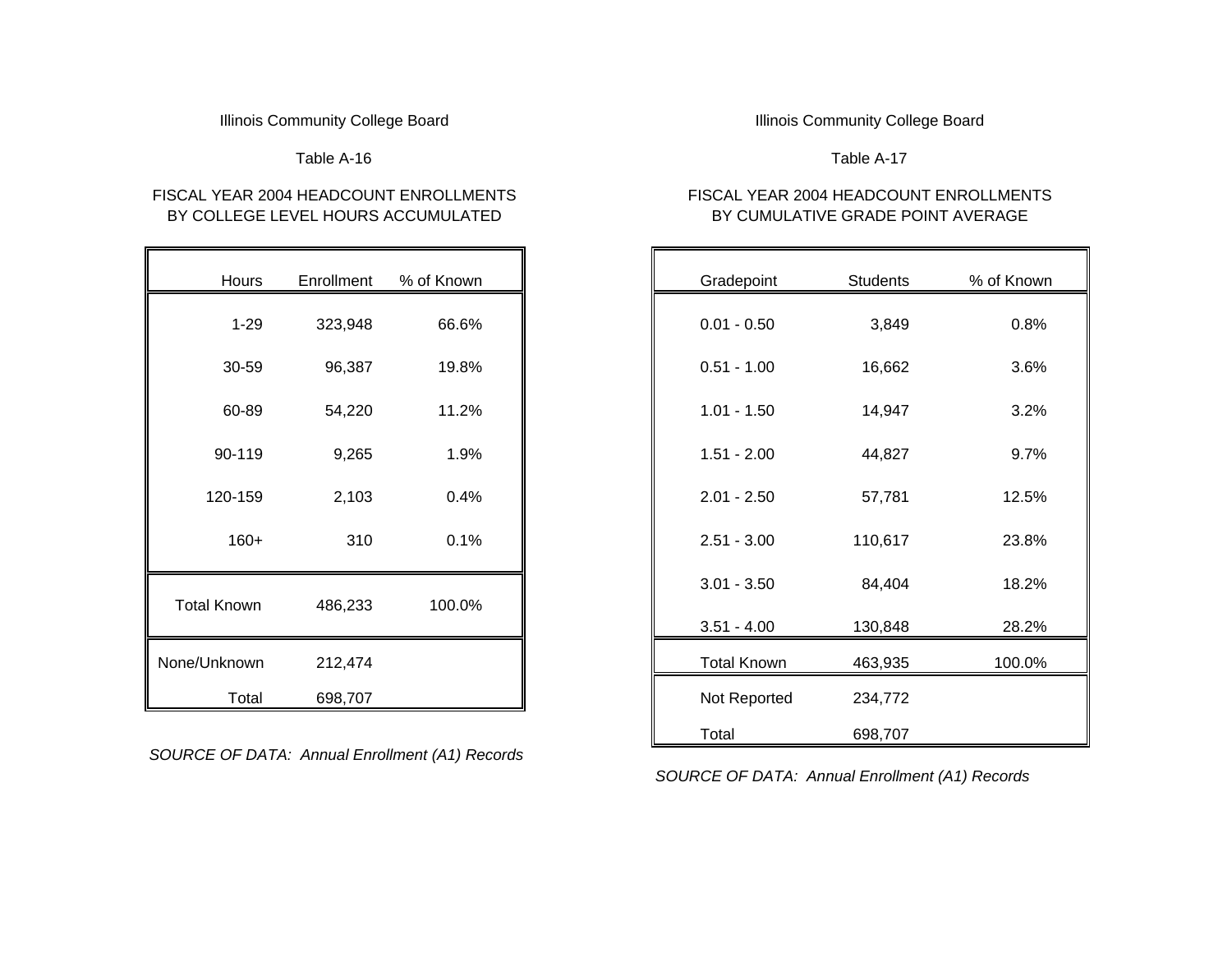Illinois Community College Board

Table A-16

FISCAL YEAR 2004 HEADCOUNT ENROLLMENTS
BY COLLEGE LEVEL HOURS ACCUMULATED

| Hours | Enrollment | % of Known |
|---|---|---|
| 1-29 | 323,948 | 66.6% |
| 30-59 | 96,387 | 19.8% |
| 60-89 | 54,220 | 11.2% |
| 90-119 | 9,265 | 1.9% |
| 120-159 | 2,103 | 0.4% |
| 160+ | 310 | 0.1% |
| Total Known | 486,233 | 100.0% |
| None/Unknown | 212,474 | |
| Total | 698,707 | |

*SOURCE OF DATA: Annual Enrollment (A1) Records*

Illinois Community College Board

Table A-17

FISCAL YEAR 2004 HEADCOUNT ENROLLMENTS
BY CUMULATIVE GRADE POINT AVERAGE

| Gradepoint | Students | % of Known |
|---|---|---|
| 0.01 - 0.50 | 3,849 | 0.8% |
| 0.51 - 1.00 | 16,662 | 3.6% |
| 1.01 - 1.50 | 14,947 | 3.2% |
| 1.51 - 2.00 | 44,827 | 9.7% |
| 2.01 - 2.50 | 57,781 | 12.5% |
| 2.51 - 3.00 | 110,617 | 23.8% |
| 3.01 - 3.50 | 84,404 | 18.2% |
| 3.51 - 4.00 | 130,848 | 28.2% |
| Total Known | 463,935 | 100.0% |
| Not Reported | 234,772 | |
| Total | 698,707 | |

*SOURCE OF DATA: Annual Enrollment (A1) Records*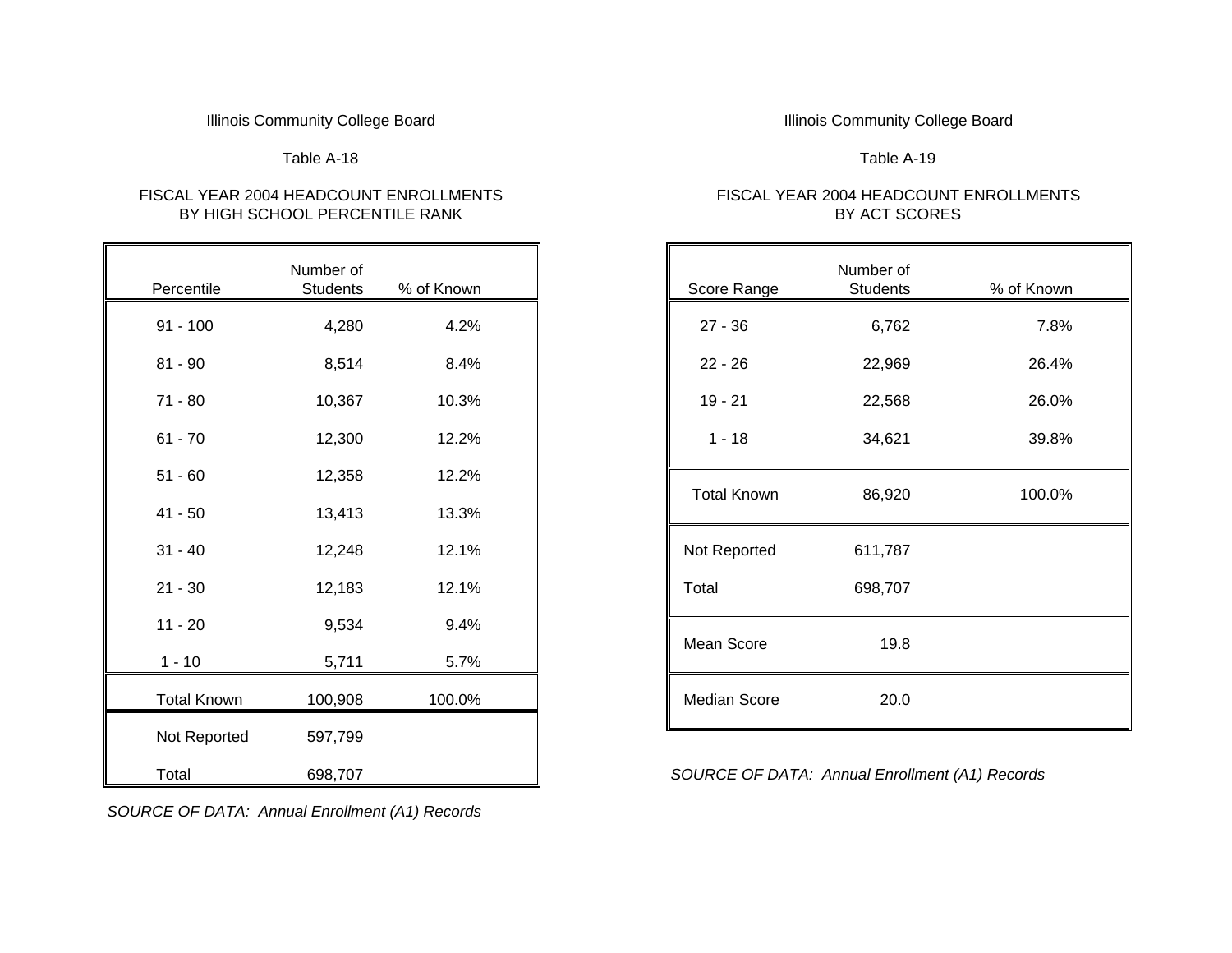Illinois Community College Board

Table A-18

## FISCAL YEAR 2004 HEADCOUNT ENROLLMENTS BY HIGH SCHOOL PERCENTILE RANK

| Percentile | Number of Students | % of Known |
|---|---|---|
| 91 - 100 | 4,280 | 4.2% |
| 81 - 90 | 8,514 | 8.4% |
| 71 - 80 | 10,367 | 10.3% |
| 61 - 70 | 12,300 | 12.2% |
| 51 - 60 | 12,358 | 12.2% |
| 41 - 50 | 13,413 | 13.3% |
| 31 - 40 | 12,248 | 12.1% |
| 21 - 30 | 12,183 | 12.1% |
| 11 - 20 | 9,534 | 9.4% |
| 1 - 10 | 5,711 | 5.7% |
| Total Known | 100,908 | 100.0% |
| Not Reported | 597,799 | |
| Total | 698,707 | |

*SOURCE OF DATA: Annual Enrollment (A1) Records*

Illinois Community College Board

Table A-19

## FISCAL YEAR 2004 HEADCOUNT ENROLLMENTS BY ACT SCORES

| Score Range | Number of Students | % of Known |
|---|---|---|
| 27 - 36 | 6,762 | 7.8% |
| 22 - 26 | 22,969 | 26.4% |
| 19 - 21 | 22,568 | 26.0% |
| 1 - 18 | 34,621 | 39.8% |
| Total Known | 86,920 | 100.0% |
| Not Reported | 611,787 | |
| Total | 698,707 | |
| Mean Score | 19.8 | |
| Median Score | 20.0 | |

*SOURCE OF DATA: Annual Enrollment (A1) Records*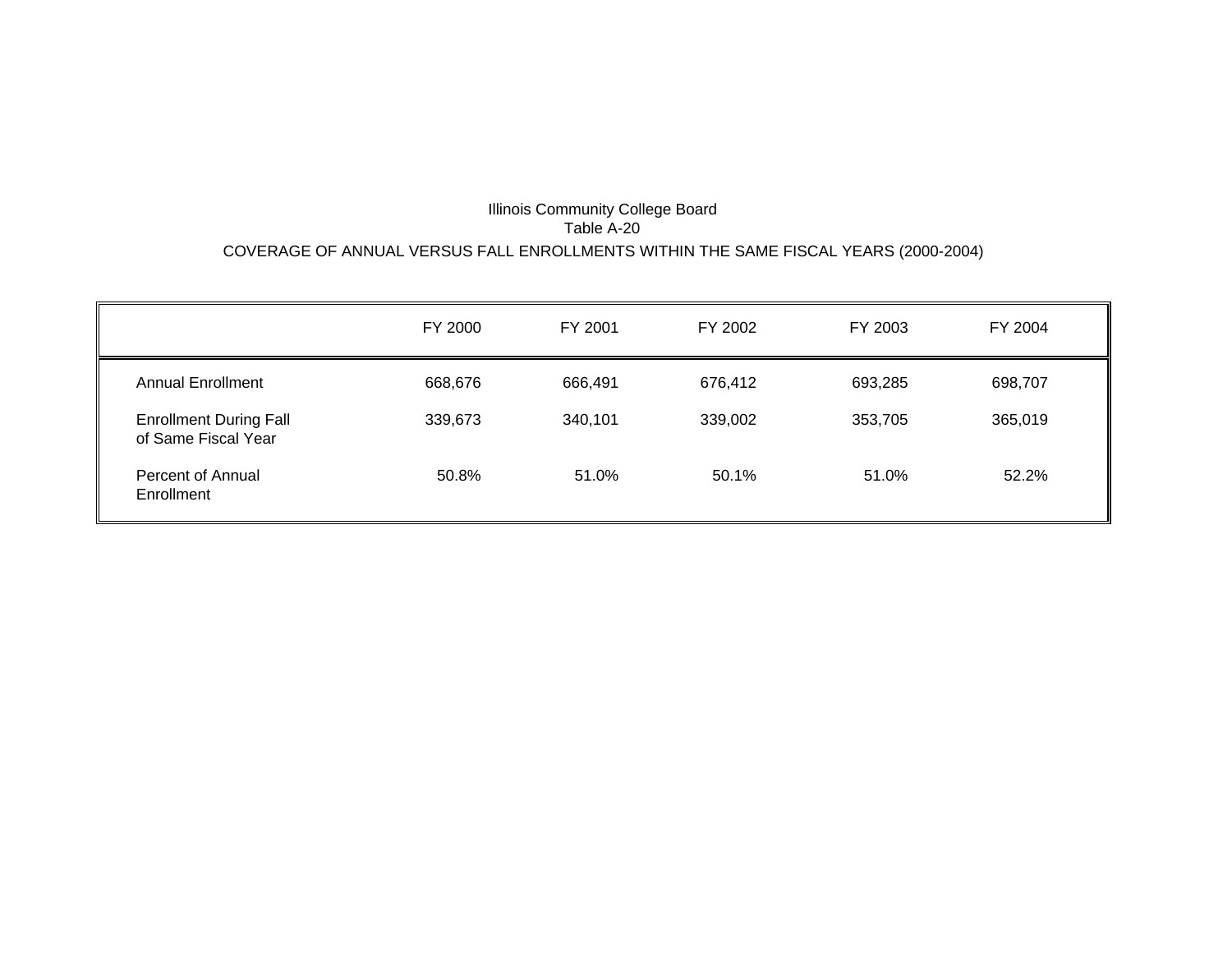Illinois Community College Board
Table A-20

# COVERAGE OF ANNUAL VERSUS FALL ENROLLMENTS WITHIN THE SAME FISCAL YEARS (2000-2004)

| | FY 2000 | FY 2001 | FY 2002 | FY 2003 | FY 2004 |
|---|---|---|---|---|---|
| Annual Enrollment | 668,676 | 666,491 | 676,412 | 693,285 | 698,707 |
| Enrollment During Fall of Same Fiscal Year | 339,673 | 340,101 | 339,002 | 353,705 | 365,019 |
| Percent of Annual Enrollment | 50.8% | 51.0% | 50.1% | 51.0% | 52.2% |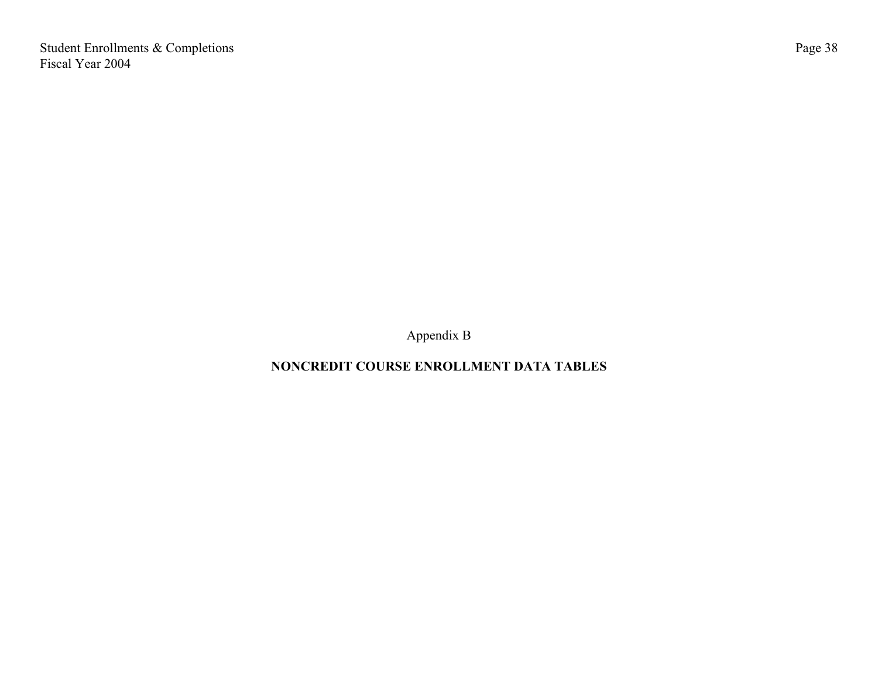Appendix B

**NONCREDIT COURSE ENROLLMENT DATA TABLES**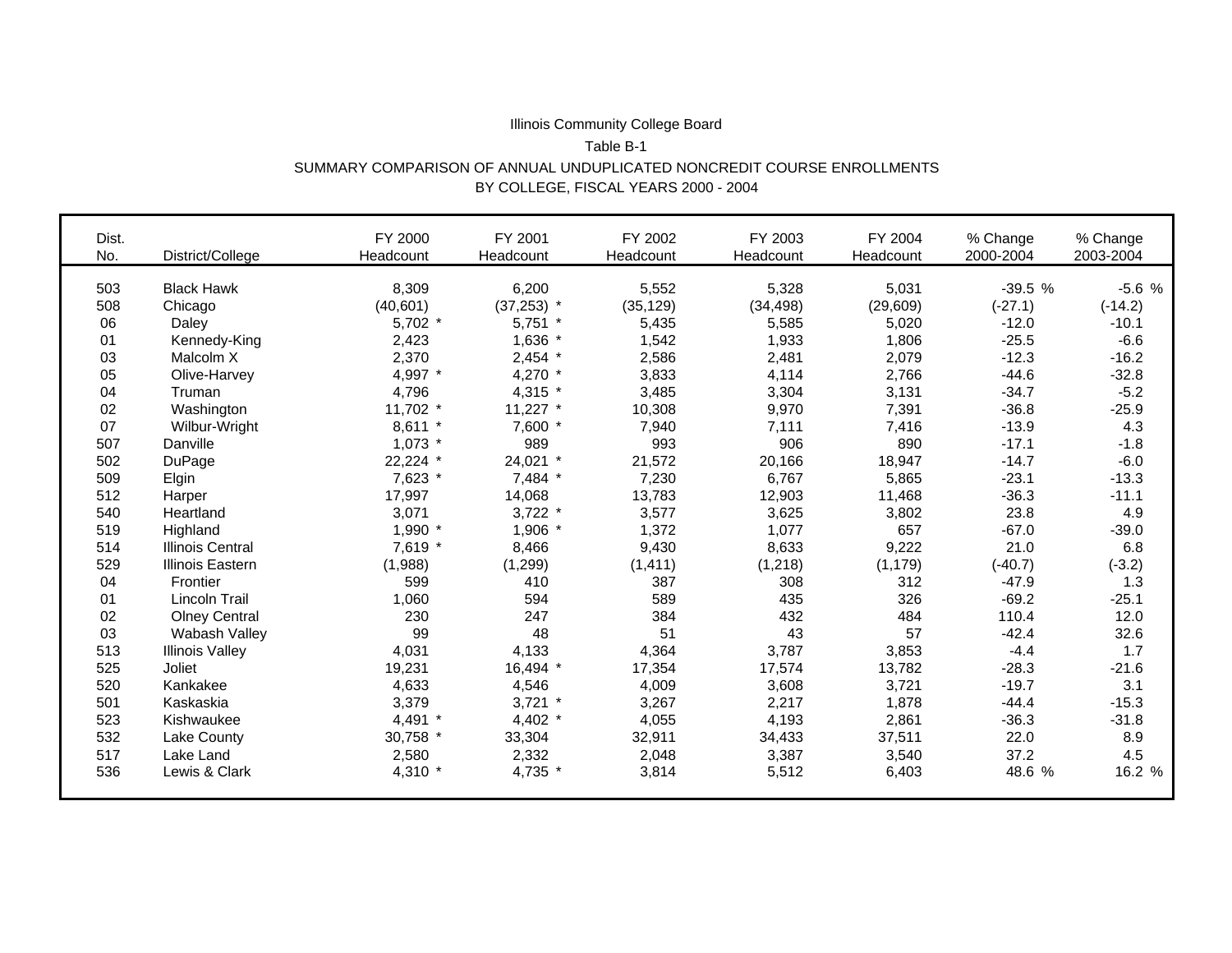Illinois Community College Board

Table B-1

SUMMARY COMPARISON OF ANNUAL UNDUPLICATED NONCREDIT COURSE ENROLLMENTS BY COLLEGE, FISCAL YEARS 2000 - 2004

| Dist. No. | District/College | FY 2000 Headcount | FY 2001 Headcount | FY 2002 Headcount | FY 2003 Headcount | FY 2004 Headcount | % Change 2000-2004 | % Change 2003-2004 |
|---|---|---|---|---|---|---|---|---|
| 503 | Black Hawk | 8,309 | 6,200 | 5,552 | 5,328 | 5,031 | -39.5 % | -5.6 % |
| 508 | Chicago | (40,601) | (37,253) * | (35,129) | (34,498) | (29,609) | (-27.1) | (-14.2) |
| 06 | Daley | 5,702 * | 5,751 * | 5,435 | 5,585 | 5,020 | -12.0 | -10.1 |
| 01 | Kennedy-King | 2,423 | 1,636 * | 1,542 | 1,933 | 1,806 | -25.5 | -6.6 |
| 03 | Malcolm X | 2,370 | 2,454 * | 2,586 | 2,481 | 2,079 | -12.3 | -16.2 |
| 05 | Olive-Harvey | 4,997 * | 4,270 * | 3,833 | 4,114 | 2,766 | -44.6 | -32.8 |
| 04 | Truman | 4,796 | 4,315 * | 3,485 | 3,304 | 3,131 | -34.7 | -5.2 |
| 02 | Washington | 11,702 * | 11,227 * | 10,308 | 9,970 | 7,391 | -36.8 | -25.9 |
| 07 | Wilbur-Wright | 8,611 * | 7,600 * | 7,940 | 7,111 | 7,416 | -13.9 | 4.3 |
| 507 | Danville | 1,073 * | 989 | 993 | 906 | 890 | -17.1 | -1.8 |
| 502 | DuPage | 22,224 * | 24,021 * | 21,572 | 20,166 | 18,947 | -14.7 | -6.0 |
| 509 | Elgin | 7,623 * | 7,484 * | 7,230 | 6,767 | 5,865 | -23.1 | -13.3 |
| 512 | Harper | 17,997 | 14,068 | 13,783 | 12,903 | 11,468 | -36.3 | -11.1 |
| 540 | Heartland | 3,071 | 3,722 * | 3,577 | 3,625 | 3,802 | 23.8 | 4.9 |
| 519 | Highland | 1,990 * | 1,906 * | 1,372 | 1,077 | 657 | -67.0 | -39.0 |
| 514 | Illinois Central | 7,619 * | 8,466 | 9,430 | 8,633 | 9,222 | 21.0 | 6.8 |
| 529 | Illinois Eastern | (1,988) | (1,299) | (1,411) | (1,218) | (1,179) | (-40.7) | (-3.2) |
| 04 | Frontier | 599 | 410 | 387 | 308 | 312 | -47.9 | 1.3 |
| 01 | Lincoln Trail | 1,060 | 594 | 589 | 435 | 326 | -69.2 | -25.1 |
| 02 | Olney Central | 230 | 247 | 384 | 432 | 484 | 110.4 | 12.0 |
| 03 | Wabash Valley | 99 | 48 | 51 | 43 | 57 | -42.4 | 32.6 |
| 513 | Illinois Valley | 4,031 | 4,133 | 4,364 | 3,787 | 3,853 | -4.4 | 1.7 |
| 525 | Joliet | 19,231 | 16,494 * | 17,354 | 17,574 | 13,782 | -28.3 | -21.6 |
| 520 | Kankakee | 4,633 | 4,546 | 4,009 | 3,608 | 3,721 | -19.7 | 3.1 |
| 501 | Kaskaskia | 3,379 | 3,721 * | 3,267 | 2,217 | 1,878 | -44.4 | -15.3 |
| 523 | Kishwaukee | 4,491 * | 4,402 * | 4,055 | 4,193 | 2,861 | -36.3 | -31.8 |
| 532 | Lake County | 30,758 * | 33,304 | 32,911 | 34,433 | 37,511 | 22.0 | 8.9 |
| 517 | Lake Land | 2,580 | 2,332 | 2,048 | 3,387 | 3,540 | 37.2 | 4.5 |
| 536 | Lewis & Clark | 4,310 * | 4,735 * | 3,814 | 5,512 | 6,403 | 48.6 % | 16.2 % |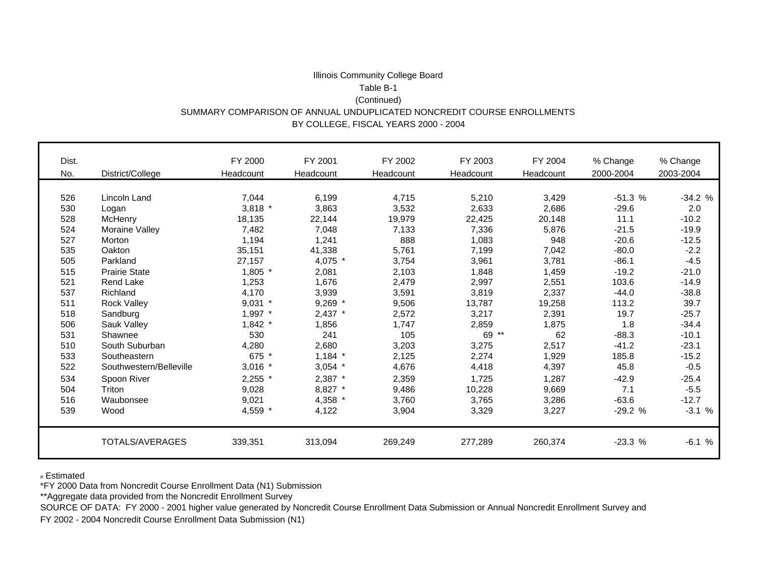Illinois Community College Board

Table B-1

(Continued)

SUMMARY COMPARISON OF ANNUAL UNDUPLICATED NONCREDIT COURSE ENROLLMENTS

BY COLLEGE, FISCAL YEARS 2000 - 2004

| Dist. No. | District/College | FY 2000 Headcount | FY 2001 Headcount | FY 2002 Headcount | FY 2003 Headcount | FY 2004 Headcount | % Change 2000-2004 | % Change 2003-2004 |
|---|---|---|---|---|---|---|---|---|
| 526 | Lincoln Land | 7,044 | 6,199 | 4,715 | 5,210 | 3,429 | -51.3 % | -34.2 % |
| 530 | Logan | 3,818 * | 3,863 | 3,532 | 2,633 | 2,686 | -29.6 | 2.0 |
| 528 | McHenry | 18,135 | 22,144 | 19,979 | 22,425 | 20,148 | 11.1 | -10.2 |
| 524 | Moraine Valley | 7,482 | 7,048 | 7,133 | 7,336 | 5,876 | -21.5 | -19.9 |
| 527 | Morton | 1,194 | 1,241 | 888 | 1,083 | 948 | -20.6 | -12.5 |
| 535 | Oakton | 35,151 | 41,338 | 5,761 | 7,199 | 7,042 | -80.0 | -2.2 |
| 505 | Parkland | 27,157 | 4,075 * | 3,754 | 3,961 | 3,781 | -86.1 | -4.5 |
| 515 | Prairie State | 1,805 * | 2,081 | 2,103 | 1,848 | 1,459 | -19.2 | -21.0 |
| 521 | Rend Lake | 1,253 | 1,676 | 2,479 | 2,997 | 2,551 | 103.6 | -14.9 |
| 537 | Richland | 4,170 | 3,939 | 3,591 | 3,819 | 2,337 | -44.0 | -38.8 |
| 511 | Rock Valley | 9,031 * | 9,269 * | 9,506 | 13,787 | 19,258 | 113.2 | 39.7 |
| 518 | Sandburg | 1,997 * | 2,437 * | 2,572 | 3,217 | 2,391 | 19.7 | -25.7 |
| 506 | Sauk Valley | 1,842 * | 1,856 | 1,747 | 2,859 | 1,875 | 1.8 | -34.4 |
| 531 | Shawnee | 530 | 241 | 105 | 69 ** | 62 | -88.3 | -10.1 |
| 510 | South Suburban | 4,280 | 2,680 | 3,203 | 3,275 | 2,517 | -41.2 | -23.1 |
| 533 | Southeastern | 675 * | 1,184 * | 2,125 | 2,274 | 1,929 | 185.8 | -15.2 |
| 522 | Southwestern/Belleville | 3,016 * | 3,054 * | 4,676 | 4,418 | 4,397 | 45.8 | -0.5 |
| 534 | Spoon River | 2,255 * | 2,387 * | 2,359 | 1,725 | 1,287 | -42.9 | -25.4 |
| 504 | Triton | 9,028 | 8,827 * | 9,486 | 10,228 | 9,669 | 7.1 | -5.5 |
| 516 | Waubonsee | 9,021 | 4,358 * | 3,760 | 3,765 | 3,286 | -63.6 | -12.7 |
| 539 | Wood | 4,559 * | 4,122 | 3,904 | 3,329 | 3,227 | -29.2 % | -3.1 % |
| | TOTALS/AVERAGES | 339,351 | 313,094 | 269,249 | 277,289 | 260,374 | -23.3 % | -6.1 % |

# Estimated

*FY 2000 Data from Noncredit Course Enrollment Data (N1) Submission

**Aggregate data provided from the Noncredit Enrollment Survey

SOURCE OF DATA: FY 2000 - 2001 higher value generated by Noncredit Course Enrollment Data Submission or Annual Noncredit Enrollment Survey and FY 2002 - 2004 Noncredit Course Enrollment Data Submission (N1)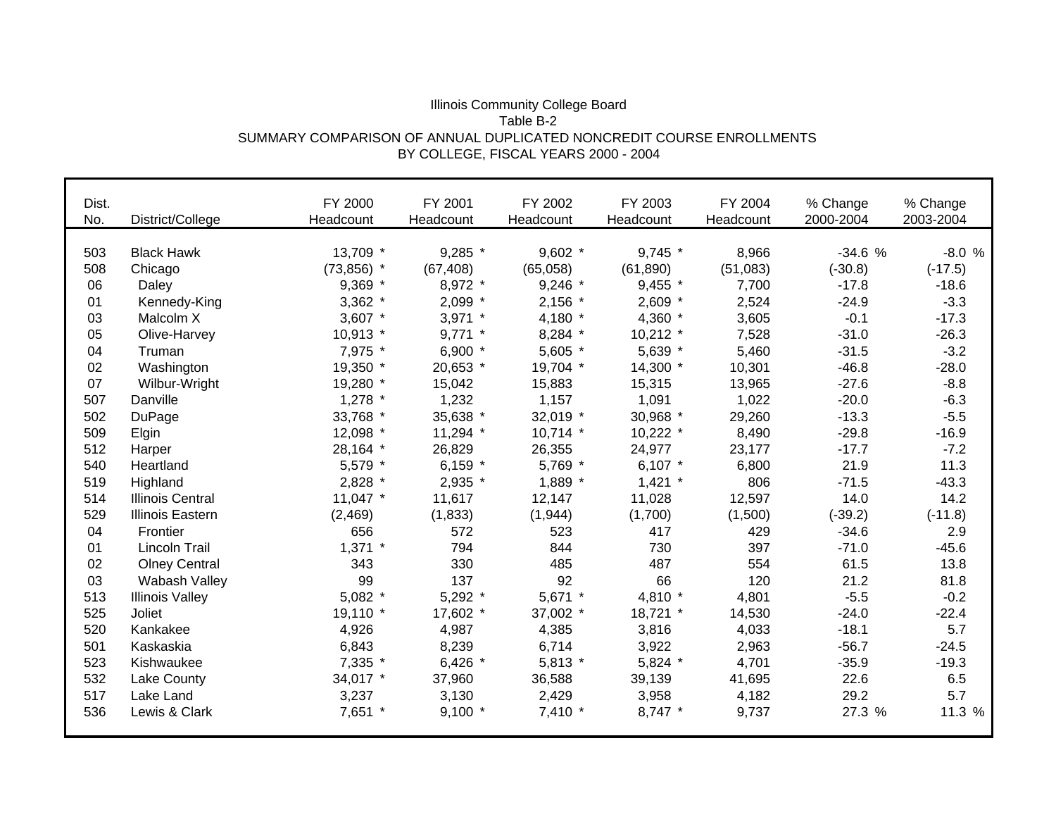Illinois Community College Board
Table B-2
SUMMARY COMPARISON OF ANNUAL DUPLICATED NONCREDIT COURSE ENROLLMENTS
BY COLLEGE, FISCAL YEARS 2000 - 2004

| Dist. No. | District/College | FY 2000 Headcount | FY 2001 Headcount | FY 2002 Headcount | FY 2003 Headcount | FY 2004 Headcount | % Change 2000-2004 | % Change 2003-2004 |
|---|---|---|---|---|---|---|---|---|
| 503 | Black Hawk | 13,709 * | 9,285 * | 9,602 * | 9,745 * | 8,966 | -34.6 % | -8.0 % |
| 508 | Chicago | (73,856) * | (67,408) | (65,058) | (61,890) | (51,083) | (-30.8) | (-17.5) |
| 06 | Daley | 9,369 * | 8,972 * | 9,246 * | 9,455 * | 7,700 | -17.8 | -18.6 |
| 01 | Kennedy-King | 3,362 * | 2,099 * | 2,156 * | 2,609 * | 2,524 | -24.9 | -3.3 |
| 03 | Malcolm X | 3,607 * | 3,971 * | 4,180 * | 4,360 * | 3,605 | -0.1 | -17.3 |
| 05 | Olive-Harvey | 10,913 * | 9,771 * | 8,284 * | 10,212 * | 7,528 | -31.0 | -26.3 |
| 04 | Truman | 7,975 * | 6,900 * | 5,605 * | 5,639 * | 5,460 | -31.5 | -3.2 |
| 02 | Washington | 19,350 * | 20,653 * | 19,704 * | 14,300 * | 10,301 | -46.8 | -28.0 |
| 07 | Wilbur-Wright | 19,280 * | 15,042 | 15,883 | 15,315 | 13,965 | -27.6 | -8.8 |
| 507 | Danville | 1,278 * | 1,232 | 1,157 | 1,091 | 1,022 | -20.0 | -6.3 |
| 502 | DuPage | 33,768 * | 35,638 * | 32,019 * | 30,968 * | 29,260 | -13.3 | -5.5 |
| 509 | Elgin | 12,098 * | 11,294 * | 10,714 * | 10,222 * | 8,490 | -29.8 | -16.9 |
| 512 | Harper | 28,164 * | 26,829 | 26,355 | 24,977 | 23,177 | -17.7 | -7.2 |
| 540 | Heartland | 5,579 * | 6,159 * | 5,769 * | 6,107 * | 6,800 | 21.9 | 11.3 |
| 519 | Highland | 2,828 * | 2,935 * | 1,889 * | 1,421 * | 806 | -71.5 | -43.3 |
| 514 | Illinois Central | 11,047 * | 11,617 | 12,147 | 11,028 | 12,597 | 14.0 | 14.2 |
| 529 | Illinois Eastern | (2,469) | (1,833) | (1,944) | (1,700) | (1,500) | (-39.2) | (-11.8) |
| 04 | Frontier | 656 | 572 | 523 | 417 | 429 | -34.6 | 2.9 |
| 01 | Lincoln Trail | 1,371 * | 794 | 844 | 730 | 397 | -71.0 | -45.6 |
| 02 | Olney Central | 343 | 330 | 485 | 487 | 554 | 61.5 | 13.8 |
| 03 | Wabash Valley | 99 | 137 | 92 | 66 | 120 | 21.2 | 81.8 |
| 513 | Illinois Valley | 5,082 * | 5,292 * | 5,671 * | 4,810 * | 4,801 | -5.5 | -0.2 |
| 525 | Joliet | 19,110 * | 17,602 * | 37,002 * | 18,721 * | 14,530 | -24.0 | -22.4 |
| 520 | Kankakee | 4,926 | 4,987 | 4,385 | 3,816 | 4,033 | -18.1 | 5.7 |
| 501 | Kaskaskia | 6,843 | 8,239 | 6,714 | 3,922 | 2,963 | -56.7 | -24.5 |
| 523 | Kishwaukee | 7,335 * | 6,426 * | 5,813 * | 5,824 * | 4,701 | -35.9 | -19.3 |
| 532 | Lake County | 34,017 * | 37,960 | 36,588 | 39,139 | 41,695 | 22.6 | 6.5 |
| 517 | Lake Land | 3,237 | 3,130 | 2,429 | 3,958 | 4,182 | 29.2 | 5.7 |
| 536 | Lewis & Clark | 7,651 * | 9,100 * | 7,410 * | 8,747 * | 9,737 | 27.3 % | 11.3 % |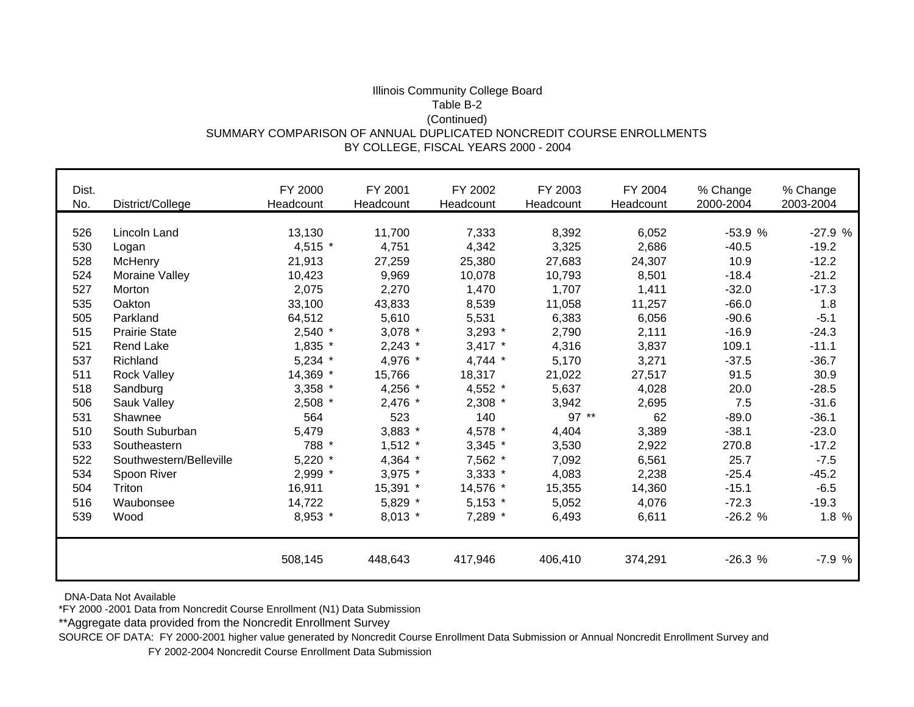Illinois Community College Board
Table B-2
(Continued)
SUMMARY COMPARISON OF ANNUAL DUPLICATED NONCREDIT COURSE ENROLLMENTS
BY COLLEGE, FISCAL YEARS 2000 - 2004

| Dist. No. | District/College | FY 2000 Headcount | FY 2001 Headcount | FY 2002 Headcount | FY 2003 Headcount | FY 2004 Headcount | % Change 2000-2004 | % Change 2003-2004 |
|---|---|---|---|---|---|---|---|---|
| 526 | Lincoln Land | 13,130 | 11,700 | 7,333 | 8,392 | 6,052 | -53.9 % | -27.9 % |
| 530 | Logan | 4,515 * | 4,751 | 4,342 | 3,325 | 2,686 | -40.5 | -19.2 |
| 528 | McHenry | 21,913 | 27,259 | 25,380 | 27,683 | 24,307 | 10.9 | -12.2 |
| 524 | Moraine Valley | 10,423 | 9,969 | 10,078 | 10,793 | 8,501 | -18.4 | -21.2 |
| 527 | Morton | 2,075 | 2,270 | 1,470 | 1,707 | 1,411 | -32.0 | -17.3 |
| 535 | Oakton | 33,100 | 43,833 | 8,539 | 11,058 | 11,257 | -66.0 | 1.8 |
| 505 | Parkland | 64,512 | 5,610 | 5,531 | 6,383 | 6,056 | -90.6 | -5.1 |
| 515 | Prairie State | 2,540 * | 3,078 * | 3,293 * | 2,790 | 2,111 | -16.9 | -24.3 |
| 521 | Rend Lake | 1,835 * | 2,243 * | 3,417 * | 4,316 | 3,837 | 109.1 | -11.1 |
| 537 | Richland | 5,234 * | 4,976 * | 4,744 * | 5,170 | 3,271 | -37.5 | -36.7 |
| 511 | Rock Valley | 14,369 * | 15,766 | 18,317 | 21,022 | 27,517 | 91.5 | 30.9 |
| 518 | Sandburg | 3,358 * | 4,256 * | 4,552 * | 5,637 | 4,028 | 20.0 | -28.5 |
| 506 | Sauk Valley | 2,508 * | 2,476 * | 2,308 * | 3,942 | 2,695 | 7.5 | -31.6 |
| 531 | Shawnee | 564 | 523 | 140 | 97 ** | 62 | -89.0 | -36.1 |
| 510 | South Suburban | 5,479 | 3,883 * | 4,578 * | 4,404 | 3,389 | -38.1 | -23.0 |
| 533 | Southeastern | 788 * | 1,512 * | 3,345 * | 3,530 | 2,922 | 270.8 | -17.2 |
| 522 | Southwestern/Belleville | 5,220 * | 4,364 * | 7,562 * | 7,092 | 6,561 | 25.7 | -7.5 |
| 534 | Spoon River | 2,999 * | 3,975 * | 3,333 * | 4,083 | 2,238 | -25.4 | -45.2 |
| 504 | Triton | 16,911 | 15,391 * | 14,576 * | 15,355 | 14,360 | -15.1 | -6.5 |
| 516 | Waubonsee | 14,722 | 5,829 * | 5,153 * | 5,052 | 4,076 | -72.3 | -19.3 |
| 539 | Wood | 8,953 * | 8,013 * | 7,289 * | 6,493 | 6,611 | -26.2 % | 1.8 % |
| | | 508,145 | 448,643 | 417,946 | 406,410 | 374,291 | -26.3 % | -7.9 % |

DNA-Data Not Available
*FY 2000 -2001 Data from Noncredit Course Enrollment (N1) Data Submission
**Aggregate data provided from the Noncredit Enrollment Survey
SOURCE OF DATA: FY 2000-2001 higher value generated by Noncredit Course Enrollment Data Submission or Annual Noncredit Enrollment Survey and FY 2002-2004 Noncredit Course Enrollment Data Submission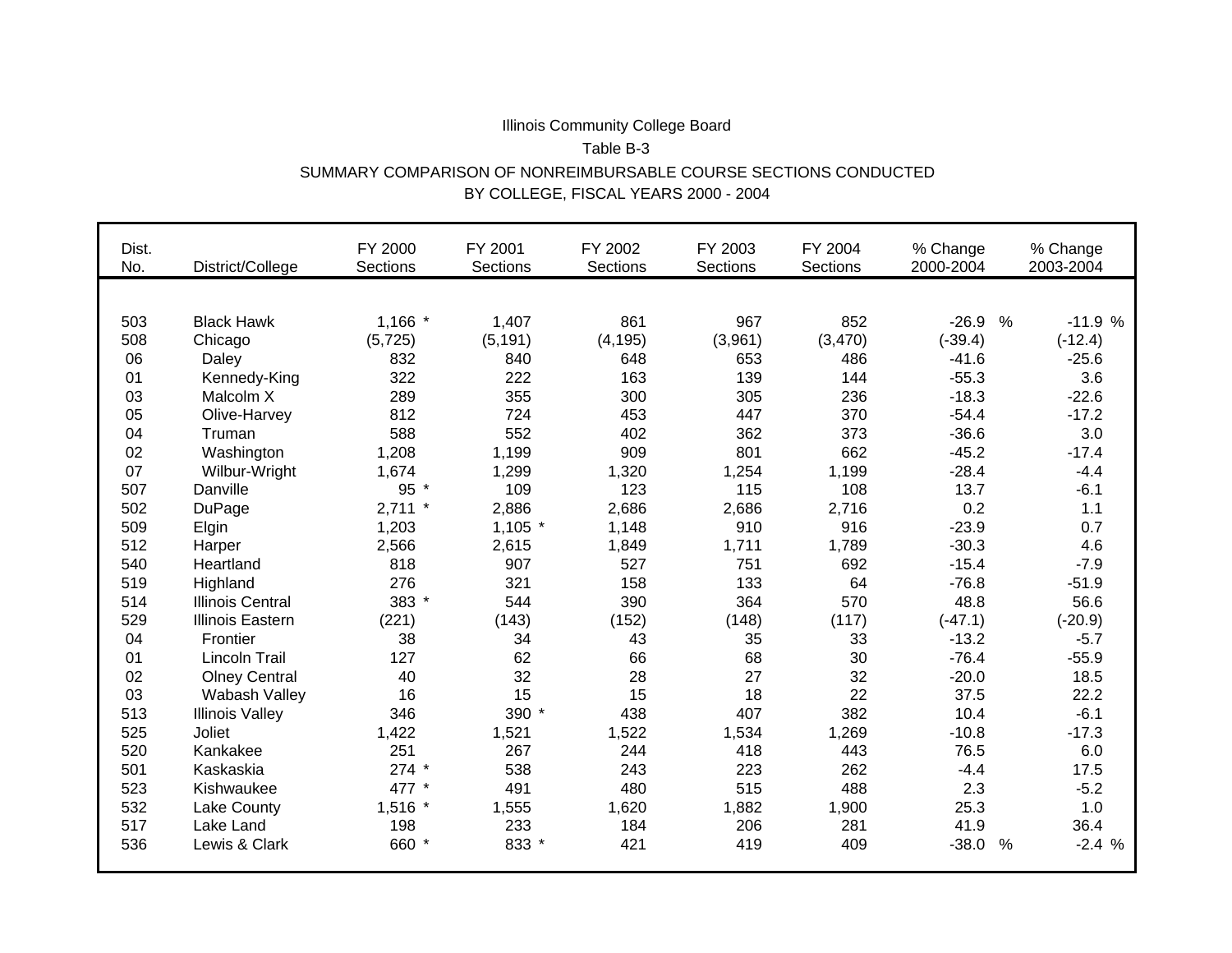Illinois Community College Board

Table B-3

SUMMARY COMPARISON OF NONREIMBURSABLE COURSE SECTIONS CONDUCTED

BY COLLEGE, FISCAL YEARS 2000 - 2004

| Dist. No. | District/College | FY 2000 Sections | FY 2001 Sections | FY 2002 Sections | FY 2003 Sections | FY 2004 Sections | % Change 2000-2004 | % Change 2003-2004 |
|---|---|---|---|---|---|---|---|---|
| 503 | Black Hawk | 1,166 * | 1,407 | 861 | 967 | 852 | -26.9 % | -11.9 % |
| 508 | Chicago | (5,725) | (5,191) | (4,195) | (3,961) | (3,470) | (-39.4) | (-12.4) |
| 06 | Daley | 832 | 840 | 648 | 653 | 486 | -41.6 | -25.6 |
| 01 | Kennedy-King | 322 | 222 | 163 | 139 | 144 | -55.3 | 3.6 |
| 03 | Malcolm X | 289 | 355 | 300 | 305 | 236 | -18.3 | -22.6 |
| 05 | Olive-Harvey | 812 | 724 | 453 | 447 | 370 | -54.4 | -17.2 |
| 04 | Truman | 588 | 552 | 402 | 362 | 373 | -36.6 | 3.0 |
| 02 | Washington | 1,208 | 1,199 | 909 | 801 | 662 | -45.2 | -17.4 |
| 07 | Wilbur-Wright | 1,674 | 1,299 | 1,320 | 1,254 | 1,199 | -28.4 | -4.4 |
| 507 | Danville | 95 * | 109 | 123 | 115 | 108 | 13.7 | -6.1 |
| 502 | DuPage | 2,711 * | 2,886 | 2,686 | 2,686 | 2,716 | 0.2 | 1.1 |
| 509 | Elgin | 1,203 | 1,105 * | 1,148 | 910 | 916 | -23.9 | 0.7 |
| 512 | Harper | 2,566 | 2,615 | 1,849 | 1,711 | 1,789 | -30.3 | 4.6 |
| 540 | Heartland | 818 | 907 | 527 | 751 | 692 | -15.4 | -7.9 |
| 519 | Highland | 276 | 321 | 158 | 133 | 64 | -76.8 | -51.9 |
| 514 | Illinois Central | 383 * | 544 | 390 | 364 | 570 | 48.8 | 56.6 |
| 529 | Illinois Eastern | (221) | (143) | (152) | (148) | (117) | (-47.1) | (-20.9) |
| 04 | Frontier | 38 | 34 | 43 | 35 | 33 | -13.2 | -5.7 |
| 01 | Lincoln Trail | 127 | 62 | 66 | 68 | 30 | -76.4 | -55.9 |
| 02 | Olney Central | 40 | 32 | 28 | 27 | 32 | -20.0 | 18.5 |
| 03 | Wabash Valley | 16 | 15 | 15 | 18 | 22 | 37.5 | 22.2 |
| 513 | Illinois Valley | 346 | 390 * | 438 | 407 | 382 | 10.4 | -6.1 |
| 525 | Joliet | 1,422 | 1,521 | 1,522 | 1,534 | 1,269 | -10.8 | -17.3 |
| 520 | Kankakee | 251 | 267 | 244 | 418 | 443 | 76.5 | 6.0 |
| 501 | Kaskaskia | 274 * | 538 | 243 | 223 | 262 | -4.4 | 17.5 |
| 523 | Kishwaukee | 477 * | 491 | 480 | 515 | 488 | 2.3 | -5.2 |
| 532 | Lake County | 1,516 * | 1,555 | 1,620 | 1,882 | 1,900 | 25.3 | 1.0 |
| 517 | Lake Land | 198 | 233 | 184 | 206 | 281 | 41.9 | 36.4 |
| 536 | Lewis & Clark | 660 * | 833 * | 421 | 419 | 409 | -38.0 % | -2.4 % |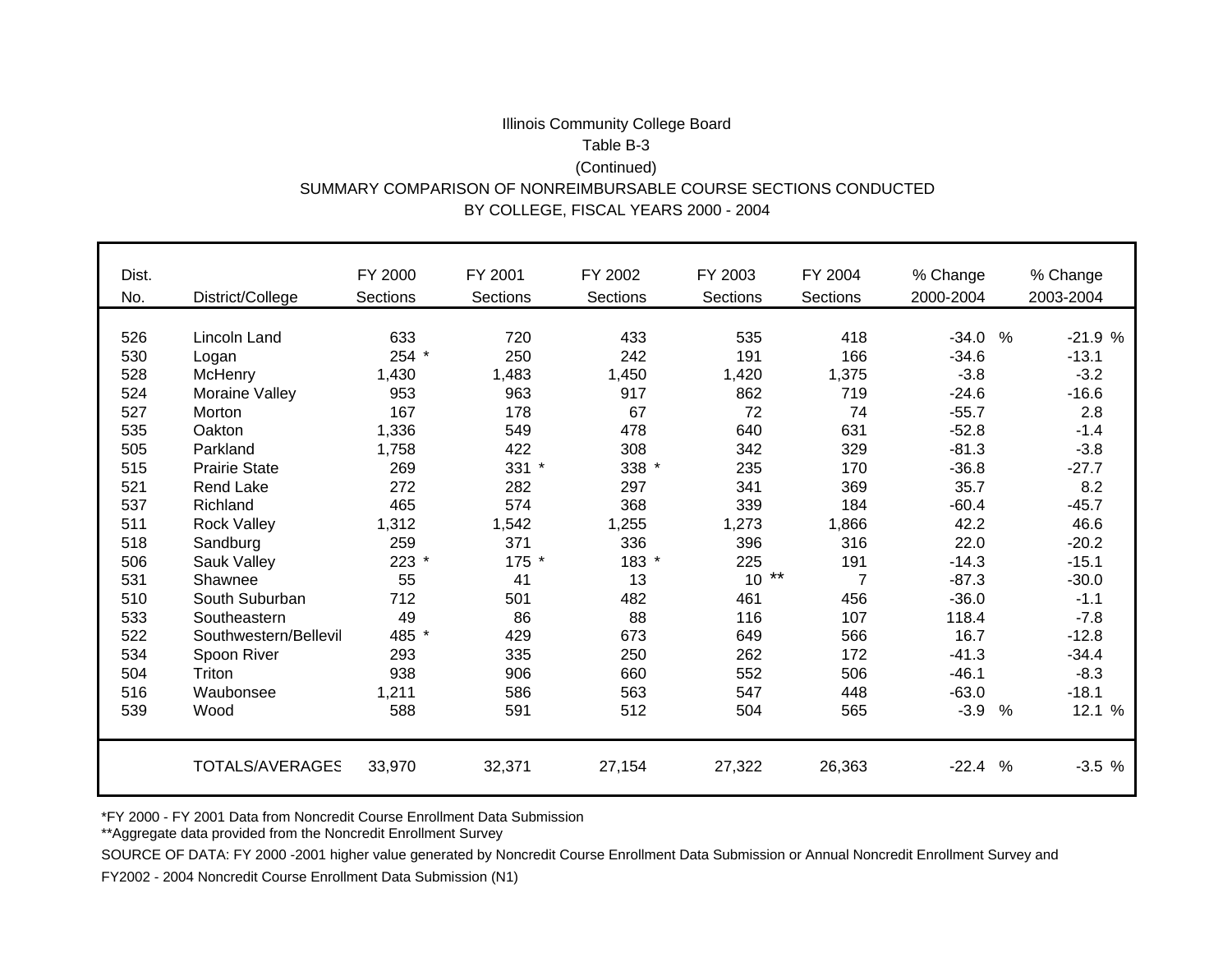Illinois Community College Board

Table B-3

(Continued)

SUMMARY COMPARISON OF NONREIMBURSABLE COURSE SECTIONS CONDUCTED

BY COLLEGE, FISCAL YEARS 2000 - 2004

| Dist. No. | District/College | FY 2000 Sections | FY 2001 Sections | FY 2002 Sections | FY 2003 Sections | FY 2004 Sections | % Change 2000-2004 | % Change 2003-2004 |
|---|---|---|---|---|---|---|---|---|
| 526 | Lincoln Land | 633 | 720 | 433 | 535 | 418 | -34.0 % | -21.9 % |
| 530 | Logan | 254 * | 250 | 242 | 191 | 166 | -34.6 | -13.1 |
| 528 | McHenry | 1,430 | 1,483 | 1,450 | 1,420 | 1,375 | -3.8 | -3.2 |
| 524 | Moraine Valley | 953 | 963 | 917 | 862 | 719 | -24.6 | -16.6 |
| 527 | Morton | 167 | 178 | 67 | 72 | 74 | -55.7 | 2.8 |
| 535 | Oakton | 1,336 | 549 | 478 | 640 | 631 | -52.8 | -1.4 |
| 505 | Parkland | 1,758 | 422 | 308 | 342 | 329 | -81.3 | -3.8 |
| 515 | Prairie State | 269 | 331 * | 338 * | 235 | 170 | -36.8 | -27.7 |
| 521 | Rend Lake | 272 | 282 | 297 | 341 | 369 | 35.7 | 8.2 |
| 537 | Richland | 465 | 574 | 368 | 339 | 184 | -60.4 | -45.7 |
| 511 | Rock Valley | 1,312 | 1,542 | 1,255 | 1,273 | 1,866 | 42.2 | 46.6 |
| 518 | Sandburg | 259 | 371 | 336 | 396 | 316 | 22.0 | -20.2 |
| 506 | Sauk Valley | 223 * | 175 * | 183 * | 225 | 191 | -14.3 | -15.1 |
| 531 | Shawnee | 55 | 41 | 13 | 10 ** | 7 | -87.3 | -30.0 |
| 510 | South Suburban | 712 | 501 | 482 | 461 | 456 | -36.0 | -1.1 |
| 533 | Southeastern | 49 | 86 | 88 | 116 | 107 | 118.4 | -7.8 |
| 522 | Southwestern/Bellevil | 485 * | 429 | 673 | 649 | 566 | 16.7 | -12.8 |
| 534 | Spoon River | 293 | 335 | 250 | 262 | 172 | -41.3 | -34.4 |
| 504 | Triton | 938 | 906 | 660 | 552 | 506 | -46.1 | -8.3 |
| 516 | Waubonsee | 1,211 | 586 | 563 | 547 | 448 | -63.0 | -18.1 |
| 539 | Wood | 588 | 591 | 512 | 504 | 565 | -3.9 % | 12.1 % |
| | TOTALS/AVERAGES | 33,970 | 32,371 | 27,154 | 27,322 | 26,363 | -22.4 % | -3.5 % |

*FY 2000 - FY 2001 Data from Noncredit Course Enrollment Data Submission

**Aggregate data provided from the Noncredit Enrollment Survey

SOURCE OF DATA: FY 2000 -2001 higher value generated by Noncredit Course Enrollment Data Submission or Annual Noncredit Enrollment Survey and FY2002 - 2004 Noncredit Course Enrollment Data Submission (N1)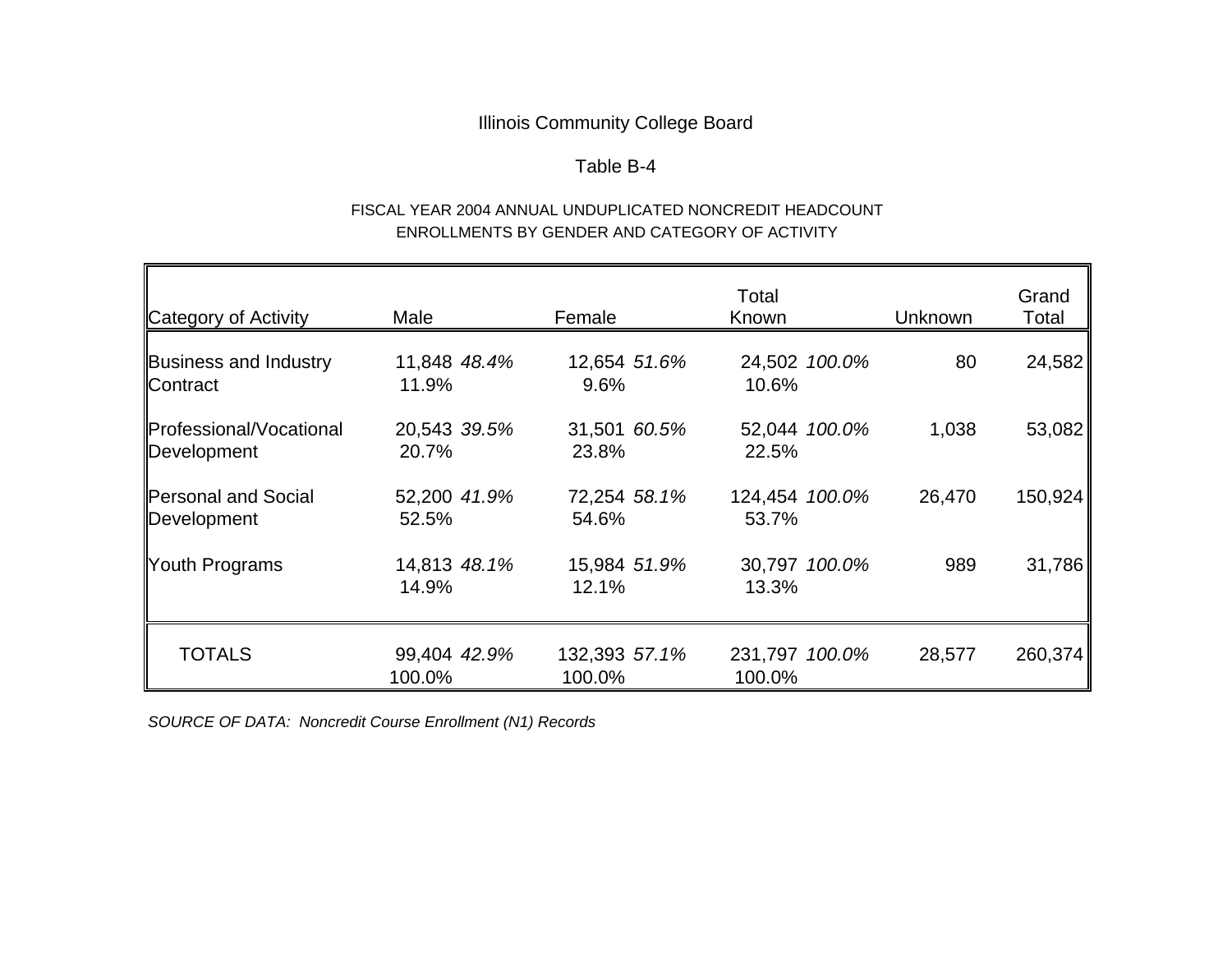Illinois Community College Board

Table B-4

FISCAL YEAR 2004 ANNUAL UNDUPLICATED NONCREDIT HEADCOUNT ENROLLMENTS BY GENDER AND CATEGORY OF ACTIVITY

| Category of Activity | Male | | Female | | Total Known | | Unknown | Grand Total |
|---|---|---|---|---|---|---|---|---|
| Business and Industry Contract | 11,848 | *48.4%* | 12,654 | *51.6%* | 24,502 | *100.0%* | 80 | 24,582 |
| | 11.9% | | 9.6% | | 10.6% | | | |
| Professional/Vocational Development | 20,543 | *39.5%* | 31,501 | *60.5%* | 52,044 | *100.0%* | 1,038 | 53,082 |
| | 20.7% | | 23.8% | | 22.5% | | | |
| Personal and Social Development | 52,200 | *41.9%* | 72,254 | *58.1%* | 124,454 | *100.0%* | 26,470 | 150,924 |
| | 52.5% | | 54.6% | | 53.7% | | | |
| Youth Programs | 14,813 | *48.1%* | 15,984 | *51.9%* | 30,797 | *100.0%* | 989 | 31,786 |
| | 14.9% | | 12.1% | | 13.3% | | | |
| TOTALS | 99,404 | *42.9%* | 132,393 | *57.1%* | 231,797 | *100.0%* | 28,577 | 260,374 |
| | 100.0% | | 100.0% | | 100.0% | | | |

*SOURCE OF DATA: Noncredit Course Enrollment (N1) Records*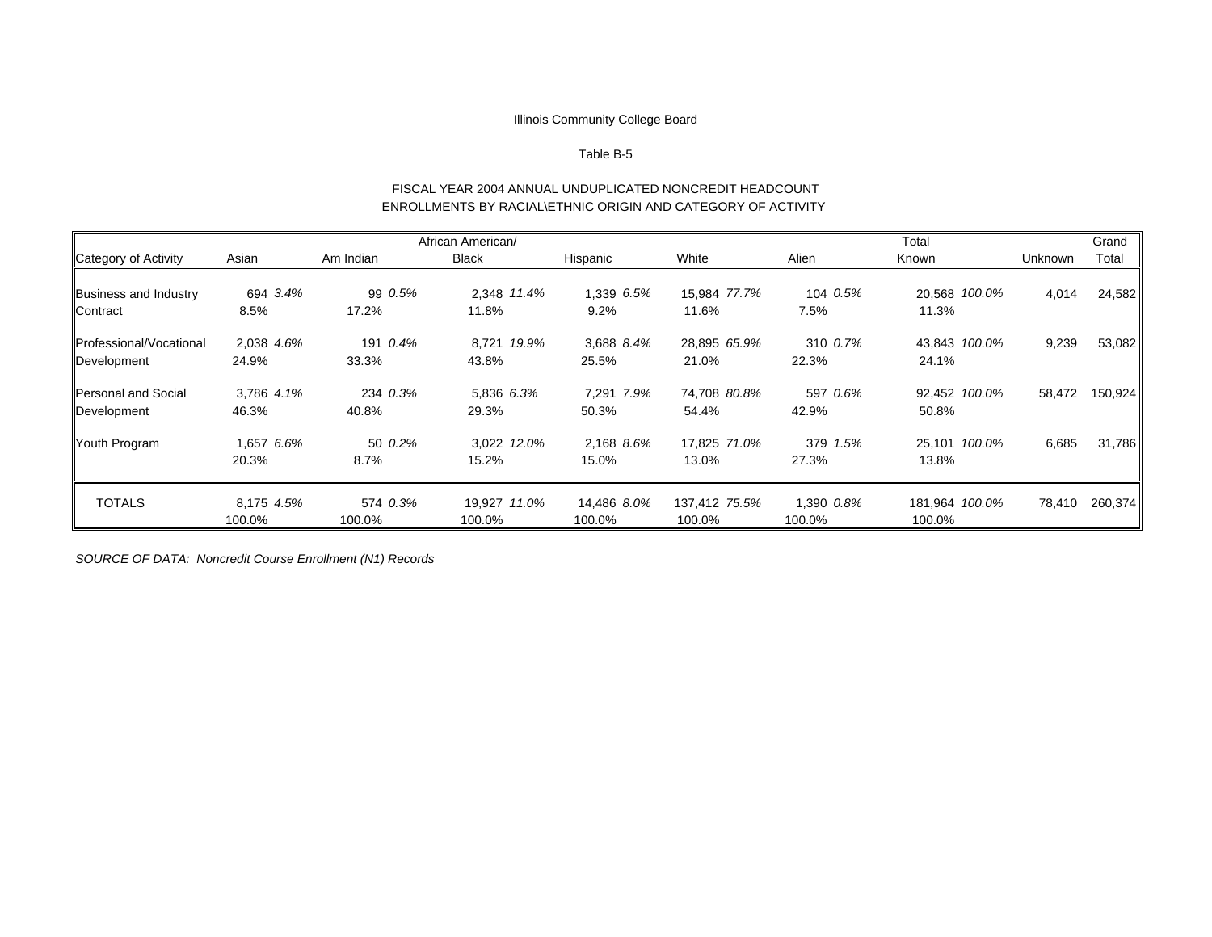Illinois Community College Board

Table B-5

FISCAL YEAR 2004 ANNUAL UNDUPLICATED NONCREDIT HEADCOUNT
ENROLLMENTS BY RACIAL\ETHNIC ORIGIN AND CATEGORY OF ACTIVITY

| Category of Activity | Asian | | Am Indian | | African American/ Black | | Hispanic | | White | | Alien | | Total Known | | Unknown | Grand Total |
|---|---|---|---|---|---|---|---|---|---|---|---|---|---|---|---|---|
| Business and Industry | 694 | *3.4%* | 99 | *0.5%* | 2,348 | *11.4%* | 1,339 | *6.5%* | 15,984 | *77.7%* | 104 | *0.5%* | 20,568 | *100.0%* | 4,014 | 24,582 |
| Contract | 8.5% | | 17.2% | | 11.8% | | 9.2% | | 11.6% | | 7.5% | | 11.3% | | | |
| Professional/Vocational | 2,038 | *4.6%* | 191 | *0.4%* | 8,721 | *19.9%* | 3,688 | *8.4%* | 28,895 | *65.9%* | 310 | *0.7%* | 43,843 | *100.0%* | 9,239 | 53,082 |
| Development | 24.9% | | 33.3% | | 43.8% | | 25.5% | | 21.0% | | 22.3% | | 24.1% | | | |
| Personal and Social | 3,786 | *4.1%* | 234 | *0.3%* | 5,836 | *6.3%* | 7,291 | *7.9%* | 74,708 | *80.8%* | 597 | *0.6%* | 92,452 | *100.0%* | 58,472 | 150,924 |
| Development | 46.3% | | 40.8% | | 29.3% | | 50.3% | | 54.4% | | 42.9% | | 50.8% | | | |
| Youth Program | 1,657 | *6.6%* | 50 | *0.2%* | 3,022 | *12.0%* | 2,168 | *8.6%* | 17,825 | *71.0%* | 379 | *1.5%* | 25,101 | *100.0%* | 6,685 | 31,786 |
| | 20.3% | | 8.7% | | 15.2% | | 15.0% | | 13.0% | | 27.3% | | 13.8% | | | |
| TOTALS | 8,175 | *4.5%* | 574 | *0.3%* | 19,927 | *11.0%* | 14,486 | *8.0%* | 137,412 | *75.5%* | 1,390 | *0.8%* | 181,964 | *100.0%* | 78,410 | 260,374 |
| | 100.0% | | 100.0% | | 100.0% | | 100.0% | | 100.0% | | 100.0% | | 100.0% | | | |

*SOURCE OF DATA: Noncredit Course Enrollment (N1) Records*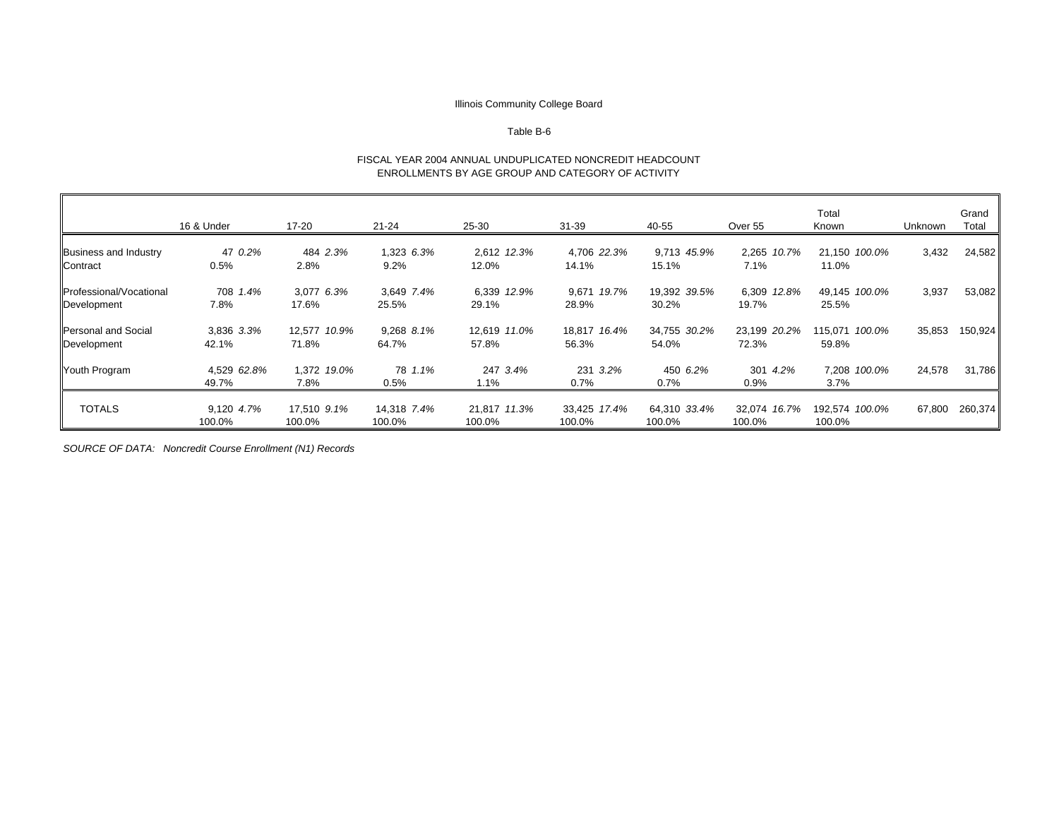Illinois Community College Board

Table B-6

FISCAL YEAR 2004 ANNUAL UNDUPLICATED NONCREDIT HEADCOUNT
ENROLLMENTS BY AGE GROUP AND CATEGORY OF ACTIVITY

| | 16 & Under | | 17-20 | | 21-24 | | 25-30 | | 31-39 | | 40-55 | | Over 55 | | Total Known | | Unknown | Grand Total |
|---|---|---|---|---|---|---|---|---|---|---|---|---|---|---|---|---|---|---|
| Business and Industry Contract | 47 | *0.2%* | 484 | *2.3%* | 1,323 | *6.3%* | 2,612 | *12.3%* | 4,706 | *22.3%* | 9,713 | *45.9%* | 2,265 | *10.7%* | 21,150 | *100.0%* | 3,432 | 24,582 |
| | 0.5% | | 2.8% | | 9.2% | | 12.0% | | 14.1% | | 15.1% | | 7.1% | | 11.0% | | | |
| Professional/Vocational Development | 708 | *1.4%* | 3,077 | *6.3%* | 3,649 | *7.4%* | 6,339 | *12.9%* | 9,671 | *19.7%* | 19,392 | *39.5%* | 6,309 | *12.8%* | 49,145 | *100.0%* | 3,937 | 53,082 |
| | 7.8% | | 17.6% | | 25.5% | | 29.1% | | 28.9% | | 30.2% | | 19.7% | | 25.5% | | | |
| Personal and Social Development | 3,836 | *3.3%* | 12,577 | *10.9%* | 9,268 | *8.1%* | 12,619 | *11.0%* | 18,817 | *16.4%* | 34,755 | *30.2%* | 23,199 | *20.2%* | 115,071 | *100.0%* | 35,853 | 150,924 |
| | 42.1% | | 71.8% | | 64.7% | | 57.8% | | 56.3% | | 54.0% | | 72.3% | | 59.8% | | | |
| Youth Program | 4,529 | *62.8%* | 1,372 | *19.0%* | 78 | *1.1%* | 247 | *3.4%* | 231 | *3.2%* | 450 | *6.2%* | 301 | *4.2%* | 7,208 | *100.0%* | 24,578 | 31,786 |
| | 49.7% | | 7.8% | | 0.5% | | 1.1% | | 0.7% | | 0.7% | | 0.9% | | 3.7% | | | |
| TOTALS | 9,120 | *4.7%* | 17,510 | *9.1%* | 14,318 | *7.4%* | 21,817 | *11.3%* | 33,425 | *17.4%* | 64,310 | *33.4%* | 32,074 | *16.7%* | 192,574 | *100.0%* | 67,800 | 260,374 |
| | 100.0% | | 100.0% | | 100.0% | | 100.0% | | 100.0% | | 100.0% | | 100.0% | | 100.0% | | | |

*SOURCE OF DATA: Noncredit Course Enrollment (N1) Records*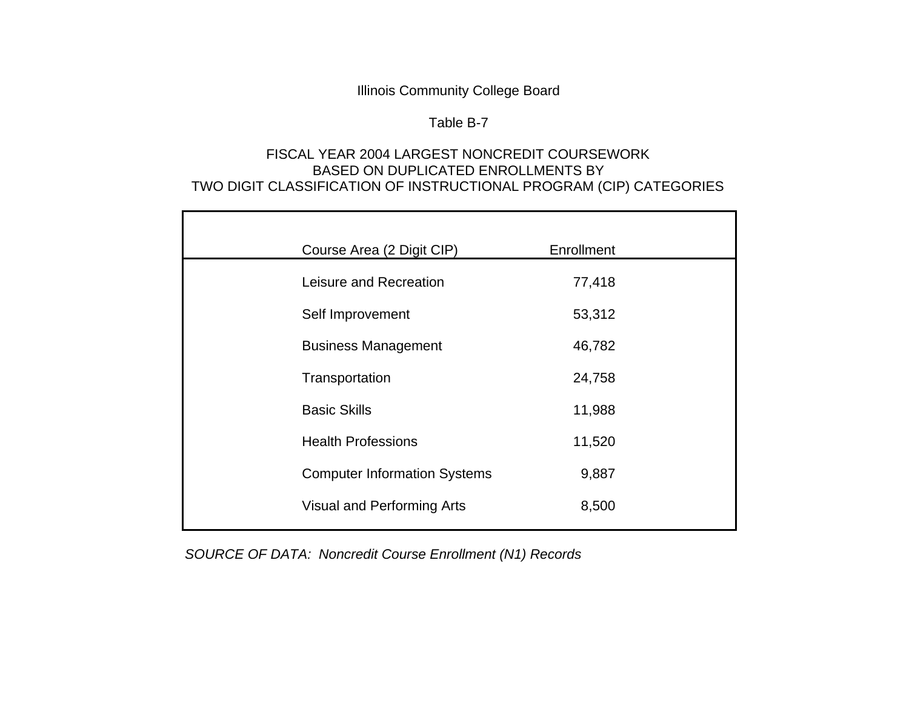Illinois Community College Board

Table B-7

# FISCAL YEAR 2004 LARGEST NONCREDIT COURSEWORK BASED ON DUPLICATED ENROLLMENTS BY TWO DIGIT CLASSIFICATION OF INSTRUCTIONAL PROGRAM (CIP) CATEGORIES

| Course Area (2 Digit CIP) | Enrollment |
| --- | --- |
| Leisure and Recreation | 77,418 |
| Self Improvement | 53,312 |
| Business Management | 46,782 |
| Transportation | 24,758 |
| Basic Skills | 11,988 |
| Health Professions | 11,520 |
| Computer Information Systems | 9,887 |
| Visual and Performing Arts | 8,500 |

*SOURCE OF DATA: Noncredit Course Enrollment (N1) Records*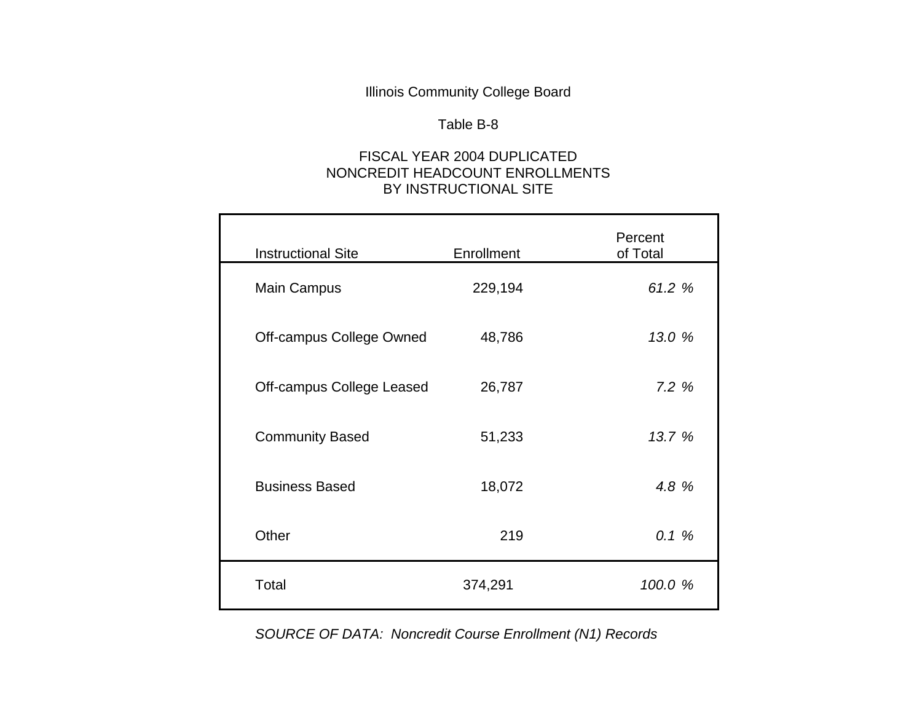Illinois Community College Board

Table B-8

FISCAL YEAR 2004 DUPLICATED
NONCREDIT HEADCOUNT ENROLLMENTS
BY INSTRUCTIONAL SITE

| Instructional Site | Enrollment | Percent of Total |
|---|---|---|
| Main Campus | 229,194 | *61.2 %* |
| Off-campus College Owned | 48,786 | *13.0 %* |
| Off-campus College Leased | 26,787 | *7.2 %* |
| Community Based | 51,233 | *13.7 %* |
| Business Based | 18,072 | *4.8 %* |
| Other | 219 | *0.1 %* |
| Total | 374,291 | *100.0 %* |

*SOURCE OF DATA: Noncredit Course Enrollment (N1) Records*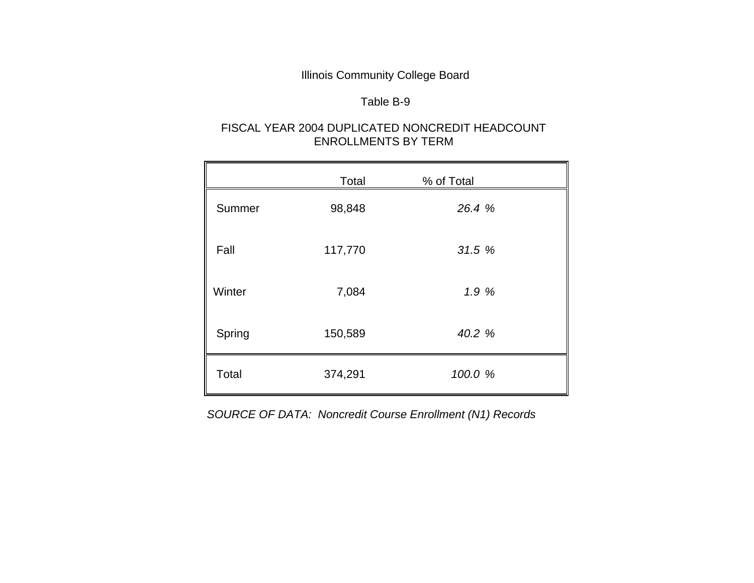Illinois Community College Board

Table B-9

FISCAL YEAR 2004 DUPLICATED NONCREDIT HEADCOUNT ENROLLMENTS BY TERM

| | Total | % of Total |
|---|---|---|
| Summer | 98,848 | *26.4 %* |
| Fall | 117,770 | *31.5 %* |
| Winter | 7,084 | *1.9 %* |
| Spring | 150,589 | *40.2 %* |
| Total | 374,291 | *100.0 %* |

*SOURCE OF DATA: Noncredit Course Enrollment (N1) Records*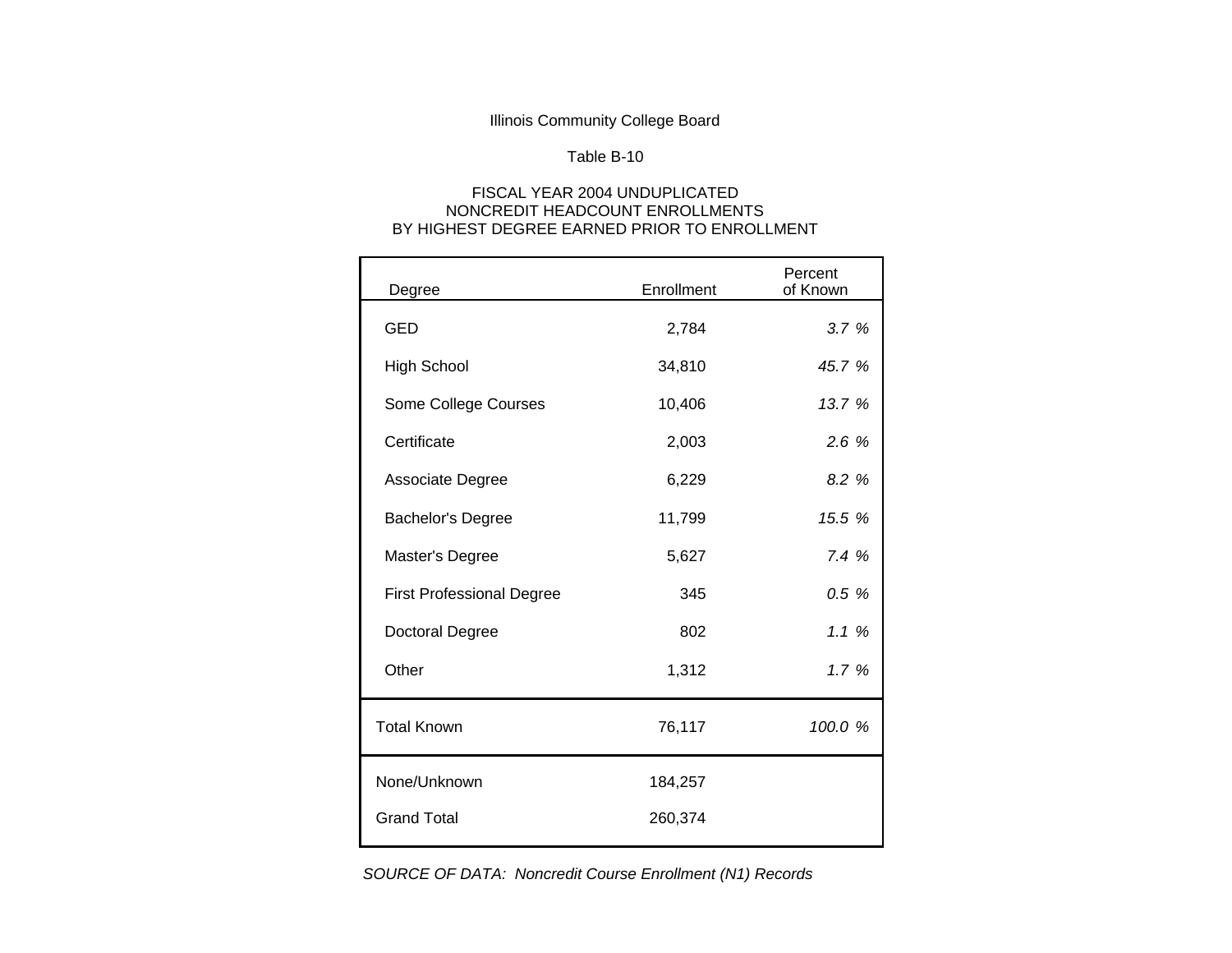Illinois Community College Board

Table B-10

FISCAL YEAR 2004 UNDUPLICATED
NONCREDIT HEADCOUNT ENROLLMENTS
BY HIGHEST DEGREE EARNED PRIOR TO ENROLLMENT

| Degree | Enrollment | Percent of Known |
|---|---|---|
| GED | 2,784 | *3.7 %* |
| High School | 34,810 | *45.7 %* |
| Some College Courses | 10,406 | *13.7 %* |
| Certificate | 2,003 | *2.6 %* |
| Associate Degree | 6,229 | *8.2 %* |
| Bachelor's Degree | 11,799 | *15.5 %* |
| Master's Degree | 5,627 | *7.4 %* |
| First Professional Degree | 345 | *0.5 %* |
| Doctoral Degree | 802 | *1.1 %* |
| Other | 1,312 | *1.7 %* |
| Total Known | 76,117 | *100.0 %* |
| None/Unknown | 184,257 | |
| Grand Total | 260,374 | |

*SOURCE OF DATA: Noncredit Course Enrollment (N1) Records*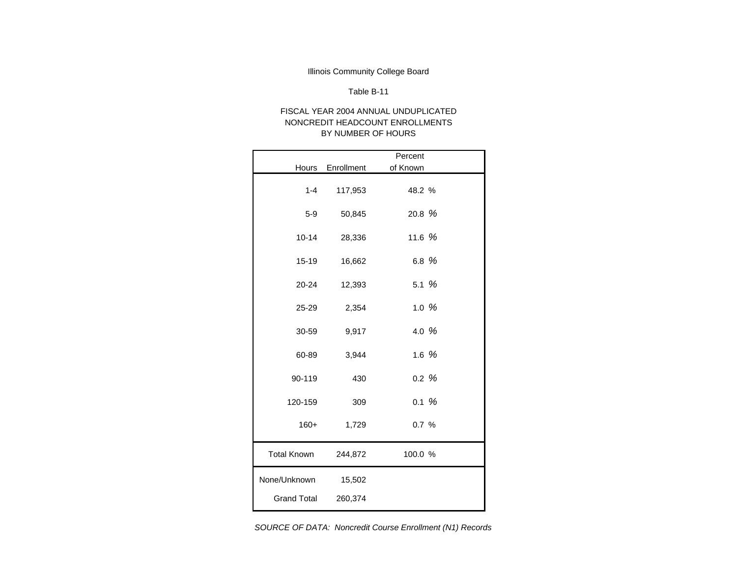Illinois Community College Board

Table B-11

FISCAL YEAR 2004 ANNUAL UNDUPLICATED
NONCREDIT HEADCOUNT ENROLLMENTS
BY NUMBER OF HOURS

| Hours | Enrollment | Percent of Known |
|---|---|---|
| 1-4 | 117,953 | 48.2 % |
| 5-9 | 50,845 | 20.8 % |
| 10-14 | 28,336 | 11.6 % |
| 15-19 | 16,662 | 6.8 % |
| 20-24 | 12,393 | 5.1 % |
| 25-29 | 2,354 | 1.0 % |
| 30-59 | 9,917 | 4.0 % |
| 60-89 | 3,944 | 1.6 % |
| 90-119 | 430 | 0.2 % |
| 120-159 | 309 | 0.1 % |
| 160+ | 1,729 | 0.7 % |
| Total Known | 244,872 | 100.0 % |
| None/Unknown | 15,502 | |
| Grand Total | 260,374 | |

*SOURCE OF DATA: Noncredit Course Enrollment (N1) Records*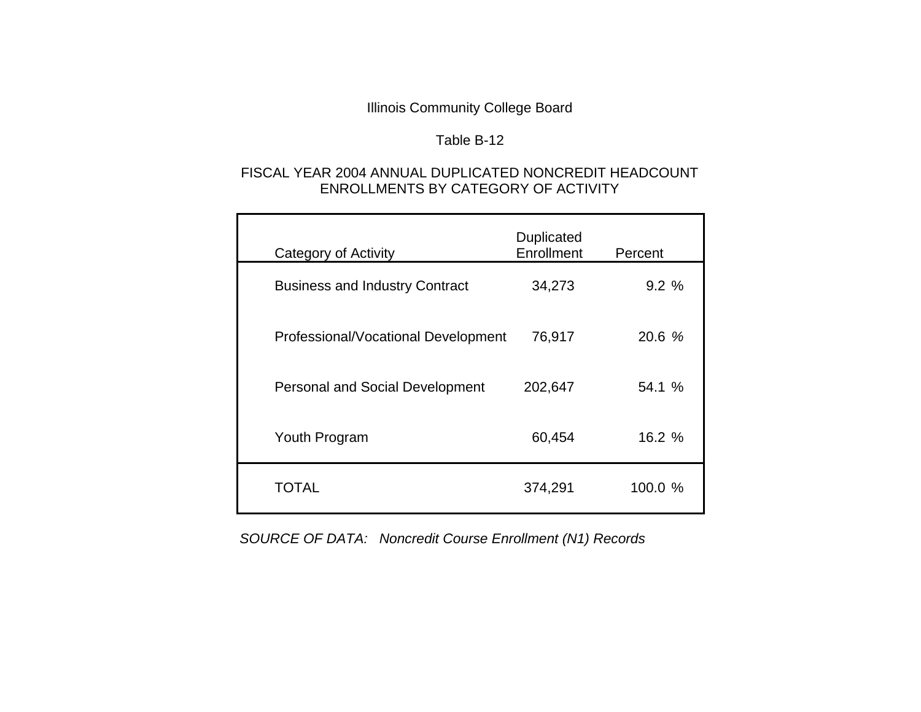Illinois Community College Board

Table B-12

FISCAL YEAR 2004 ANNUAL DUPLICATED NONCREDIT HEADCOUNT ENROLLMENTS BY CATEGORY OF ACTIVITY

| Category of Activity | Duplicated Enrollment | Percent |
|---|---|---|
| Business and Industry Contract | 34,273 | 9.2 % |
| Professional/Vocational Development | 76,917 | 20.6 % |
| Personal and Social Development | 202,647 | 54.1 % |
| Youth Program | 60,454 | 16.2 % |
| TOTAL | 374,291 | 100.0 % |

*SOURCE OF DATA: Noncredit Course Enrollment (N1) Records*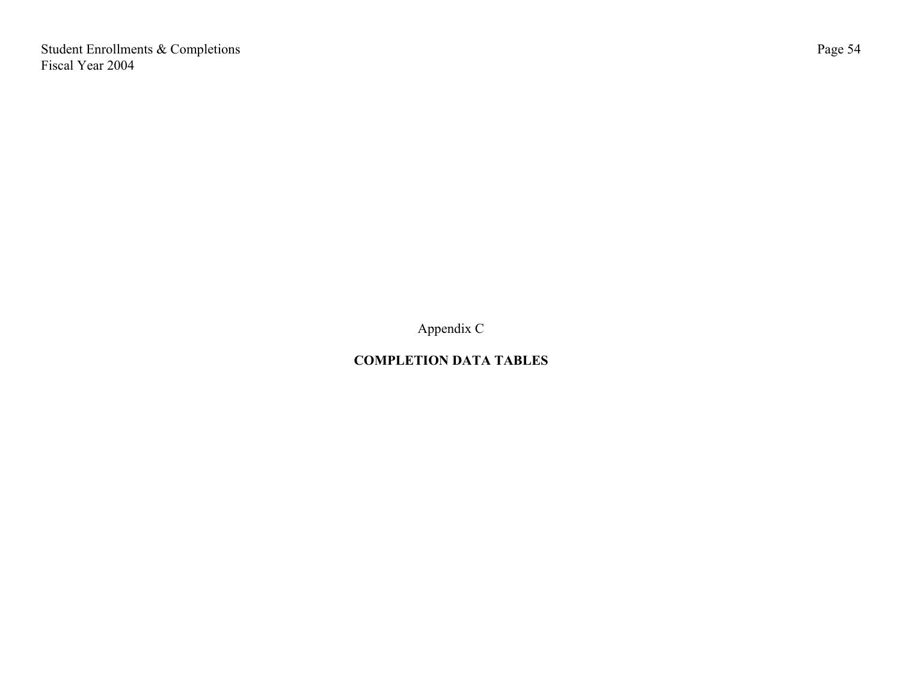Appendix C

## COMPLETION DATA TABLES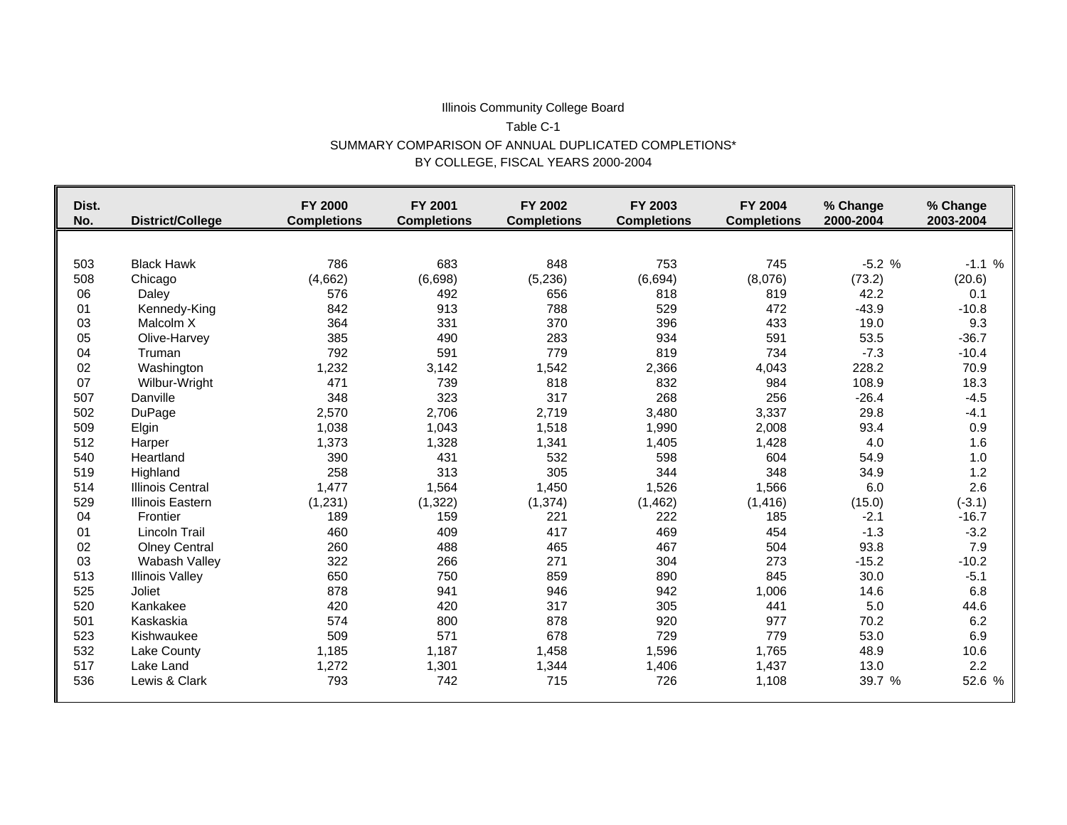Illinois Community College Board

Table C-1

SUMMARY COMPARISON OF ANNUAL DUPLICATED COMPLETIONS*

BY COLLEGE, FISCAL YEARS 2000-2004

| Dist. No. | District/College | FY 2000 Completions | FY 2001 Completions | FY 2002 Completions | FY 2003 Completions | FY 2004 Completions | % Change 2000-2004 | % Change 2003-2004 |
|---|---|---|---|---|---|---|---|---|
| 503 | Black Hawk | 786 | 683 | 848 | 753 | 745 | -5.2 % | -1.1 % |
| 508 | Chicago | (4,662) | (6,698) | (5,236) | (6,694) | (8,076) | (73.2) | (20.6) |
| 06 | Daley | 576 | 492 | 656 | 818 | 819 | 42.2 | 0.1 |
| 01 | Kennedy-King | 842 | 913 | 788 | 529 | 472 | -43.9 | -10.8 |
| 03 | Malcolm X | 364 | 331 | 370 | 396 | 433 | 19.0 | 9.3 |
| 05 | Olive-Harvey | 385 | 490 | 283 | 934 | 591 | 53.5 | -36.7 |
| 04 | Truman | 792 | 591 | 779 | 819 | 734 | -7.3 | -10.4 |
| 02 | Washington | 1,232 | 3,142 | 1,542 | 2,366 | 4,043 | 228.2 | 70.9 |
| 07 | Wilbur-Wright | 471 | 739 | 818 | 832 | 984 | 108.9 | 18.3 |
| 507 | Danville | 348 | 323 | 317 | 268 | 256 | -26.4 | -4.5 |
| 502 | DuPage | 2,570 | 2,706 | 2,719 | 3,480 | 3,337 | 29.8 | -4.1 |
| 509 | Elgin | 1,038 | 1,043 | 1,518 | 1,990 | 2,008 | 93.4 | 0.9 |
| 512 | Harper | 1,373 | 1,328 | 1,341 | 1,405 | 1,428 | 4.0 | 1.6 |
| 540 | Heartland | 390 | 431 | 532 | 598 | 604 | 54.9 | 1.0 |
| 519 | Highland | 258 | 313 | 305 | 344 | 348 | 34.9 | 1.2 |
| 514 | Illinois Central | 1,477 | 1,564 | 1,450 | 1,526 | 1,566 | 6.0 | 2.6 |
| 529 | Illinois Eastern | (1,231) | (1,322) | (1,374) | (1,462) | (1,416) | (15.0) | (-3.1) |
| 04 | Frontier | 189 | 159 | 221 | 222 | 185 | -2.1 | -16.7 |
| 01 | Lincoln Trail | 460 | 409 | 417 | 469 | 454 | -1.3 | -3.2 |
| 02 | Olney Central | 260 | 488 | 465 | 467 | 504 | 93.8 | 7.9 |
| 03 | Wabash Valley | 322 | 266 | 271 | 304 | 273 | -15.2 | -10.2 |
| 513 | Illinois Valley | 650 | 750 | 859 | 890 | 845 | 30.0 | -5.1 |
| 525 | Joliet | 878 | 941 | 946 | 942 | 1,006 | 14.6 | 6.8 |
| 520 | Kankakee | 420 | 420 | 317 | 305 | 441 | 5.0 | 44.6 |
| 501 | Kaskaskia | 574 | 800 | 878 | 920 | 977 | 70.2 | 6.2 |
| 523 | Kishwaukee | 509 | 571 | 678 | 729 | 779 | 53.0 | 6.9 |
| 532 | Lake County | 1,185 | 1,187 | 1,458 | 1,596 | 1,765 | 48.9 | 10.6 |
| 517 | Lake Land | 1,272 | 1,301 | 1,344 | 1,406 | 1,437 | 13.0 | 2.2 |
| 536 | Lewis & Clark | 793 | 742 | 715 | 726 | 1,108 | 39.7 % | 52.6 % |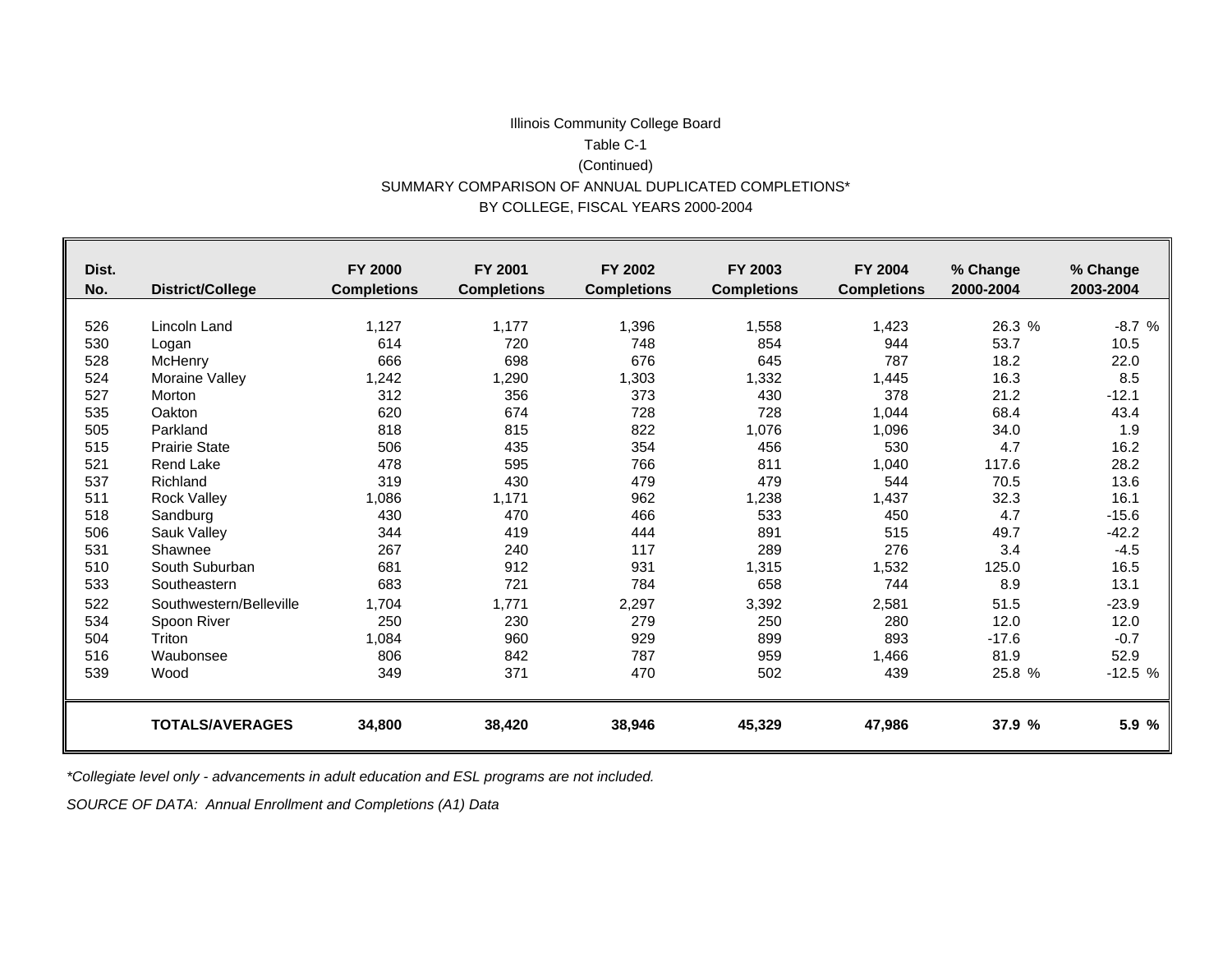Illinois Community College Board

Table C-1

(Continued)

SUMMARY COMPARISON OF ANNUAL DUPLICATED COMPLETIONS*

BY COLLEGE, FISCAL YEARS 2000-2004

| Dist. No. | District/College | FY 2000 Completions | FY 2001 Completions | FY 2002 Completions | FY 2003 Completions | FY 2004 Completions | % Change 2000-2004 | % Change 2003-2004 |
|---|---|---|---|---|---|---|---|---|
| 526 | Lincoln Land | 1,127 | 1,177 | 1,396 | 1,558 | 1,423 | 26.3 % | -8.7 % |
| 530 | Logan | 614 | 720 | 748 | 854 | 944 | 53.7 | 10.5 |
| 528 | McHenry | 666 | 698 | 676 | 645 | 787 | 18.2 | 22.0 |
| 524 | Moraine Valley | 1,242 | 1,290 | 1,303 | 1,332 | 1,445 | 16.3 | 8.5 |
| 527 | Morton | 312 | 356 | 373 | 430 | 378 | 21.2 | -12.1 |
| 535 | Oakton | 620 | 674 | 728 | 728 | 1,044 | 68.4 | 43.4 |
| 505 | Parkland | 818 | 815 | 822 | 1,076 | 1,096 | 34.0 | 1.9 |
| 515 | Prairie State | 506 | 435 | 354 | 456 | 530 | 4.7 | 16.2 |
| 521 | Rend Lake | 478 | 595 | 766 | 811 | 1,040 | 117.6 | 28.2 |
| 537 | Richland | 319 | 430 | 479 | 479 | 544 | 70.5 | 13.6 |
| 511 | Rock Valley | 1,086 | 1,171 | 962 | 1,238 | 1,437 | 32.3 | 16.1 |
| 518 | Sandburg | 430 | 470 | 466 | 533 | 450 | 4.7 | -15.6 |
| 506 | Sauk Valley | 344 | 419 | 444 | 891 | 515 | 49.7 | -42.2 |
| 531 | Shawnee | 267 | 240 | 117 | 289 | 276 | 3.4 | -4.5 |
| 510 | South Suburban | 681 | 912 | 931 | 1,315 | 1,532 | 125.0 | 16.5 |
| 533 | Southeastern | 683 | 721 | 784 | 658 | 744 | 8.9 | 13.1 |
| 522 | Southwestern/Belleville | 1,704 | 1,771 | 2,297 | 3,392 | 2,581 | 51.5 | -23.9 |
| 534 | Spoon River | 250 | 230 | 279 | 250 | 280 | 12.0 | 12.0 |
| 504 | Triton | 1,084 | 960 | 929 | 899 | 893 | -17.6 | -0.7 |
| 516 | Waubonsee | 806 | 842 | 787 | 959 | 1,466 | 81.9 | 52.9 |
| 539 | Wood | 349 | 371 | 470 | 502 | 439 | 25.8 % | -12.5 % |
| | **TOTALS/AVERAGES** | **34,800** | **38,420** | **38,946** | **45,329** | **47,986** | **37.9 %** | **5.9 %** |

*\*Collegiate level only - advancements in adult education and ESL programs are not included.*

*SOURCE OF DATA: Annual Enrollment and Completions (A1) Data*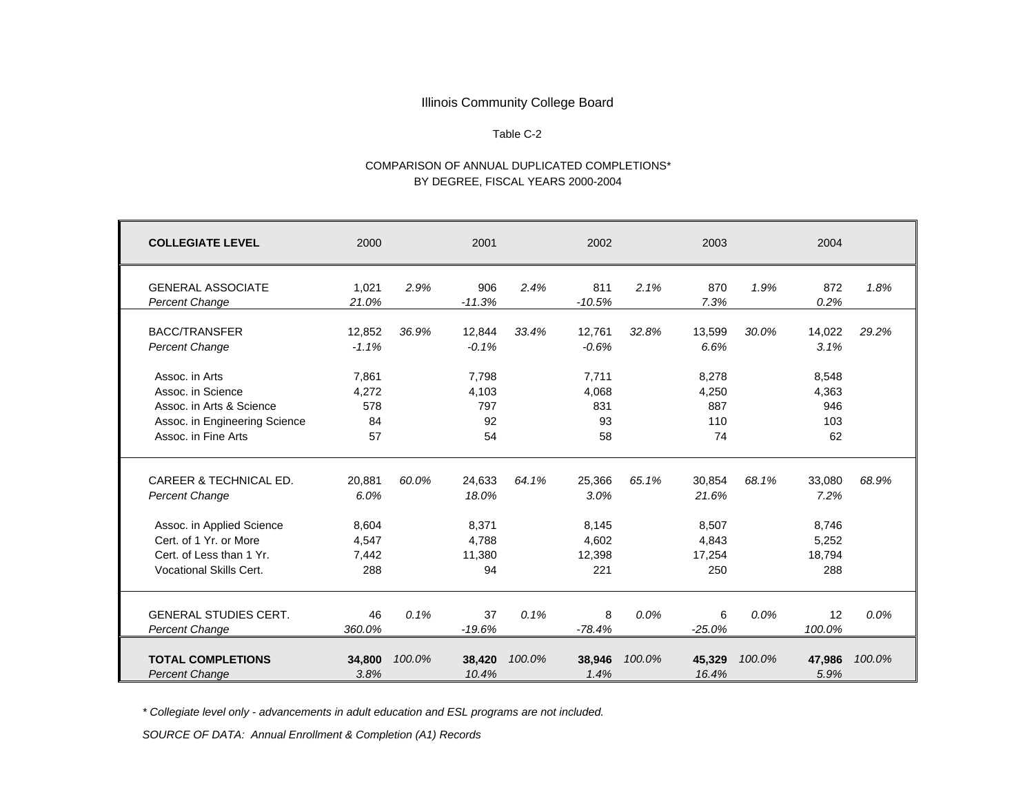Illinois Community College Board

Table C-2

COMPARISON OF ANNUAL DUPLICATED COMPLETIONS*
BY DEGREE, FISCAL YEARS 2000-2004

| **COLLEGIATE LEVEL** | 2000 | | 2001 | | 2002 | | 2003 | | 2004 | |
|---|---|---|---|---|---|---|---|---|---|---|
| GENERAL ASSOCIATE | 1,021 | *2.9%* | 906 | *2.4%* | 811 | *2.1%* | 870 | *1.9%* | 872 | *1.8%* |
| *Percent Change* | *21.0%* | | *-11.3%* | | *-10.5%* | | *7.3%* | | *0.2%* | |
| BACC/TRANSFER | 12,852 | *36.9%* | 12,844 | *33.4%* | 12,761 | *32.8%* | 13,599 | *30.0%* | 14,022 | *29.2%* |
| *Percent Change* | *-1.1%* | | *-0.1%* | | *-0.6%* | | *6.6%* | | *3.1%* | |
| Assoc. in Arts | 7,861 | | 7,798 | | 7,711 | | 8,278 | | 8,548 | |
| Assoc. in Science | 4,272 | | 4,103 | | 4,068 | | 4,250 | | 4,363 | |
| Assoc. in Arts & Science | 578 | | 797 | | 831 | | 887 | | 946 | |
| Assoc. in Engineering Science | 84 | | 92 | | 93 | | 110 | | 103 | |
| Assoc. in Fine Arts | 57 | | 54 | | 58 | | 74 | | 62 | |
| CAREER & TECHNICAL ED. | 20,881 | *60.0%* | 24,633 | *64.1%* | 25,366 | *65.1%* | 30,854 | *68.1%* | 33,080 | *68.9%* |
| *Percent Change* | *6.0%* | | *18.0%* | | *3.0%* | | *21.6%* | | *7.2%* | |
| Assoc. in Applied Science | 8,604 | | 8,371 | | 8,145 | | 8,507 | | 8,746 | |
| Cert. of 1 Yr. or More | 4,547 | | 4,788 | | 4,602 | | 4,843 | | 5,252 | |
| Cert. of Less than 1 Yr. | 7,442 | | 11,380 | | 12,398 | | 17,254 | | 18,794 | |
| Vocational Skills Cert. | 288 | | 94 | | 221 | | 250 | | 288 | |
| GENERAL STUDIES CERT. | 46 | *0.1%* | 37 | *0.1%* | 8 | *0.0%* | 6 | *0.0%* | 12 | *0.0%* |
| *Percent Change* | *360.0%* | | *-19.6%* | | *-78.4%* | | *-25.0%* | | *100.0%* | |
| **TOTAL COMPLETIONS** | **34,800** | *100.0%* | **38,420** | *100.0%* | **38,946** | *100.0%* | **45,329** | *100.0%* | **47,986** | *100.0%* |
| *Percent Change* | *3.8%* | | *10.4%* | | *1.4%* | | *16.4%* | | *5.9%* | |

*\* Collegiate level only - advancements in adult education and ESL programs are not included.*

*SOURCE OF DATA: Annual Enrollment & Completion (A1) Records*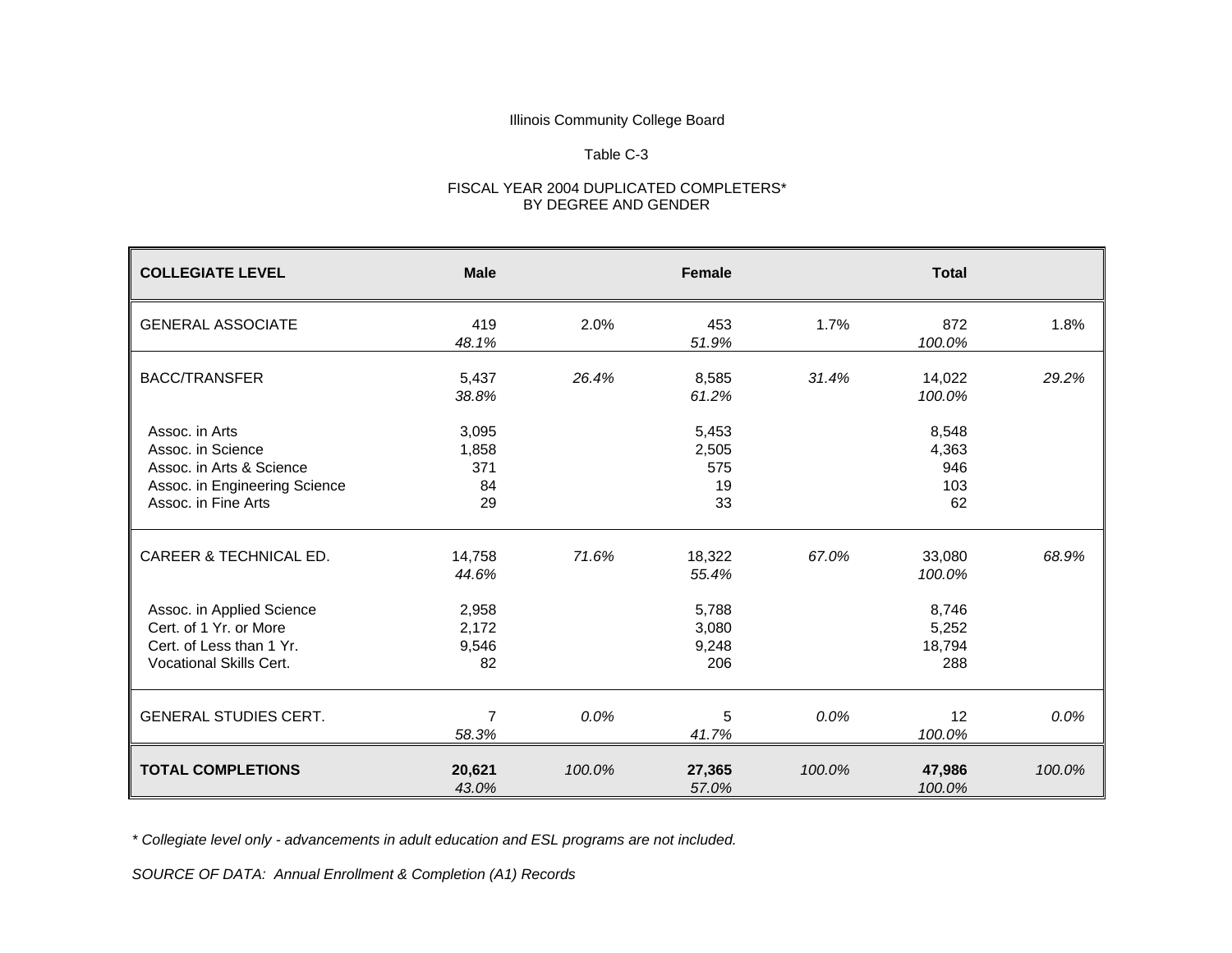Illinois Community College Board

Table C-3

FISCAL YEAR 2004 DUPLICATED COMPLETERS*
BY DEGREE AND GENDER

| **COLLEGIATE LEVEL** | **Male** | | **Female** | | **Total** | |
|---|---|---|---|---|---|---|
| GENERAL ASSOCIATE | 419 | 2.0% | 453 | 1.7% | 872 | 1.8% |
| | *48.1%* | | *51.9%* | | *100.0%* | |
| BACC/TRANSFER | 5,437 | *26.4%* | 8,585 | *31.4%* | 14,022 | *29.2%* |
| | *38.8%* | | *61.2%* | | *100.0%* | |
| Assoc. in Arts | 3,095 | | 5,453 | | 8,548 | |
| Assoc. in Science | 1,858 | | 2,505 | | 4,363 | |
| Assoc. in Arts & Science | 371 | | 575 | | 946 | |
| Assoc. in Engineering Science | 84 | | 19 | | 103 | |
| Assoc. in Fine Arts | 29 | | 33 | | 62 | |
| CAREER & TECHNICAL ED. | 14,758 | *71.6%* | 18,322 | *67.0%* | 33,080 | *68.9%* |
| | *44.6%* | | *55.4%* | | *100.0%* | |
| Assoc. in Applied Science | 2,958 | | 5,788 | | 8,746 | |
| Cert. of 1 Yr. or More | 2,172 | | 3,080 | | 5,252 | |
| Cert. of Less than 1 Yr. | 9,546 | | 9,248 | | 18,794 | |
| Vocational Skills Cert. | 82 | | 206 | | 288 | |
| GENERAL STUDIES CERT. | 7 | *0.0%* | 5 | *0.0%* | 12 | *0.0%* |
| | *58.3%* | | *41.7%* | | *100.0%* | |
| **TOTAL COMPLETIONS** | **20,621** | *100.0%* | **27,365** | *100.0%* | **47,986** | *100.0%* |
| | *43.0%* | | *57.0%* | | *100.0%* | |

*\* Collegiate level only - advancements in adult education and ESL programs are not included.*

*SOURCE OF DATA: Annual Enrollment & Completion (A1) Records*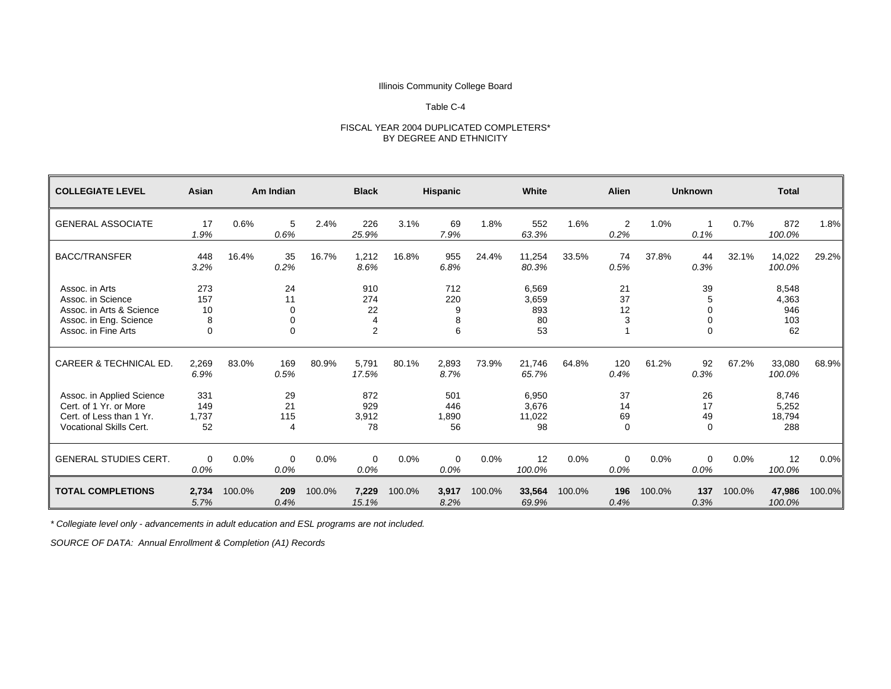Illinois Community College Board

Table C-4

FISCAL YEAR 2004 DUPLICATED COMPLETERS*
BY DEGREE AND ETHNICITY

| COLLEGIATE LEVEL | Asian | | Am Indian | | Black | | Hispanic | | White | | Alien | | Unknown | | Total | |
|---|---|---|---|---|---|---|---|---|---|---|---|---|---|---|---|---|
| GENERAL ASSOCIATE | 17<br>*1.9%* | 0.6% | 5<br>*0.6%* | 2.4% | 226<br>*25.9%* | 3.1% | 69<br>*7.9%* | 1.8% | 552<br>*63.3%* | 1.6% | 2<br>*0.2%* | 1.0% | 1<br>*0.1%* | 0.7% | 872<br>*100.0%* | 1.8% |
| BACC/TRANSFER | 448<br>*3.2%* | 16.4% | 35<br>*0.2%* | 16.7% | 1,212<br>*8.6%* | 16.8% | 955<br>*6.8%* | 24.4% | 11,254<br>*80.3%* | 33.5% | 74<br>*0.5%* | 37.8% | 44<br>*0.3%* | 32.1% | 14,022<br>*100.0%* | 29.2% |
| Assoc. in Arts | 273 | | 24 | | 910 | | 712 | | 6,569 | | 21 | | 39 | | 8,548 | |
| Assoc. in Science | 157 | | 11 | | 274 | | 220 | | 3,659 | | 37 | | 5 | | 4,363 | |
| Assoc. in Arts & Science | 10 | | 0 | | 22 | | 9 | | 893 | | 12 | | 0 | | 946 | |
| Assoc. in Eng. Science | 8 | | 0 | | 4 | | 8 | | 80 | | 3 | | 0 | | 103 | |
| Assoc. in Fine Arts | 0 | | 0 | | 2 | | 6 | | 53 | | 1 | | 0 | | 62 | |
| CAREER & TECHNICAL ED. | 2,269<br>*6.9%* | 83.0% | 169<br>*0.5%* | 80.9% | 5,791<br>*17.5%* | 80.1% | 2,893<br>*8.7%* | 73.9% | 21,746<br>*65.7%* | 64.8% | 120<br>*0.4%* | 61.2% | 92<br>*0.3%* | 67.2% | 33,080<br>*100.0%* | 68.9% |
| Assoc. in Applied Science | 331 | | 29 | | 872 | | 501 | | 6,950 | | 37 | | 26 | | 8,746 | |
| Cert. of 1 Yr. or More | 149 | | 21 | | 929 | | 446 | | 3,676 | | 14 | | 17 | | 5,252 | |
| Cert. of Less than 1 Yr. | 1,737 | | 115 | | 3,912 | | 1,890 | | 11,022 | | 69 | | 49 | | 18,794 | |
| Vocational Skills Cert. | 52 | | 4 | | 78 | | 56 | | 98 | | 0 | | 0 | | 288 | |
| GENERAL STUDIES CERT. | 0<br>*0.0%* | 0.0% | 0<br>*0.0%* | 0.0% | 0<br>*0.0%* | 0.0% | 0<br>*0.0%* | 0.0% | 12<br>*100.0%* | 0.0% | 0<br>*0.0%* | 0.0% | 0<br>*0.0%* | 0.0% | 12<br>*100.0%* | 0.0% |
| **TOTAL COMPLETIONS** | **2,734**<br>*5.7%* | 100.0% | **209**<br>*0.4%* | 100.0% | **7,229**<br>*15.1%* | 100.0% | **3,917**<br>*8.2%* | 100.0% | **33,564**<br>*69.9%* | 100.0% | **196**<br>*0.4%* | 100.0% | **137**<br>*0.3%* | 100.0% | **47,986**<br>*100.0%* | 100.0% |

*\* Collegiate level only - advancements in adult education and ESL programs are not included.*

*SOURCE OF DATA: Annual Enrollment & Completion (A1) Records*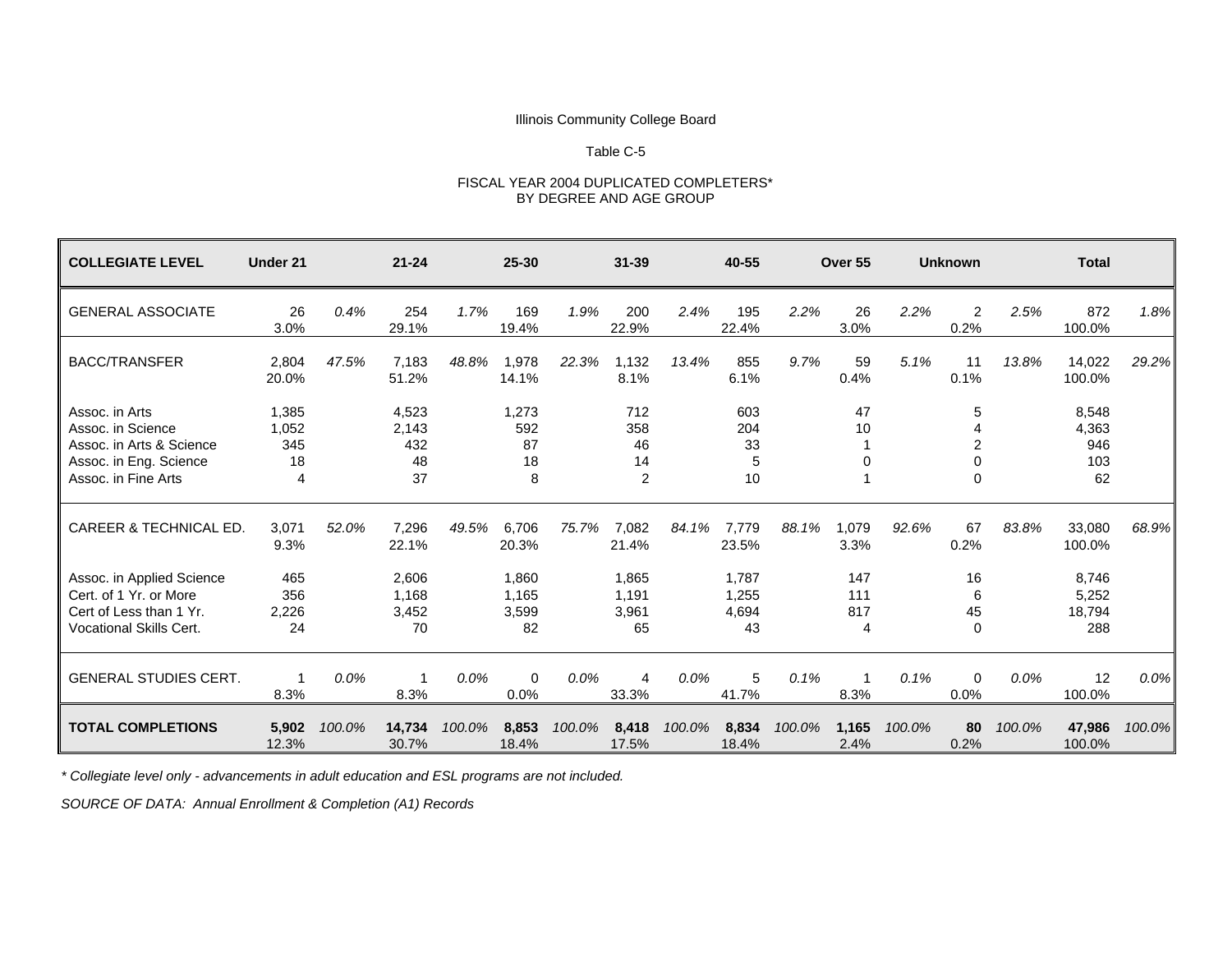Illinois Community College Board

Table C-5

FISCAL YEAR 2004 DUPLICATED COMPLETERS*
BY DEGREE AND AGE GROUP

| COLLEGIATE LEVEL | Under 21 | | 21-24 | | 25-30 | | 31-39 | | 40-55 | | Over 55 | | Unknown | | Total | |
|---|---|---|---|---|---|---|---|---|---|---|---|---|---|---|---|---|
| GENERAL ASSOCIATE | 26 | *0.4%* | 254 | *1.7%* | 169 | *1.9%* | 200 | *2.4%* | 195 | *2.2%* | 26 | *2.2%* | 2 | *2.5%* | 872 | *1.8%* |
| | 3.0% | | 29.1% | | 19.4% | | 22.9% | | 22.4% | | 3.0% | | 0.2% | | 100.0% | |
| BACC/TRANSFER | 2,804 | *47.5%* | 7,183 | *48.8%* | 1,978 | *22.3%* | 1,132 | *13.4%* | 855 | *9.7%* | 59 | *5.1%* | 11 | *13.8%* | 14,022 | *29.2%* |
| | 20.0% | | 51.2% | | 14.1% | | 8.1% | | 6.1% | | 0.4% | | 0.1% | | 100.0% | |
| Assoc. in Arts | 1,385 | | 4,523 | | 1,273 | | 712 | | 603 | | 47 | | 5 | | 8,548 | |
| Assoc. in Science | 1,052 | | 2,143 | | 592 | | 358 | | 204 | | 10 | | 4 | | 4,363 | |
| Assoc. in Arts & Science | 345 | | 432 | | 87 | | 46 | | 33 | | 1 | | 2 | | 946 | |
| Assoc. in Eng. Science | 18 | | 48 | | 18 | | 14 | | 5 | | 0 | | 0 | | 103 | |
| Assoc. in Fine Arts | 4 | | 37 | | 8 | | 2 | | 10 | | 1 | | 0 | | 62 | |
| CAREER & TECHNICAL ED. | 3,071 | *52.0%* | 7,296 | *49.5%* | 6,706 | *75.7%* | 7,082 | *84.1%* | 7,779 | *88.1%* | 1,079 | *92.6%* | 67 | *83.8%* | 33,080 | *68.9%* |
| | 9.3% | | 22.1% | | 20.3% | | 21.4% | | 23.5% | | 3.3% | | 0.2% | | 100.0% | |
| Assoc. in Applied Science | 465 | | 2,606 | | 1,860 | | 1,865 | | 1,787 | | 147 | | 16 | | 8,746 | |
| Cert. of 1 Yr. or More | 356 | | 1,168 | | 1,165 | | 1,191 | | 1,255 | | 111 | | 6 | | 5,252 | |
| Cert of Less than 1 Yr. | 2,226 | | 3,452 | | 3,599 | | 3,961 | | 4,694 | | 817 | | 45 | | 18,794 | |
| Vocational Skills Cert. | 24 | | 70 | | 82 | | 65 | | 43 | | 4 | | 0 | | 288 | |
| GENERAL STUDIES CERT. | 1 | *0.0%* | 1 | *0.0%* | 0 | *0.0%* | 4 | *0.0%* | 5 | *0.1%* | 1 | *0.1%* | 0 | *0.0%* | 12 | *0.0%* |
| | 8.3% | | 8.3% | | 0.0% | | 33.3% | | 41.7% | | 8.3% | | 0.0% | | 100.0% | |
| **TOTAL COMPLETIONS** | **5,902** | *100.0%* | **14,734** | *100.0%* | **8,853** | *100.0%* | **8,418** | *100.0%* | **8,834** | *100.0%* | **1,165** | *100.0%* | **80** | *100.0%* | **47,986** | *100.0%* |
| | 12.3% | | 30.7% | | 18.4% | | 17.5% | | 18.4% | | 2.4% | | 0.2% | | 100.0% | |

*\* Collegiate level only - advancements in adult education and ESL programs are not included.*

*SOURCE OF DATA: Annual Enrollment & Completion (A1) Records*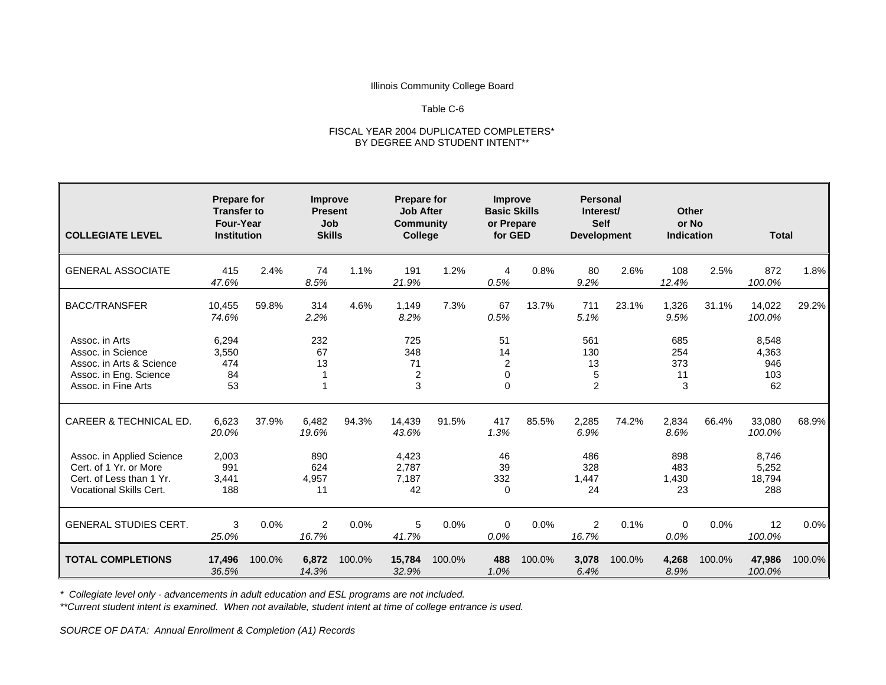Illinois Community College Board

Table C-6

FISCAL YEAR 2004 DUPLICATED COMPLETERS*
BY DEGREE AND STUDENT INTENT**

| COLLEGIATE LEVEL | Prepare for Transfer to Four-Year Institution | | Improve Present Job Skills | | Prepare for Job After Community College | | Improve Basic Skills or Prepare for GED | | Personal Interest/ Self Development | | Other or No Indication | | Total | |
|---|---|---|---|---|---|---|---|---|---|---|---|---|---|---|
| GENERAL ASSOCIATE | 415 | 2.4% | 74 | 1.1% | 191 | 1.2% | 4 | 0.8% | 80 | 2.6% | 108 | 2.5% | 872 | 1.8% |
| | *47.6%* | | *8.5%* | | *21.9%* | | *0.5%* | | *9.2%* | | *12.4%* | | *100.0%* | |
| BACC/TRANSFER | 10,455 | 59.8% | 314 | 4.6% | 1,149 | 7.3% | 67 | 13.7% | 711 | 23.1% | 1,326 | 31.1% | 14,022 | 29.2% |
| | *74.6%* | | *2.2%* | | *8.2%* | | *0.5%* | | *5.1%* | | *9.5%* | | *100.0%* | |
| Assoc. in Arts | 6,294 | | 232 | | 725 | | 51 | | 561 | | 685 | | 8,548 | |
| Assoc. in Science | 3,550 | | 67 | | 348 | | 14 | | 130 | | 254 | | 4,363 | |
| Assoc. in Arts & Science | 474 | | 13 | | 71 | | 2 | | 13 | | 373 | | 946 | |
| Assoc. in Eng. Science | 84 | | 1 | | 2 | | 0 | | 5 | | 11 | | 103 | |
| Assoc. in Fine Arts | 53 | | 1 | | 3 | | 0 | | 2 | | 3 | | 62 | |
| CAREER & TECHNICAL ED. | 6,623 | 37.9% | 6,482 | 94.3% | 14,439 | 91.5% | 417 | 85.5% | 2,285 | 74.2% | 2,834 | 66.4% | 33,080 | 68.9% |
| | *20.0%* | | *19.6%* | | *43.6%* | | *1.3%* | | *6.9%* | | *8.6%* | | *100.0%* | |
| Assoc. in Applied Science | 2,003 | | 890 | | 4,423 | | 46 | | 486 | | 898 | | 8,746 | |
| Cert. of 1 Yr. or More | 991 | | 624 | | 2,787 | | 39 | | 328 | | 483 | | 5,252 | |
| Cert. of Less than 1 Yr. | 3,441 | | 4,957 | | 7,187 | | 332 | | 1,447 | | 1,430 | | 18,794 | |
| Vocational Skills Cert. | 188 | | 11 | | 42 | | 0 | | 24 | | 23 | | 288 | |
| GENERAL STUDIES CERT. | 3 | 0.0% | 2 | 0.0% | 5 | 0.0% | 0 | 0.0% | 2 | 0.1% | 0 | 0.0% | 12 | 0.0% |
| | *25.0%* | | *16.7%* | | *41.7%* | | *0.0%* | | *16.7%* | | *0.0%* | | *100.0%* | |
| **TOTAL COMPLETIONS** | **17,496** | 100.0% | **6,872** | 100.0% | **15,784** | 100.0% | **488** | 100.0% | **3,078** | 100.0% | **4,268** | 100.0% | **47,986** | 100.0% |
| | *36.5%* | | *14.3%* | | *32.9%* | | *1.0%* | | *6.4%* | | *8.9%* | | *100.0%* | |

*\* Collegiate level only - advancements in adult education and ESL programs are not included.*

*\*\*Current student intent is examined. When not available, student intent at time of college entrance is used.*

*SOURCE OF DATA: Annual Enrollment & Completion (A1) Records*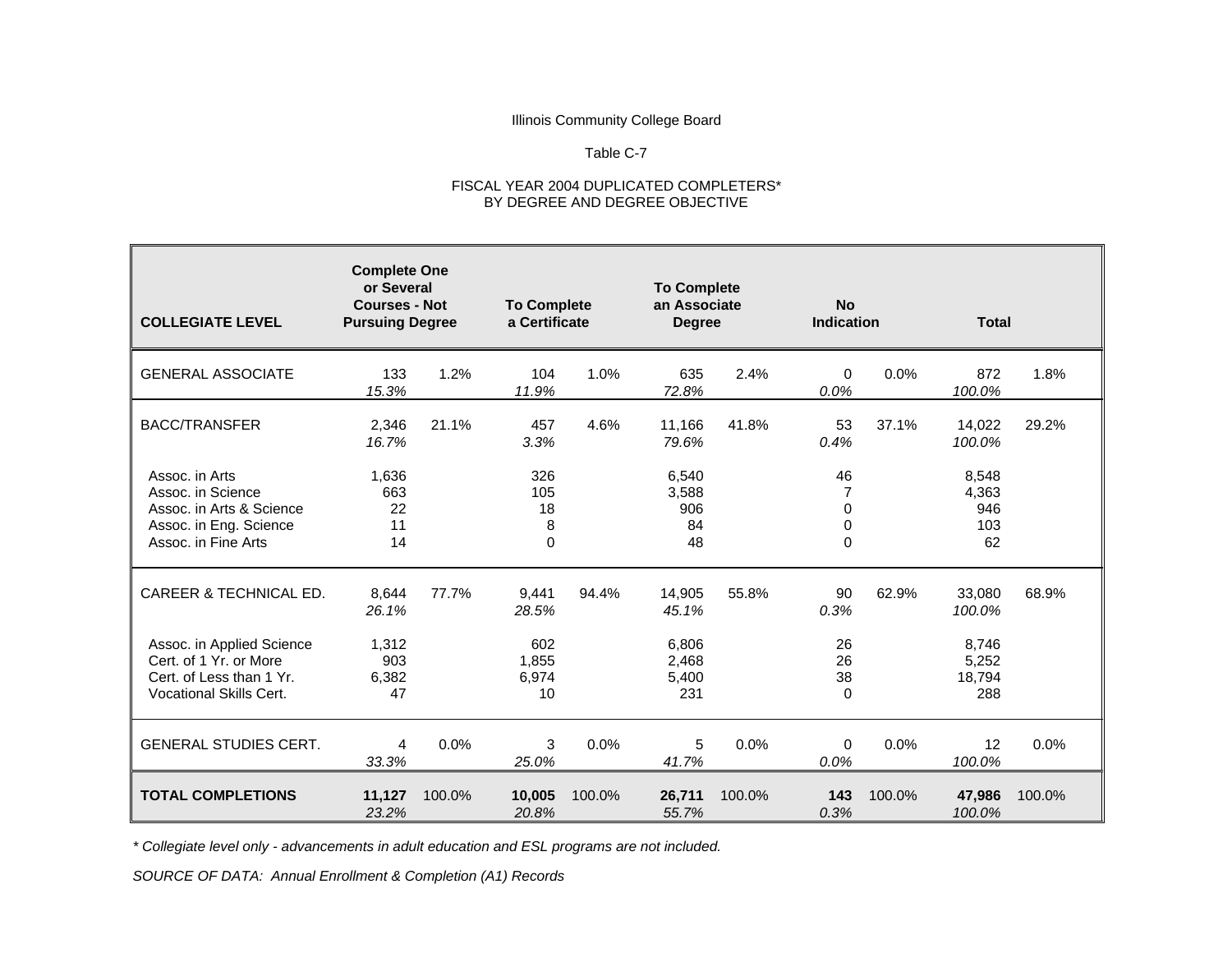Illinois Community College Board

Table C-7

FISCAL YEAR 2004 DUPLICATED COMPLETERS*
BY DEGREE AND DEGREE OBJECTIVE

| COLLEGIATE LEVEL | Complete One or Several Courses - Not Pursuing Degree | | To Complete a Certificate | | To Complete an Associate Degree | | No Indication | | Total | |
|---|---|---|---|---|---|---|---|---|---|---|
| GENERAL ASSOCIATE | 133 | 1.2% | 104 | 1.0% | 635 | 2.4% | 0 | 0.0% | 872 | 1.8% |
| | *15.3%* | | *11.9%* | | *72.8%* | | *0.0%* | | *100.0%* | |
| BACC/TRANSFER | 2,346 | 21.1% | 457 | 4.6% | 11,166 | 41.8% | 53 | 37.1% | 14,022 | 29.2% |
| | *16.7%* | | *3.3%* | | *79.6%* | | *0.4%* | | *100.0%* | |
| Assoc. in Arts | 1,636 | | 326 | | 6,540 | | 46 | | 8,548 | |
| Assoc. in Science | 663 | | 105 | | 3,588 | | 7 | | 4,363 | |
| Assoc. in Arts & Science | 22 | | 18 | | 906 | | 0 | | 946 | |
| Assoc. in Eng. Science | 11 | | 8 | | 84 | | 0 | | 103 | |
| Assoc. in Fine Arts | 14 | | 0 | | 48 | | 0 | | 62 | |
| CAREER & TECHNICAL ED. | 8,644 | 77.7% | 9,441 | 94.4% | 14,905 | 55.8% | 90 | 62.9% | 33,080 | 68.9% |
| | *26.1%* | | *28.5%* | | *45.1%* | | *0.3%* | | *100.0%* | |
| Assoc. in Applied Science | 1,312 | | 602 | | 6,806 | | 26 | | 8,746 | |
| Cert. of 1 Yr. or More | 903 | | 1,855 | | 2,468 | | 26 | | 5,252 | |
| Cert. of Less than 1 Yr. | 6,382 | | 6,974 | | 5,400 | | 38 | | 18,794 | |
| Vocational Skills Cert. | 47 | | 10 | | 231 | | 0 | | 288 | |
| GENERAL STUDIES CERT. | 4 | 0.0% | 3 | 0.0% | 5 | 0.0% | 0 | 0.0% | 12 | 0.0% |
| | *33.3%* | | *25.0%* | | *41.7%* | | *0.0%* | | *100.0%* | |
| **TOTAL COMPLETIONS** | **11,127** | 100.0% | **10,005** | 100.0% | **26,711** | 100.0% | **143** | 100.0% | **47,986** | 100.0% |
| | *23.2%* | | *20.8%* | | *55.7%* | | *0.3%* | | *100.0%* | |

*\* Collegiate level only - advancements in adult education and ESL programs are not included.*

*SOURCE OF DATA: Annual Enrollment & Completion (A1) Records*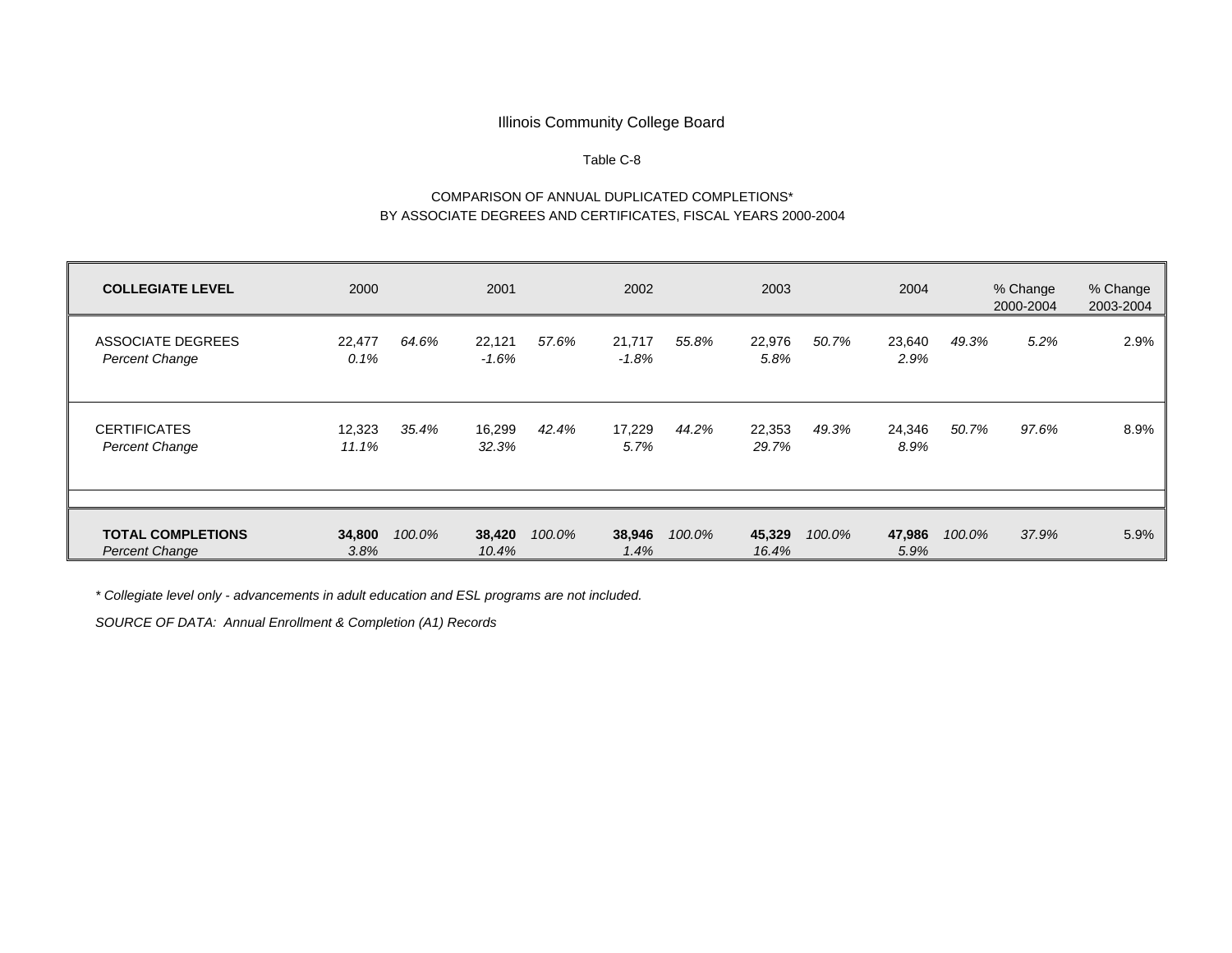Illinois Community College Board

Table C-8

COMPARISON OF ANNUAL DUPLICATED COMPLETIONS*
BY ASSOCIATE DEGREES AND CERTIFICATES, FISCAL YEARS 2000-2004

| **COLLEGIATE LEVEL** | 2000 | | 2001 | | 2002 | | 2003 | | 2004 | | % Change 2000-2004 | % Change 2003-2004 |
|---|---|---|---|---|---|---|---|---|---|---|---|---|
| ASSOCIATE DEGREES | 22,477 | *64.6%* | 22,121 | *57.6%* | 21,717 | *55.8%* | 22,976 | *50.7%* | 23,640 | *49.3%* | *5.2%* | 2.9% |
| *Percent Change* | *0.1%* | | *-1.6%* | | *-1.8%* | | *5.8%* | | *2.9%* | | | |
| CERTIFICATES | 12,323 | *35.4%* | 16,299 | *42.4%* | 17,229 | *44.2%* | 22,353 | *49.3%* | 24,346 | *50.7%* | *97.6%* | 8.9% |
| *Percent Change* | *11.1%* | | *32.3%* | | *5.7%* | | *29.7%* | | *8.9%* | | | |
| **TOTAL COMPLETIONS** | **34,800** | *100.0%* | **38,420** | *100.0%* | **38,946** | *100.0%* | **45,329** | *100.0%* | **47,986** | *100.0%* | *37.9%* | 5.9% |
| *Percent Change* | *3.8%* | | *10.4%* | | *1.4%* | | *16.4%* | | *5.9%* | | | |

*\* Collegiate level only - advancements in adult education and ESL programs are not included.*

*SOURCE OF DATA: Annual Enrollment & Completion (A1) Records*